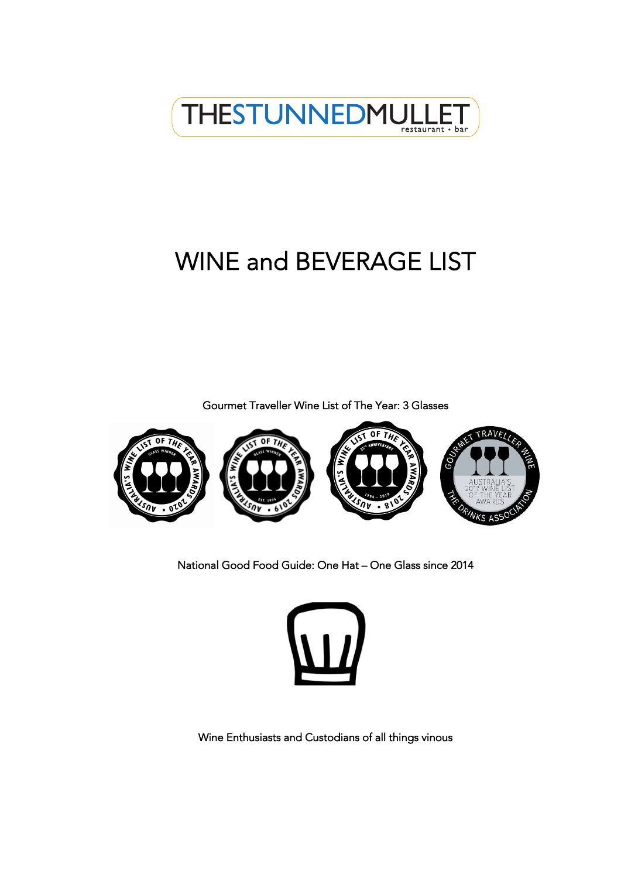# THE STUNNED MULLET

restaurant • bar

# WINE and BEVERAGE LIST

Gourmet Traveller Wine List of The Year: 3 Glasses

National Good Food Guide: One Hat – One Glass since 2014

Wine Enthusiasts and Custodians of all things vinous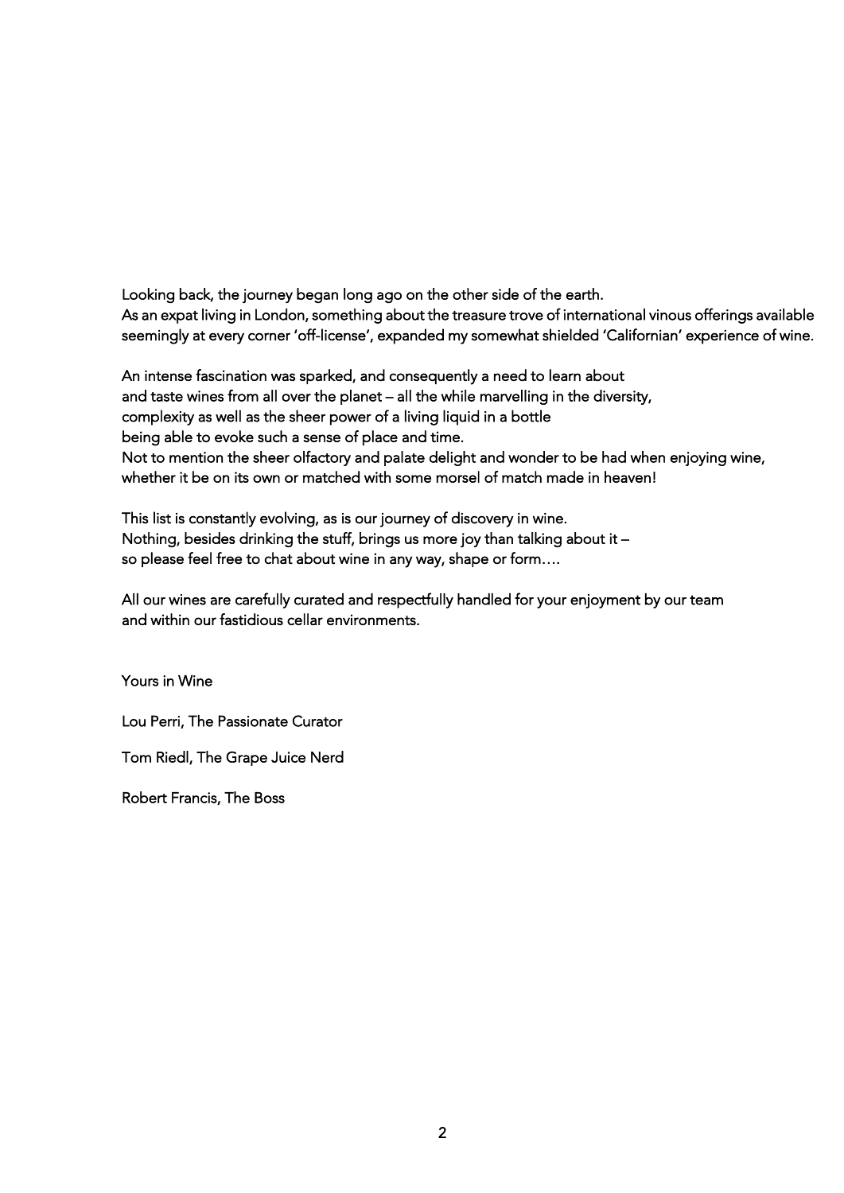Looking back, the journey began long ago on the other side of the earth.
As an expat living in London, something about the treasure trove of international vinous offerings available seemingly at every corner 'off-license', expanded my somewhat shielded 'Californian' experience of wine.

An intense fascination was sparked, and consequently a need to learn about
and taste wines from all over the planet – all the while marvelling in the diversity,
complexity as well as the sheer power of a living liquid in a bottle
being able to evoke such a sense of place and time.
Not to mention the sheer olfactory and palate delight and wonder to be had when enjoying wine,
whether it be on its own or matched with some morsel of match made in heaven!

This list is constantly evolving, as is our journey of discovery in wine.
Nothing, besides drinking the stuff, brings us more joy than talking about it –
so please feel free to chat about wine in any way, shape or form….

All our wines are carefully curated and respectfully handled for your enjoyment by our team
and within our fastidious cellar environments.

Yours in Wine

Lou Perri, The Passionate Curator

Tom Riedl, The Grape Juice Nerd

Robert Francis, The Boss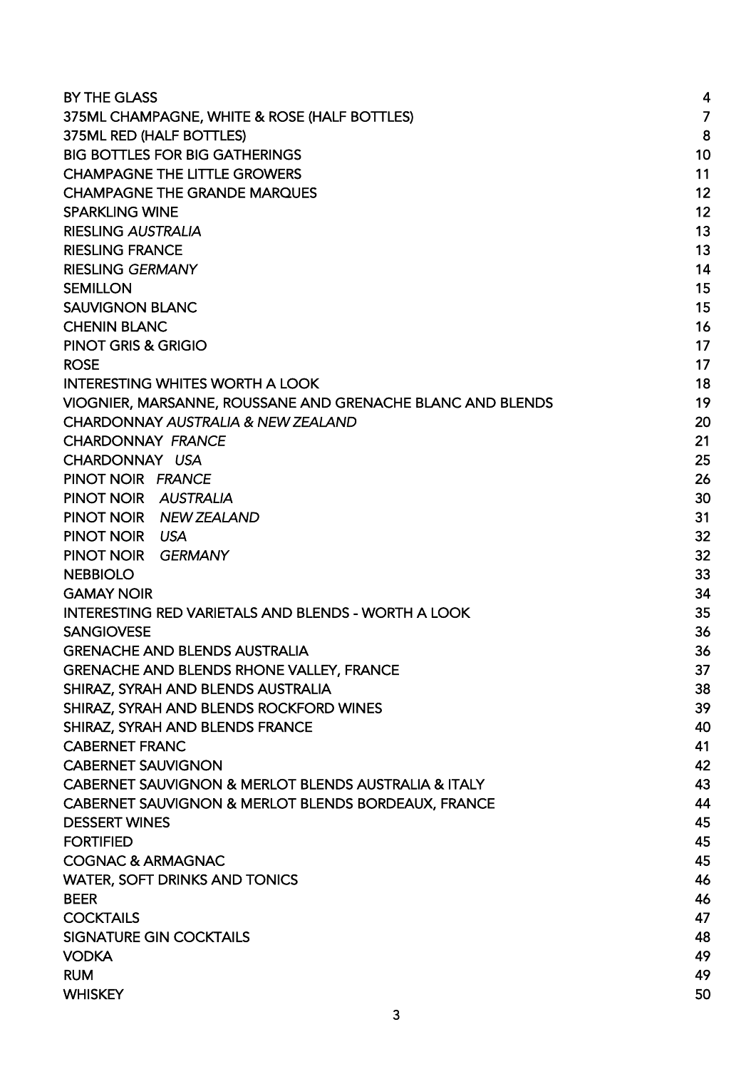| | |
|---|---|
| BY THE GLASS | 4 |
| 375ML CHAMPAGNE, WHITE & ROSE (HALF BOTTLES) | 7 |
| 375ML RED (HALF BOTTLES) | 8 |
| BIG BOTTLES FOR BIG GATHERINGS | 10 |
| CHAMPAGNE THE LITTLE GROWERS | 11 |
| CHAMPAGNE THE GRANDE MARQUES | 12 |
| SPARKLING WINE | 12 |
| RIESLING *AUSTRALIA* | 13 |
| RIESLING FRANCE | 13 |
| RIESLING *GERMANY* | 14 |
| SEMILLON | 15 |
| SAUVIGNON BLANC | 15 |
| CHENIN BLANC | 16 |
| PINOT GRIS & GRIGIO | 17 |
| ROSE | 17 |
| INTERESTING WHITES WORTH A LOOK | 18 |
| VIOGNIER, MARSANNE, ROUSSANE AND GRENACHE BLANC AND BLENDS | 19 |
| CHARDONNAY *AUSTRALIA & NEW ZEALAND* | 20 |
| CHARDONNAY *FRANCE* | 21 |
| CHARDONNAY *USA* | 25 |
| PINOT NOIR *FRANCE* | 26 |
| PINOT NOIR *AUSTRALIA* | 30 |
| PINOT NOIR *NEW ZEALAND* | 31 |
| PINOT NOIR *USA* | 32 |
| PINOT NOIR *GERMANY* | 32 |
| NEBBIOLO | 33 |
| GAMAY NOIR | 34 |
| INTERESTING RED VARIETALS AND BLENDS - WORTH A LOOK | 35 |
| SANGIOVESE | 36 |
| GRENACHE AND BLENDS AUSTRALIA | 36 |
| GRENACHE AND BLENDS RHONE VALLEY, FRANCE | 37 |
| SHIRAZ, SYRAH AND BLENDS AUSTRALIA | 38 |
| SHIRAZ, SYRAH AND BLENDS ROCKFORD WINES | 39 |
| SHIRAZ, SYRAH AND BLENDS FRANCE | 40 |
| CABERNET FRANC | 41 |
| CABERNET SAUVIGNON | 42 |
| CABERNET SAUVIGNON & MERLOT BLENDS AUSTRALIA & ITALY | 43 |
| CABERNET SAUVIGNON & MERLOT BLENDS BORDEAUX, FRANCE | 44 |
| DESSERT WINES | 45 |
| FORTIFIED | 45 |
| COGNAC & ARMAGNAC | 45 |
| WATER, SOFT DRINKS AND TONICS | 46 |
| BEER | 46 |
| COCKTAILS | 47 |
| SIGNATURE GIN COCKTAILS | 48 |
| VODKA | 49 |
| RUM | 49 |
| WHISKEY | 50 |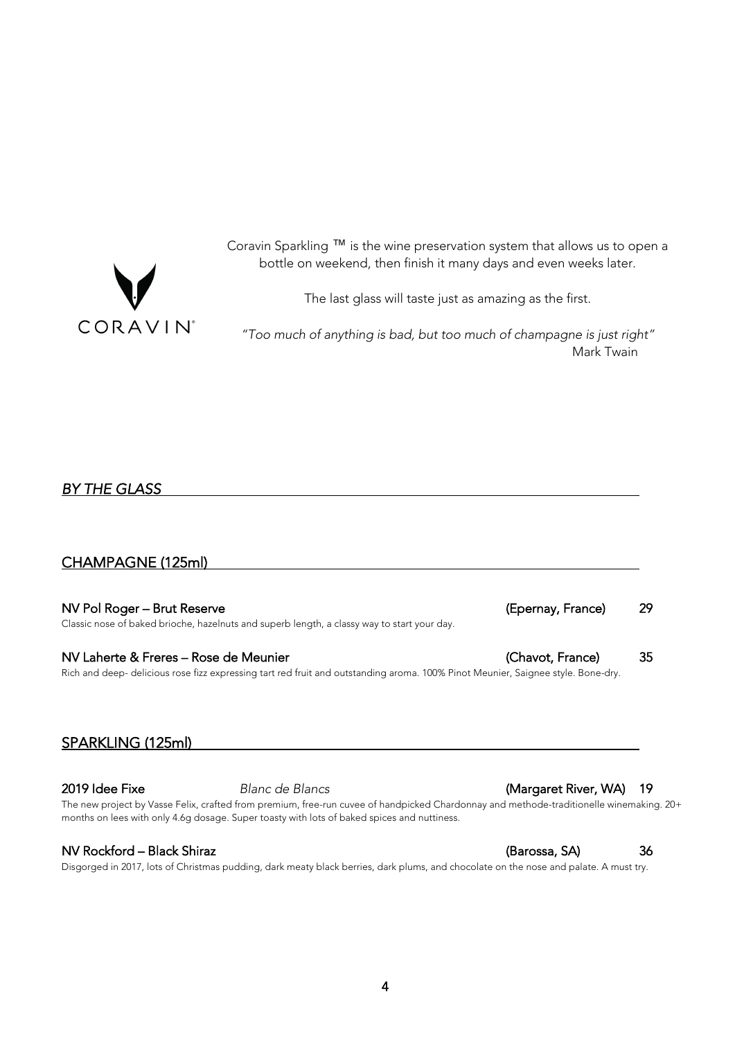CORAVIN®

Coravin Sparkling ™ is the wine preservation system that allows us to open a bottle on weekend, then finish it many days and even weeks later.

The last glass will taste just as amazing as the first.

*"Too much of anything is bad, but too much of champagne is just right"*
Mark Twain

## *BY THE GLASS*

### CHAMPAGNE (125ml)

**NV Pol Roger – Brut Reserve** (Epernay, France) **29**
Classic nose of baked brioche, hazelnuts and superb length, a classy way to start your day.

**NV Laherte & Freres – Rose de Meunier** (Chavot, France) **35**
Rich and deep- delicious rose fizz expressing tart red fruit and outstanding aroma. 100% Pinot Meunier, Saignee style. Bone-dry.

### SPARKLING (125ml)

**2019 Idee Fixe** *Blanc de Blancs* (Margaret River, WA) **19**
The new project by Vasse Felix, crafted from premium, free-run cuvee of handpicked Chardonnay and methode-traditionelle winemaking. 20+ months on lees with only 4.6g dosage. Super toasty with lots of baked spices and nuttiness.

**NV Rockford – Black Shiraz** (Barossa, SA) **36**
Disgorged in 2017, lots of Christmas pudding, dark meaty black berries, dark plums, and chocolate on the nose and palate. A must try.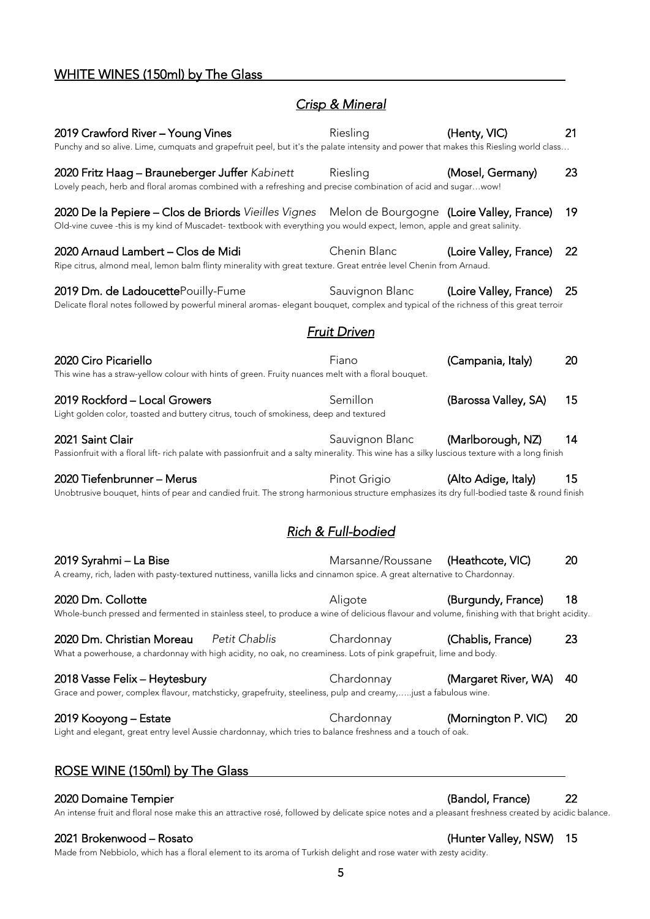## WHITE WINES (150ml) by The Glass

### *Crisp & Mineral*

**2019 Crawford River – Young Vines** Riesling **(Henty, VIC)** 21
Punchy and so alive. Lime, cumquats and grapefruit peel, but it's the palate intensity and power that makes this Riesling world class…

**2020 Fritz Haag – Brauneberger Juffer** *Kabinett* Riesling **(Mosel, Germany)** 23
Lovely peach, herb and floral aromas combined with a refreshing and precise combination of acid and sugar…wow!

**2020 De la Pepiere – Clos de Briords** *Vieilles Vignes* Melon de Bourgogne **(Loire Valley, France)** 19
Old-vine cuvee -this is my kind of Muscadet- textbook with everything you would expect, lemon, apple and great salinity.

**2020 Arnaud Lambert – Clos de Midi** Chenin Blanc **(Loire Valley, France)** 22
Ripe citrus, almond meal, lemon balm flinty minerality with great texture. Great entrée level Chenin from Arnaud.

**2019 Dm. de Ladoucette**Pouilly-Fume Sauvignon Blanc **(Loire Valley, France)** 25
Delicate floral notes followed by powerful mineral aromas- elegant bouquet, complex and typical of the richness of this great terroir

### *Fruit Driven*

**2020 Ciro Picariello** Fiano **(Campania, Italy)** 20
This wine has a straw-yellow colour with hints of green. Fruity nuances melt with a floral bouquet.

**2019 Rockford – Local Growers** Semillon **(Barossa Valley, SA)** 15
Light golden color, toasted and buttery citrus, touch of smokiness, deep and textured

**2021 Saint Clair** Sauvignon Blanc **(Marlborough, NZ)** 14
Passionfruit with a floral lift- rich palate with passionfruit and a salty minerality. This wine has a silky luscious texture with a long finish

**2020 Tiefenbrunner – Merus** Pinot Grigio **(Alto Adige, Italy)** 15
Unobtrusive bouquet, hints of pear and candied fruit. The strong harmonious structure emphasizes its dry full-bodied taste & round finish

### *Rich & Full-bodied*

**2019 Syrahmi – La Bise** Marsanne/Roussane **(Heathcote, VIC)** 20
A creamy, rich, laden with pasty-textured nuttiness, vanilla licks and cinnamon spice. A great alternative to Chardonnay.

**2020 Dm. Collotte** Aligote **(Burgundy, France)** 18
Whole-bunch pressed and fermented in stainless steel, to produce a wine of delicious flavour and volume, finishing with that bright acidity.

**2020 Dm. Christian Moreau** *Petit Chablis* Chardonnay **(Chablis, France)** 23
What a powerhouse, a chardonnay with high acidity, no oak, no creaminess. Lots of pink grapefruit, lime and body.

**2018 Vasse Felix – Heytesbury** Chardonnay **(Margaret River, WA)** 40
Grace and power, complex flavour, matchsticky, grapefruity, steeliness, pulp and creamy,…..just a fabulous wine.

**2019 Kooyong – Estate** Chardonnay **(Mornington P. VIC)** 20
Light and elegant, great entry level Aussie chardonnay, which tries to balance freshness and a touch of oak.

## ROSE WINE (150ml) by The Glass

**2020 Domaine Tempier** **(Bandol, France)** 22
An intense fruit and floral nose make this an attractive rosé, followed by delicate spice notes and a pleasant freshness created by acidic balance.

**2021 Brokenwood – Rosato** **(Hunter Valley, NSW)** 15
Made from Nebbiolo, which has a floral element to its aroma of Turkish delight and rose water with zesty acidity.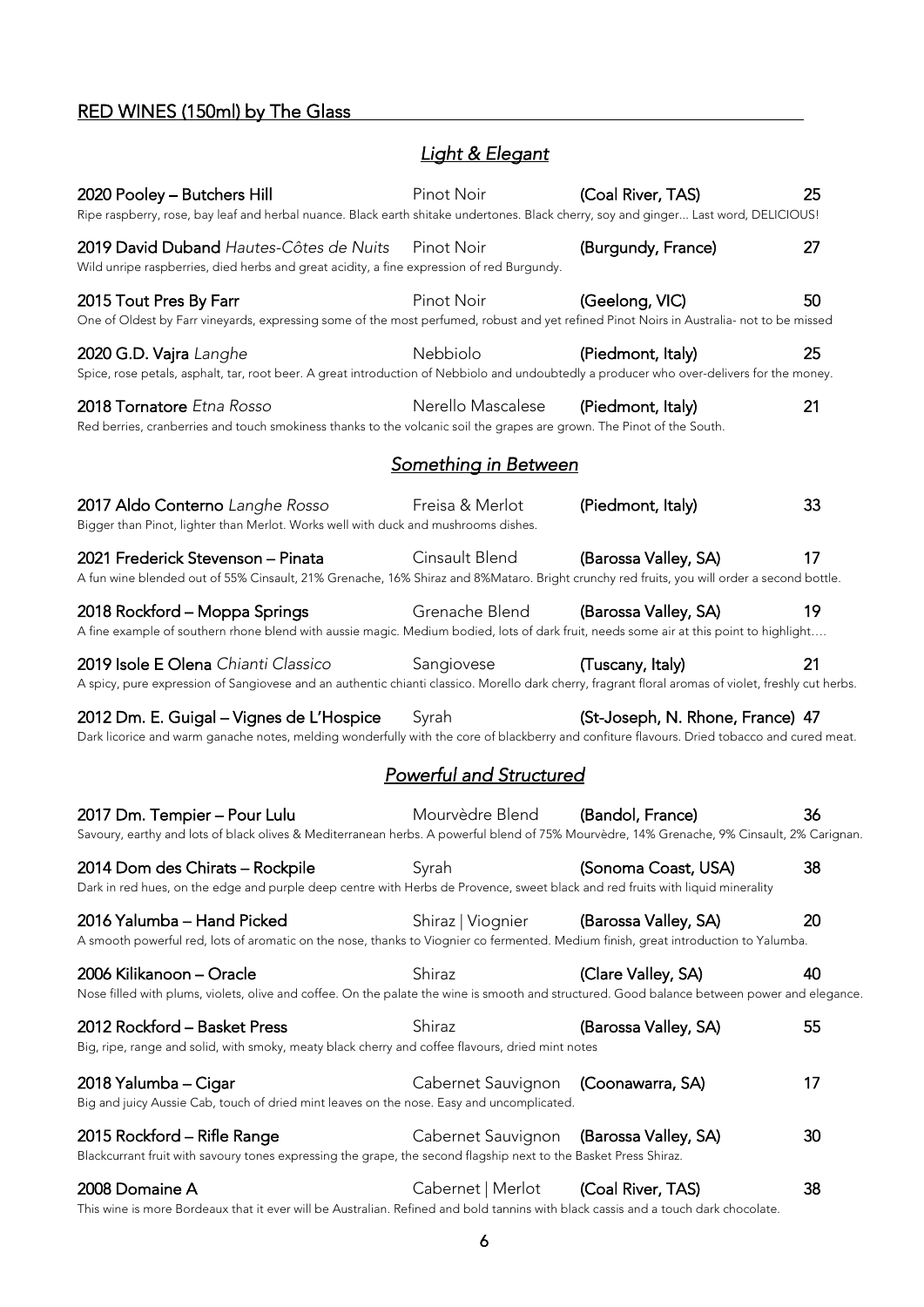## RED WINES (150ml) by The Glass

### *Light & Elegant*

**2020 Pooley – Butchers Hill** | Pinot Noir | **(Coal River, TAS)** | 25
Ripe raspberry, rose, bay leaf and herbal nuance. Black earth shitake undertones. Black cherry, soy and ginger... Last word, DELICIOUS!

**2019 David Duband** *Hautes-Côtes de Nuits* | Pinot Noir | **(Burgundy, France)** | 27
Wild unripe raspberries, died herbs and great acidity, a fine expression of red Burgundy.

**2015 Tout Pres By Farr** | Pinot Noir | **(Geelong, VIC)** | 50
One of Oldest by Farr vineyards, expressing some of the most perfumed, robust and yet refined Pinot Noirs in Australia- not to be missed

**2020 G.D. Vajra** *Langhe* | Nebbiolo | **(Piedmont, Italy)** | 25
Spice, rose petals, asphalt, tar, root beer. A great introduction of Nebbiolo and undoubtedly a producer who over-delivers for the money.

**2018 Tornatore** *Etna Rosso* | Nerello Mascalese | **(Piedmont, Italy)** | 21
Red berries, cranberries and touch smokiness thanks to the volcanic soil the grapes are grown. The Pinot of the South.

### *Something in Between*

**2017 Aldo Conterno** *Langhe Rosso* | Freisa & Merlot | **(Piedmont, Italy)** | 33
Bigger than Pinot, lighter than Merlot. Works well with duck and mushrooms dishes.

**2021 Frederick Stevenson – Pinata** | Cinsault Blend | **(Barossa Valley, SA)** | 17
A fun wine blended out of 55% Cinsault, 21% Grenache, 16% Shiraz and 8%Mataro. Bright crunchy red fruits, you will order a second bottle.

**2018 Rockford – Moppa Springs** | Grenache Blend | **(Barossa Valley, SA)** | 19
A fine example of southern rhone blend with aussie magic. Medium bodied, lots of dark fruit, needs some air at this point to highlight….

**2019 Isole E Olena** *Chianti Classico* | Sangiovese | **(Tuscany, Italy)** | 21
A spicy, pure expression of Sangiovese and an authentic chianti classico. Morello dark cherry, fragrant floral aromas of violet, freshly cut herbs.

**2012 Dm. E. Guigal – Vignes de L'Hospice** | Syrah | **(St-Joseph, N. Rhone, France)** | 47
Dark licorice and warm ganache notes, melding wonderfully with the core of blackberry and confiture flavours. Dried tobacco and cured meat.

### *Powerful and Structured*

**2017 Dm. Tempier – Pour Lulu** | Mourvèdre Blend | **(Bandol, France)** | 36
Savoury, earthy and lots of black olives & Mediterranean herbs. A powerful blend of 75% Mourvèdre, 14% Grenache, 9% Cinsault, 2% Carignan.

**2014 Dom des Chirats – Rockpile** | Syrah | **(Sonoma Coast, USA)** | 38
Dark in red hues, on the edge and purple deep centre with Herbs de Provence, sweet black and red fruits with liquid minerality

**2016 Yalumba – Hand Picked** | Shiraz | Viognier | **(Barossa Valley, SA)** | 20
A smooth powerful red, lots of aromatic on the nose, thanks to Viognier co fermented. Medium finish, great introduction to Yalumba.

**2006 Kilikanoon – Oracle** | Shiraz | **(Clare Valley, SA)** | 40
Nose filled with plums, violets, olive and coffee. On the palate the wine is smooth and structured. Good balance between power and elegance.

**2012 Rockford – Basket Press** | Shiraz | **(Barossa Valley, SA)** | 55
Big, ripe, range and solid, with smoky, meaty black cherry and coffee flavours, dried mint notes

**2018 Yalumba – Cigar** | Cabernet Sauvignon | **(Coonawarra, SA)** | 17
Big and juicy Aussie Cab, touch of dried mint leaves on the nose. Easy and uncomplicated.

**2015 Rockford – Rifle Range** | Cabernet Sauvignon | **(Barossa Valley, SA)** | 30
Blackcurrant fruit with savoury tones expressing the grape, the second flagship next to the Basket Press Shiraz.

**2008 Domaine A** | Cabernet | Merlot | **(Coal River, TAS)** | 38
This wine is more Bordeaux that it ever will be Australian. Refined and bold tannins with black cassis and a touch dark chocolate.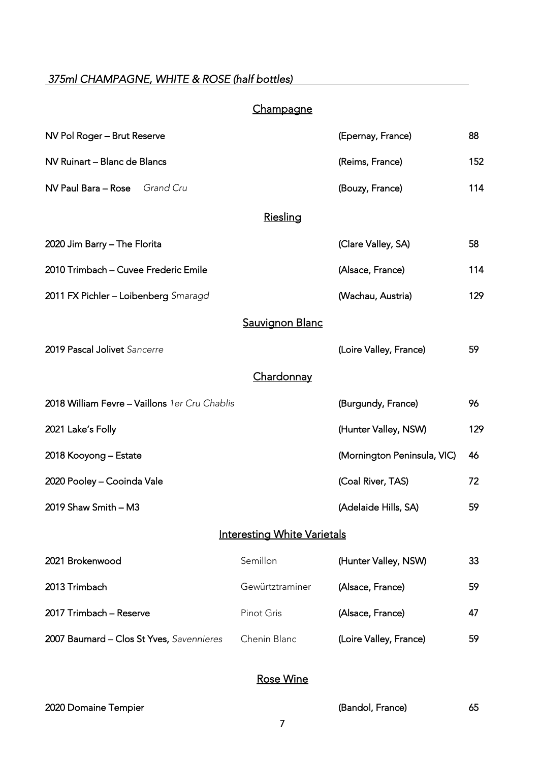## *375ml CHAMPAGNE, WHITE & ROSE (half bottles)*

### Champagne

| Wine | | Region | Price |
|---|---|---|---|
| NV Pol Roger – Brut Reserve | | (Epernay, France) | 88 |
| NV Ruinart – Blanc de Blancs | | (Reims, France) | 152 |
| NV Paul Bara – Rose *Grand Cru* | | (Bouzy, France) | 114 |

### Riesling

| Wine | | Region | Price |
|---|---|---|---|
| 2020 Jim Barry – The Florita | | (Clare Valley, SA) | 58 |
| 2010 Trimbach – Cuvee Frederic Emile | | (Alsace, France) | 114 |
| 2011 FX Pichler – Loibenberg *Smaragd* | | (Wachau, Austria) | 129 |

### Sauvignon Blanc

| Wine | | Region | Price |
|---|---|---|---|
| 2019 Pascal Jolivet *Sancerre* | | (Loire Valley, France) | 59 |

### Chardonnay

| Wine | | Region | Price |
|---|---|---|---|
| 2018 William Fevre – Vaillons *1er Cru Chablis* | | (Burgundy, France) | 96 |
| 2021 Lake's Folly | | (Hunter Valley, NSW) | 129 |
| 2018 Kooyong – Estate | | (Mornington Peninsula, VIC) | 46 |
| 2020 Pooley – Cooinda Vale | | (Coal River, TAS) | 72 |
| 2019 Shaw Smith – M3 | | (Adelaide Hills, SA) | 59 |

### Interesting White Varietals

| Wine | Varietal | Region | Price |
|---|---|---|---|
| 2021 Brokenwood | Semillon | (Hunter Valley, NSW) | 33 |
| 2013 Trimbach | Gewürztraminer | (Alsace, France) | 59 |
| 2017 Trimbach – Reserve | Pinot Gris | (Alsace, France) | 47 |
| 2007 Baumard – Clos St Yves, *Savennieres* | Chenin Blanc | (Loire Valley, France) | 59 |

### Rose Wine

| Wine | | Region | Price |
|---|---|---|---|
| 2020 Domaine Tempier | | (Bandol, France) | 65 |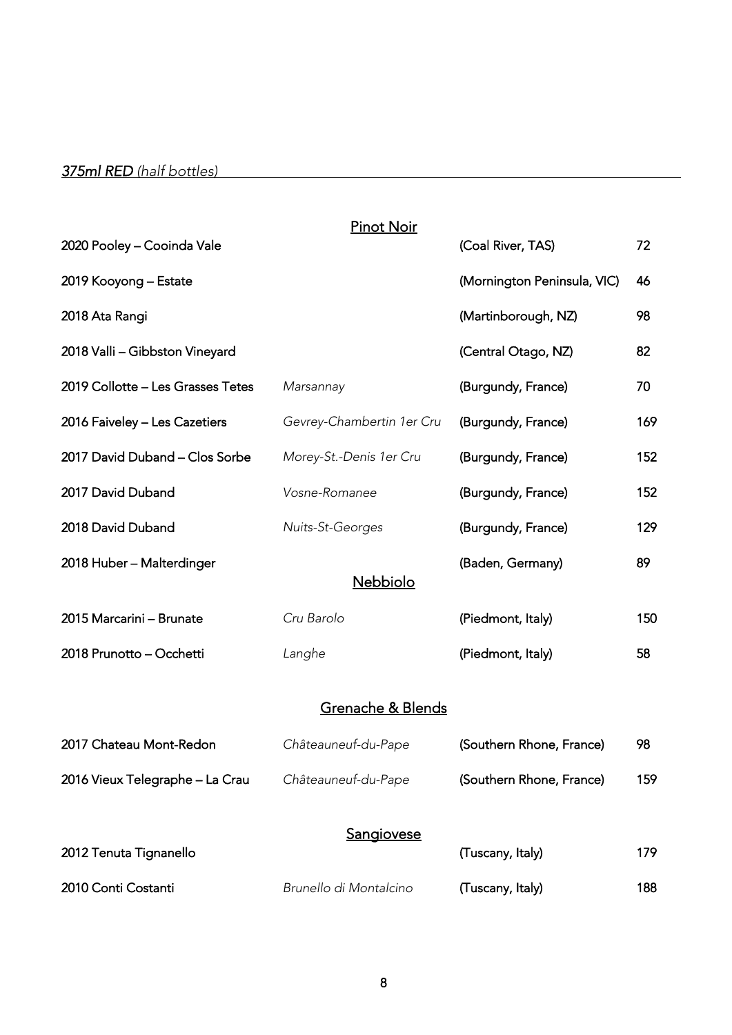## *375ml RED* *(half bottles)*

### Pinot Noir

| Wine | Appellation | Region | Price |
|---|---|---|---|
| 2020 Pooley – Cooinda Vale | | (Coal River, TAS) | 72 |
| 2019 Kooyong – Estate | | (Mornington Peninsula, VIC) | 46 |
| 2018 Ata Rangi | | (Martinborough, NZ) | 98 |
| 2018 Valli – Gibbston Vineyard | | (Central Otago, NZ) | 82 |
| 2019 Collotte – Les Grasses Tetes | *Marsannay* | (Burgundy, France) | 70 |
| 2016 Faiveley – Les Cazetiers | *Gevrey-Chambertin 1er Cru* | (Burgundy, France) | 169 |
| 2017 David Duband – Clos Sorbe | *Morey-St.-Denis 1er Cru* | (Burgundy, France) | 152 |
| 2017 David Duband | *Vosne-Romanee* | (Burgundy, France) | 152 |
| 2018 David Duband | *Nuits-St-Georges* | (Burgundy, France) | 129 |
| 2018 Huber – Malterdinger | | (Baden, Germany) | 89 |

### Nebbiolo

| Wine | Appellation | Region | Price |
|---|---|---|---|
| 2015 Marcarini – Brunate | *Cru Barolo* | (Piedmont, Italy) | 150 |
| 2018 Prunotto – Occhetti | *Langhe* | (Piedmont, Italy) | 58 |

### Grenache & Blends

| Wine | Appellation | Region | Price |
|---|---|---|---|
| 2017 Chateau Mont-Redon | *Châteauneuf-du-Pape* | (Southern Rhone, France) | 98 |
| 2016 Vieux Telegraphe – La Crau | *Châteauneuf-du-Pape* | (Southern Rhone, France) | 159 |

### Sangiovese

| Wine | Appellation | Region | Price |
|---|---|---|---|
| 2012 Tenuta Tignanello | | (Tuscany, Italy) | 179 |
| 2010 Conti Costanti | *Brunello di Montalcino* | (Tuscany, Italy) | 188 |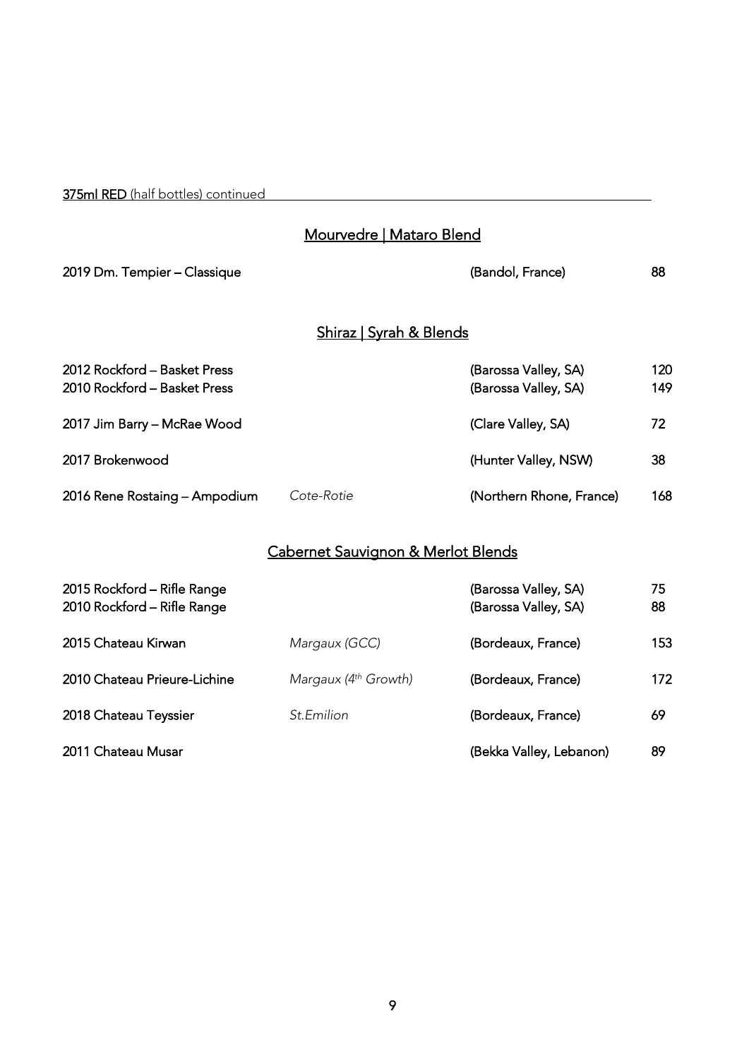**375ml RED** (half bottles) continued

## Mourvedre | Mataro Blend

| Wine | Appellation | Region | Price |
|---|---|---|---|
| 2019 Dm. Tempier – Classique | | (Bandol, France) | 88 |

## Shiraz | Syrah & Blends

| Wine | Appellation | Region | Price |
|---|---|---|---|
| 2012 Rockford – Basket Press | | (Barossa Valley, SA) | 120 |
| 2010 Rockford – Basket Press | | (Barossa Valley, SA) | 149 |
| 2017 Jim Barry – McRae Wood | | (Clare Valley, SA) | 72 |
| 2017 Brokenwood | | (Hunter Valley, NSW) | 38 |
| 2016 Rene Rostaing – Ampodium | *Cote-Rotie* | (Northern Rhone, France) | 168 |

## Cabernet Sauvignon & Merlot Blends

| Wine | Appellation | Region | Price |
|---|---|---|---|
| 2015 Rockford – Rifle Range | | (Barossa Valley, SA) | 75 |
| 2010 Rockford – Rifle Range | | (Barossa Valley, SA) | 88 |
| 2015 Chateau Kirwan | *Margaux (GCC)* | (Bordeaux, France) | 153 |
| 2010 Chateau Prieure-Lichine | *Margaux (4th Growth)* | (Bordeaux, France) | 172 |
| 2018 Chateau Teyssier | *St.Emilion* | (Bordeaux, France) | 69 |
| 2011 Chateau Musar | | (Bekka Valley, Lebanon) | 89 |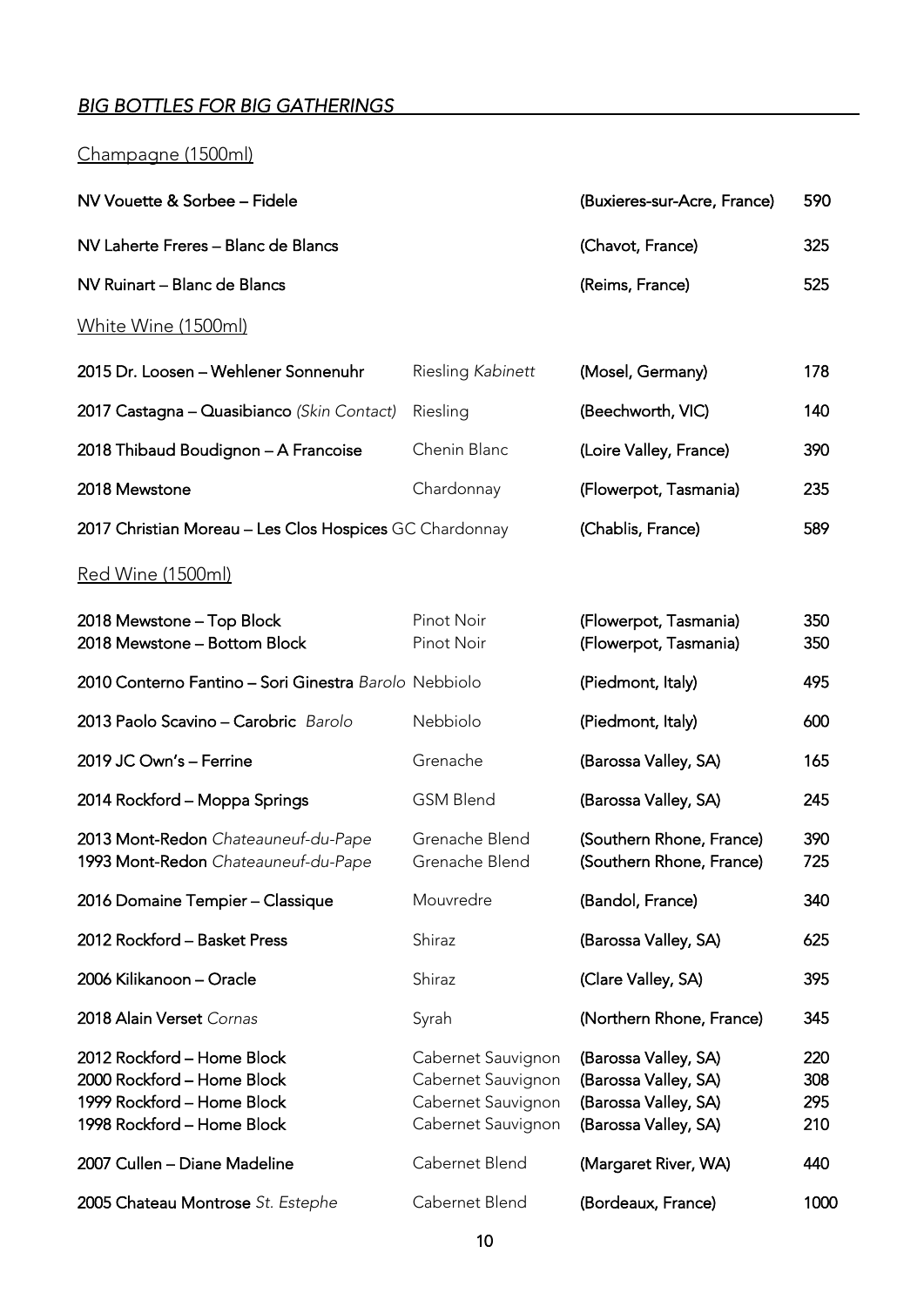## *BIG BOTTLES FOR BIG GATHERINGS*

### Champagne (1500ml)

| Wine | Variety | Region | Price |
|---|---|---|---|
| **NV Vouette & Sorbee – Fidele** | | (Buxieres-sur-Acre, France) | 590 |
| **NV Laherte Freres – Blanc de Blancs** | | (Chavot, France) | 325 |
| **NV Ruinart – Blanc de Blancs** | | (Reims, France) | 525 |

### White Wine (1500ml)

| Wine | Variety | Region | Price |
|---|---|---|---|
| **2015 Dr. Loosen – Wehlener Sonnenuhr** | Riesling *Kabinett* | (Mosel, Germany) | 178 |
| **2017 Castagna – Quasibianco** *(Skin Contact)* | Riesling | (Beechworth, VIC) | 140 |
| **2018 Thibaud Boudignon – A Francoise** | Chenin Blanc | (Loire Valley, France) | 390 |
| **2018 Mewstone** | Chardonnay | (Flowerpot, Tasmania) | 235 |
| **2017 Christian Moreau – Les Clos Hospices** GC Chardonnay | | (Chablis, France) | 589 |

### Red Wine (1500ml)

| Wine | Variety | Region | Price |
|---|---|---|---|
| **2018 Mewstone – Top Block** | Pinot Noir | (Flowerpot, Tasmania) | 350 |
| **2018 Mewstone – Bottom Block** | Pinot Noir | (Flowerpot, Tasmania) | 350 |
| **2010 Conterno Fantino – Sori Ginestra** *Barolo* | Nebbiolo | (Piedmont, Italy) | 495 |
| **2013 Paolo Scavino – Carobric** *Barolo* | Nebbiolo | (Piedmont, Italy) | 600 |
| **2019 JC Own's – Ferrine** | Grenache | (Barossa Valley, SA) | 165 |
| **2014 Rockford – Moppa Springs** | GSM Blend | (Barossa Valley, SA) | 245 |
| **2013 Mont-Redon** *Chateauneuf-du-Pape* | Grenache Blend | (Southern Rhone, France) | 390 |
| **1993 Mont-Redon** *Chateauneuf-du-Pape* | Grenache Blend | (Southern Rhone, France) | 725 |
| **2016 Domaine Tempier – Classique** | Mouvredre | (Bandol, France) | 340 |
| **2012 Rockford – Basket Press** | Shiraz | (Barossa Valley, SA) | 625 |
| **2006 Kilikanoon – Oracle** | Shiraz | (Clare Valley, SA) | 395 |
| **2018 Alain Verset** *Cornas* | Syrah | (Northern Rhone, France) | 345 |
| **2012 Rockford – Home Block** | Cabernet Sauvignon | (Barossa Valley, SA) | 220 |
| **2000 Rockford – Home Block** | Cabernet Sauvignon | (Barossa Valley, SA) | 308 |
| **1999 Rockford – Home Block** | Cabernet Sauvignon | (Barossa Valley, SA) | 295 |
| **1998 Rockford – Home Block** | Cabernet Sauvignon | (Barossa Valley, SA) | 210 |
| **2007 Cullen – Diane Madeline** | Cabernet Blend | (Margaret River, WA) | 440 |
| **2005 Chateau Montrose** *St. Estephe* | Cabernet Blend | (Bordeaux, France) | 1000 |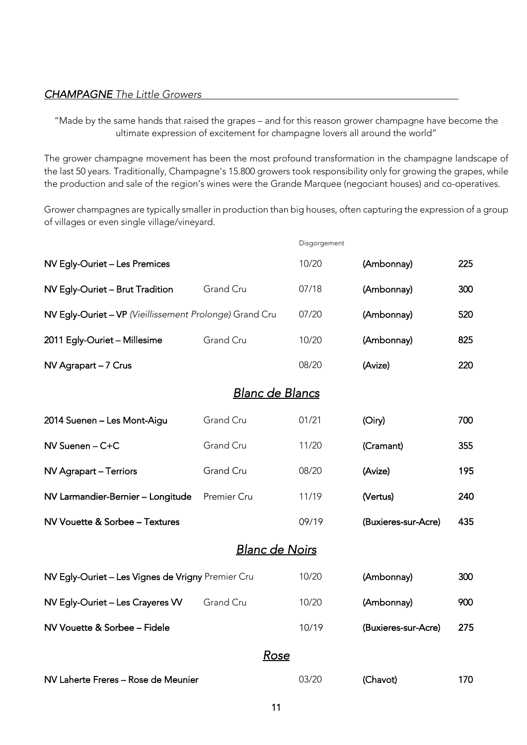## ***CHAMPAGNE*** *The Little Growers*

"Made by the same hands that raised the grapes – and for this reason grower champagne have become the ultimate expression of excitement for champagne lovers all around the world"

The grower champagne movement has been the most profound transformation in the champagne landscape of the last 50 years. Traditionally, Champagne's 15.800 growers took responsibility only for growing the grapes, while the production and sale of the region's wines were the Grande Marquee (negociant houses) and co-operatives.

Grower champagnes are typically smaller in production than big houses, often capturing the expression of a group of villages or even single village/vineyard.

| Wine | Classification | Disgorgement | Village | Price |
|---|---|---|---|---|
| **NV Egly-Ouriet – Les Premices** | | 10/20 | **(Ambonnay)** | **225** |
| **NV Egly-Ouriet – Brut Tradition** | Grand Cru | 07/18 | **(Ambonnay)** | **300** |
| **NV Egly-Ouriet – VP** *(Vieillissement Prolonge)* | Grand Cru | 07/20 | **(Ambonnay)** | **520** |
| **2011 Egly-Ouriet – Millesime** | Grand Cru | 10/20 | **(Ambonnay)** | **825** |
| **NV Agrapart – 7 Crus** | | 08/20 | **(Avize)** | **220** |

### *Blanc de Blancs*

| Wine | Classification | Disgorgement | Village | Price |
|---|---|---|---|---|
| **2014 Suenen – Les Mont-Aigu** | Grand Cru | 01/21 | **(Oiry)** | **700** |
| **NV Suenen – C+C** | Grand Cru | 11/20 | **(Cramant)** | **355** |
| **NV Agrapart – Terriors** | Grand Cru | 08/20 | **(Avize)** | **195** |
| **NV Larmandier-Bernier – Longitude** | Premier Cru | 11/19 | **(Vertus)** | **240** |
| **NV Vouette & Sorbee – Textures** | | 09/19 | **(Buxieres-sur-Acre)** | **435** |

### *Blanc de Noirs*

| Wine | Classification | Disgorgement | Village | Price |
|---|---|---|---|---|
| **NV Egly-Ouriet – Les Vignes de Vrigny** | Premier Cru | 10/20 | **(Ambonnay)** | **300** |
| **NV Egly-Ouriet – Les Crayeres VV** | Grand Cru | 10/20 | **(Ambonnay)** | **900** |
| **NV Vouette & Sorbee – Fidele** | | 10/19 | **(Buxieres-sur-Acre)** | **275** |

### *Rose*

| Wine | Classification | Disgorgement | Village | Price |
|---|---|---|---|---|
| **NV Laherte Freres – Rose de Meunier** | | 03/20 | **(Chavot)** | **170** |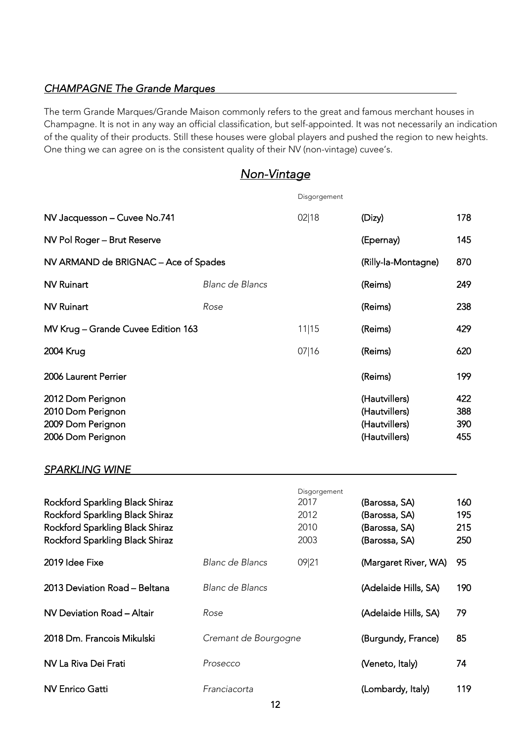## *CHAMPAGNE The Grande Marques*

The term Grande Marques/Grande Maison commonly refers to the great and famous merchant houses in Champagne. It is not in any way an official classification, but self-appointed. It was not necessarily an indication of the quality of their products. Still these houses were global players and pushed the region to new heights. One thing we can agree on is the consistent quality of their NV (non-vintage) cuvee's.

### *Non-Vintage*

| | | Disgorgement | | |
|---|---|---|---|---|
| NV Jacquesson – Cuvee No.741 | | 02\|18 | (Dizy) | 178 |
| NV Pol Roger – Brut Reserve | | | (Epernay) | 145 |
| NV ARMAND de BRIGNAC – Ace of Spades | | | (Rilly-la-Montagne) | 870 |
| NV Ruinart | *Blanc de Blancs* | | (Reims) | 249 |
| NV Ruinart | *Rose* | | (Reims) | 238 |
| MV Krug – Grande Cuvee Edition 163 | | 11\|15 | (Reims) | 429 |
| 2004 Krug | | 07\|16 | (Reims) | 620 |
| 2006 Laurent Perrier | | | (Reims) | 199 |
| 2012 Dom Perignon | | | (Hautvillers) | 422 |
| 2010 Dom Perignon | | | (Hautvillers) | 388 |
| 2009 Dom Perignon | | | (Hautvillers) | 390 |
| 2006 Dom Perignon | | | (Hautvillers) | 455 |

## *SPARKLING WINE*

| | | Disgorgement | | |
|---|---|---|---|---|
| Rockford Sparkling Black Shiraz | | 2017 | (Barossa, SA) | 160 |
| Rockford Sparkling Black Shiraz | | 2012 | (Barossa, SA) | 195 |
| Rockford Sparkling Black Shiraz | | 2010 | (Barossa, SA) | 215 |
| Rockford Sparkling Black Shiraz | | 2003 | (Barossa, SA) | 250 |
| 2019 Idee Fixe | *Blanc de Blancs* | 09\|21 | (Margaret River, WA) | 95 |
| 2013 Deviation Road – Beltana | *Blanc de Blancs* | | (Adelaide Hills, SA) | 190 |
| NV Deviation Road – Altair | *Rose* | | (Adelaide Hills, SA) | 79 |
| 2018 Dm. Francois Mikulski | *Cremant de Bourgogne* | | (Burgundy, France) | 85 |
| NV La Riva Dei Frati | *Prosecco* | | (Veneto, Italy) | 74 |
| NV Enrico Gatti | *Franciacorta* | | (Lombardy, Italy) | 119 |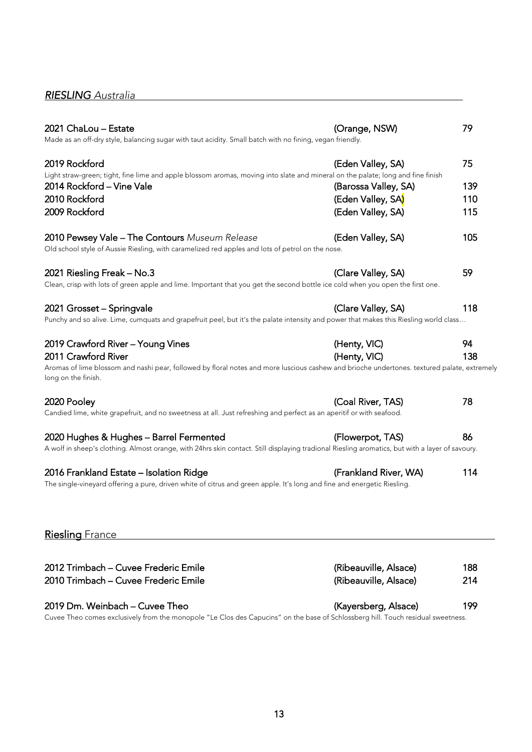## *RIESLING Australia*

**2021 ChaLou – Estate** (Orange, NSW) 79
Made as an off-dry style, balancing sugar with taut acidity. Small batch with no fining, vegan friendly.

**2019 Rockford** (Eden Valley, SA) 75
Light straw-green; tight, fine lime and apple blossom aromas, moving into slate and mineral on the palate; long and fine finish
**2014 Rockford – Vine Vale** (Barossa Valley, SA) 139
**2010 Rockford** (Eden Valley, SA) 110
**2009 Rockford** (Eden Valley, SA) 115

**2010 Pewsey Vale – The Contours** *Museum Release* (Eden Valley, SA) 105
Old school style of Aussie Riesling, with caramelized red apples and lots of petrol on the nose.

**2021 Riesling Freak – No.3** (Clare Valley, SA) 59
Clean, crisp with lots of green apple and lime. Important that you get the second bottle ice cold when you open the first one.

**2021 Grosset – Springvale** (Clare Valley, SA) 118
Punchy and so alive. Lime, cumquats and grapefruit peel, but it's the palate intensity and power that makes this Riesling world class…

**2019 Crawford River – Young Vines** (Henty, VIC) 94
**2011 Crawford River** (Henty, VIC) 138
Aromas of lime blossom and nashi pear, followed by floral notes and more luscious cashew and brioche undertones. textured palate, extremely long on the finish.

**2020 Pooley** (Coal River, TAS) 78
Candied lime, white grapefruit, and no sweetness at all. Just refreshing and perfect as an aperitif or with seafood.

**2020 Hughes & Hughes – Barrel Fermented** (Flowerpot, TAS) 86
A wolf in sheep's clothing. Almost orange, with 24hrs skin contact. Still displaying tradional Riesling aromatics, but with a layer of savoury.

**2016 Frankland Estate – Isolation Ridge** (Frankland River, WA) 114
The single-vineyard offering a pure, driven white of citrus and green apple. It's long and fine and energetic Riesling.

## **Riesling** France

**2012 Trimbach – Cuvee Frederic Emile** (Ribeauville, Alsace) 188
**2010 Trimbach – Cuvee Frederic Emile** (Ribeauville, Alsace) 214

**2019 Dm. Weinbach – Cuvee Theo** (Kayersberg, Alsace) 199
Cuvee Theo comes exclusively from the monopole "Le Clos des Capucins" on the base of Schlossberg hill. Touch residual sweetness.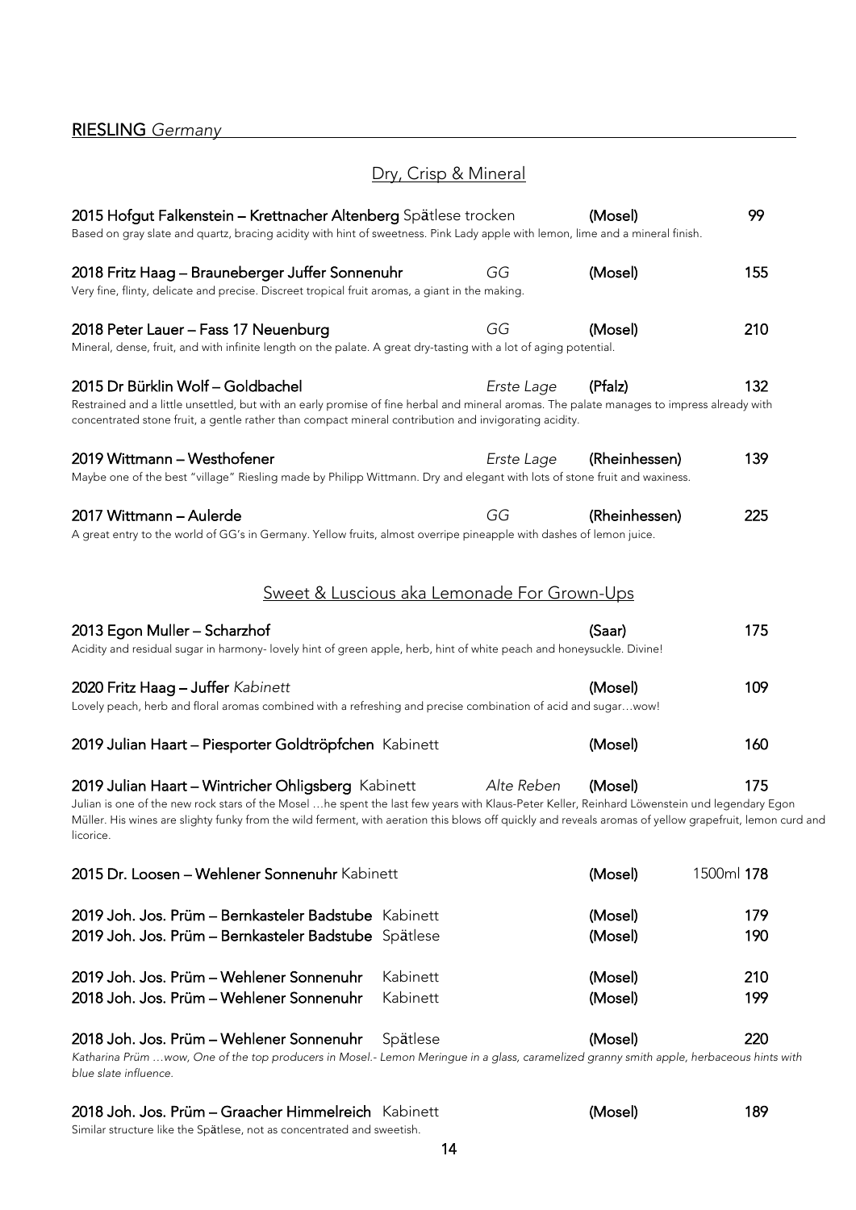## RIESLING *Germany*

### Dry, Crisp & Mineral

**2015 Hofgut Falkenstein – Krettnacher Altenberg** Spätlese trocken **(Mosel)** **99**
Based on gray slate and quartz, bracing acidity with hint of sweetness. Pink Lady apple with lemon, lime and a mineral finish.

**2018 Fritz Haag – Brauneberger Juffer Sonnenuhr** *GG* **(Mosel)** **155**
Very fine, flinty, delicate and precise. Discreet tropical fruit aromas, a giant in the making.

**2018 Peter Lauer – Fass 17 Neuenburg** *GG* **(Mosel)** **210**
Mineral, dense, fruit, and with infinite length on the palate. A great dry-tasting with a lot of aging potential.

**2015 Dr Bürklin Wolf – Goldbachel** *Erste Lage* **(Pfalz)** **132**
Restrained and a little unsettled, but with an early promise of fine herbal and mineral aromas. The palate manages to impress already with concentrated stone fruit, a gentle rather than compact mineral contribution and invigorating acidity.

**2019 Wittmann – Westhofener** *Erste Lage* **(Rheinhessen)** **139**
Maybe one of the best "village" Riesling made by Philipp Wittmann. Dry and elegant with lots of stone fruit and waxiness.

**2017 Wittmann – Aulerde** *GG* **(Rheinhessen)** **225**
A great entry to the world of GG's in Germany. Yellow fruits, almost overripe pineapple with dashes of lemon juice.

### Sweet & Luscious aka Lemonade For Grown-Ups

**2013 Egon Muller – Scharzhof** **(Saar)** **175**
Acidity and residual sugar in harmony- lovely hint of green apple, herb, hint of white peach and honeysuckle. Divine!

**2020 Fritz Haag – Juffer** *Kabinett* **(Mosel)** **109**
Lovely peach, herb and floral aromas combined with a refreshing and precise combination of acid and sugar…wow!

**2019 Julian Haart – Piesporter Goldtröpfchen** Kabinett **(Mosel)** **160**

**2019 Julian Haart – Wintricher Ohligsberg** Kabinett *Alte Reben* **(Mosel)** **175**
Julian is one of the new rock stars of the Mosel …he spent the last few years with Klaus-Peter Keller, Reinhard Löwenstein und legendary Egon Müller. His wines are slighty funky from the wild ferment, with aeration this blows off quickly and reveals aromas of yellow grapefruit, lemon curd and licorice.

**2015 Dr. Loosen – Wehlener Sonnenuhr** Kabinett **(Mosel)** 1500ml **178**

**2019 Joh. Jos. Prüm – Bernkasteler Badstube** Kabinett **(Mosel)** **179**
**2019 Joh. Jos. Prüm – Bernkasteler Badstube** Spätlese **(Mosel)** **190**

**2019 Joh. Jos. Prüm – Wehlener Sonnenuhr** Kabinett **(Mosel)** **210**
**2018 Joh. Jos. Prüm – Wehlener Sonnenuhr** Kabinett **(Mosel)** **199**

**2018 Joh. Jos. Prüm – Wehlener Sonnenuhr** Spätlese **(Mosel)** **220**
*Katharina Prüm …wow, One of the top producers in Mosel.- Lemon Meringue in a glass, caramelized granny smith apple, herbaceous hints with blue slate influence.*

**2018 Joh. Jos. Prüm – Graacher Himmelreich** Kabinett **(Mosel)** **189**
Similar structure like the Spätlese, not as concentrated and sweetish.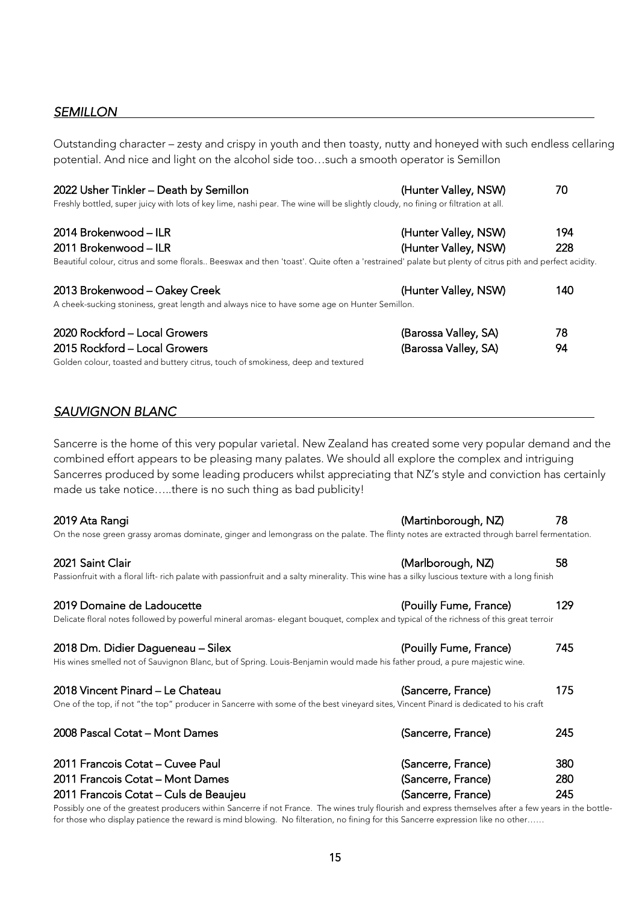## *SEMILLON*

Outstanding character – zesty and crispy in youth and then toasty, nutty and honeyed with such endless cellaring potential. And nice and light on the alcohol side too…such a smooth operator is Semillon

| | | |
|---|---|---|
| **2022 Usher Tinkler – Death by Semillon** | **(Hunter Valley, NSW)** | **70** |

Freshly bottled, super juicy with lots of key lime, nashi pear. The wine will be slightly cloudy, no fining or filtration at all.

| | | |
|---|---|---|
| **2014 Brokenwood – ILR** | **(Hunter Valley, NSW)** | **194** |
| **2011 Brokenwood – ILR** | **(Hunter Valley, NSW)** | **228** |

Beautiful colour, citrus and some florals.. Beeswax and then 'toast'. Quite often a 'restrained' palate but plenty of citrus pith and perfect acidity.

| | | |
|---|---|---|
| **2013 Brokenwood – Oakey Creek** | **(Hunter Valley, NSW)** | **140** |

A cheek-sucking stoniness, great length and always nice to have some age on Hunter Semillon.

| | | |
|---|---|---|
| **2020 Rockford – Local Growers** | **(Barossa Valley, SA)** | **78** |
| **2015 Rockford – Local Growers** | **(Barossa Valley, SA)** | **94** |

Golden colour, toasted and buttery citrus, touch of smokiness, deep and textured

## *SAUVIGNON BLANC*

Sancerre is the home of this very popular varietal. New Zealand has created some very popular demand and the combined effort appears to be pleasing many palates. We should all explore the complex and intriguing Sancerres produced by some leading producers whilst appreciating that NZ's style and conviction has certainly made us take notice…..there is no such thing as bad publicity!

| | | |
|---|---|---|
| **2019 Ata Rangi** | **(Martinborough, NZ)** | **78** |

On the nose green grassy aromas dominate, ginger and lemongrass on the palate. The flinty notes are extracted through barrel fermentation.

| | | |
|---|---|---|
| **2021 Saint Clair** | **(Marlborough, NZ)** | **58** |

Passionfruit with a floral lift- rich palate with passionfruit and a salty minerality. This wine has a silky luscious texture with a long finish

| | | |
|---|---|---|
| **2019 Domaine de Ladoucette** | **(Pouilly Fume, France)** | **129** |

Delicate floral notes followed by powerful mineral aromas- elegant bouquet, complex and typical of the richness of this great terroir

| | | |
|---|---|---|
| **2018 Dm. Didier Dagueneau – Silex** | **(Pouilly Fume, France)** | **745** |

His wines smelled not of Sauvignon Blanc, but of Spring. Louis-Benjamin would made his father proud, a pure majestic wine.

| | | |
|---|---|---|
| **2018 Vincent Pinard – Le Chateau** | **(Sancerre, France)** | **175** |

One of the top, if not "the top" producer in Sancerre with some of the best vineyard sites, Vincent Pinard is dedicated to his craft

| | | |
|---|---|---|
| **2008 Pascal Cotat – Mont Dames** | **(Sancerre, France)** | **245** |

| | | |
|---|---|---|
| **2011 Francois Cotat – Cuvee Paul** | **(Sancerre, France)** | **380** |
| **2011 Francois Cotat – Mont Dames** | **(Sancerre, France)** | **280** |
| **2011 Francois Cotat – Culs de Beaujeu** | **(Sancerre, France)** | **245** |

Possibly one of the greatest producers within Sancerre if not France. The wines truly flourish and express themselves after a few years in the bottle-for those who display patience the reward is mind blowing. No filteration, no fining for this Sancerre expression like no other……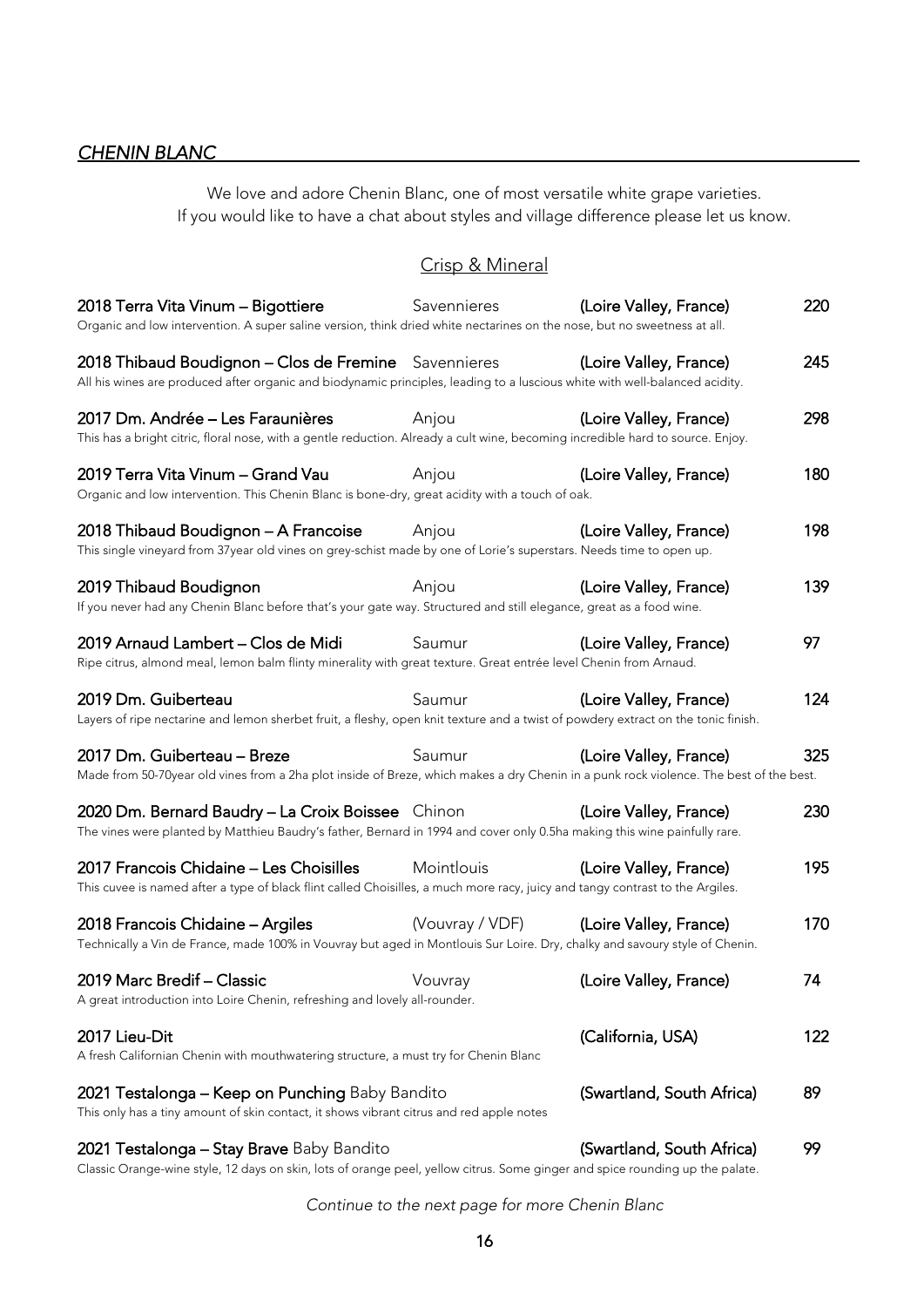## *CHENIN BLANC*

We love and adore Chenin Blanc, one of most versatile white grape varieties.
If you would like to have a chat about styles and village difference please let us know.

### Crisp & Mineral

**2018 Terra Vita Vinum – Bigottiere** Savennieres **(Loire Valley, France)** **220**
Organic and low intervention. A super saline version, think dried white nectarines on the nose, but no sweetness at all.

**2018 Thibaud Boudignon – Clos de Fremine** Savennieres **(Loire Valley, France)** **245**
All his wines are produced after organic and biodynamic principles, leading to a luscious white with well-balanced acidity.

**2017 Dm. Andrée – Les Faraunières** Anjou **(Loire Valley, France)** **298**
This has a bright citric, floral nose, with a gentle reduction. Already a cult wine, becoming incredible hard to source. Enjoy.

**2019 Terra Vita Vinum – Grand Vau** Anjou **(Loire Valley, France)** **180**
Organic and low intervention. This Chenin Blanc is bone-dry, great acidity with a touch of oak.

**2018 Thibaud Boudignon – A Francoise** Anjou **(Loire Valley, France)** **198**
This single vineyard from 37year old vines on grey-schist made by one of Lorie's superstars. Needs time to open up.

**2019 Thibaud Boudignon** Anjou **(Loire Valley, France)** **139**
If you never had any Chenin Blanc before that's your gate way. Structured and still elegance, great as a food wine.

**2019 Arnaud Lambert – Clos de Midi** Saumur **(Loire Valley, France)** **97**
Ripe citrus, almond meal, lemon balm flinty minerality with great texture. Great entrée level Chenin from Arnaud.

**2019 Dm. Guiberteau** Saumur **(Loire Valley, France)** **124**
Layers of ripe nectarine and lemon sherbet fruit, a fleshy, open knit texture and a twist of powdery extract on the tonic finish.

**2017 Dm. Guiberteau – Breze** Saumur **(Loire Valley, France)** **325**
Made from 50-70year old vines from a 2ha plot inside of Breze, which makes a dry Chenin in a punk rock violence. The best of the best.

**2020 Dm. Bernard Baudry – La Croix Boissee** Chinon **(Loire Valley, France)** **230**
The vines were planted by Matthieu Baudry's father, Bernard in 1994 and cover only 0.5ha making this wine painfully rare.

**2017 Francois Chidaine – Les Choisilles** Mointlouis **(Loire Valley, France)** **195**
This cuvee is named after a type of black flint called Choisilles, a much more racy, juicy and tangy contrast to the Argiles.

**2018 Francois Chidaine – Argiles** (Vouvray / VDF) **(Loire Valley, France)** **170**
Technically a Vin de France, made 100% in Vouvray but aged in Montlouis Sur Loire. Dry, chalky and savoury style of Chenin.

**2019 Marc Bredif – Classic** Vouvray **(Loire Valley, France)** **74**
A great introduction into Loire Chenin, refreshing and lovely all-rounder.

**2017 Lieu-Dit** **(California, USA)** **122**
A fresh Californian Chenin with mouthwatering structure, a must try for Chenin Blanc

**2021 Testalonga – Keep on Punching** Baby Bandito **(Swartland, South Africa)** **89**
This only has a tiny amount of skin contact, it shows vibrant citrus and red apple notes

**2021 Testalonga – Stay Brave** Baby Bandito **(Swartland, South Africa)** **99**
Classic Orange-wine style, 12 days on skin, lots of orange peel, yellow citrus. Some ginger and spice rounding up the palate.

*Continue to the next page for more Chenin Blanc*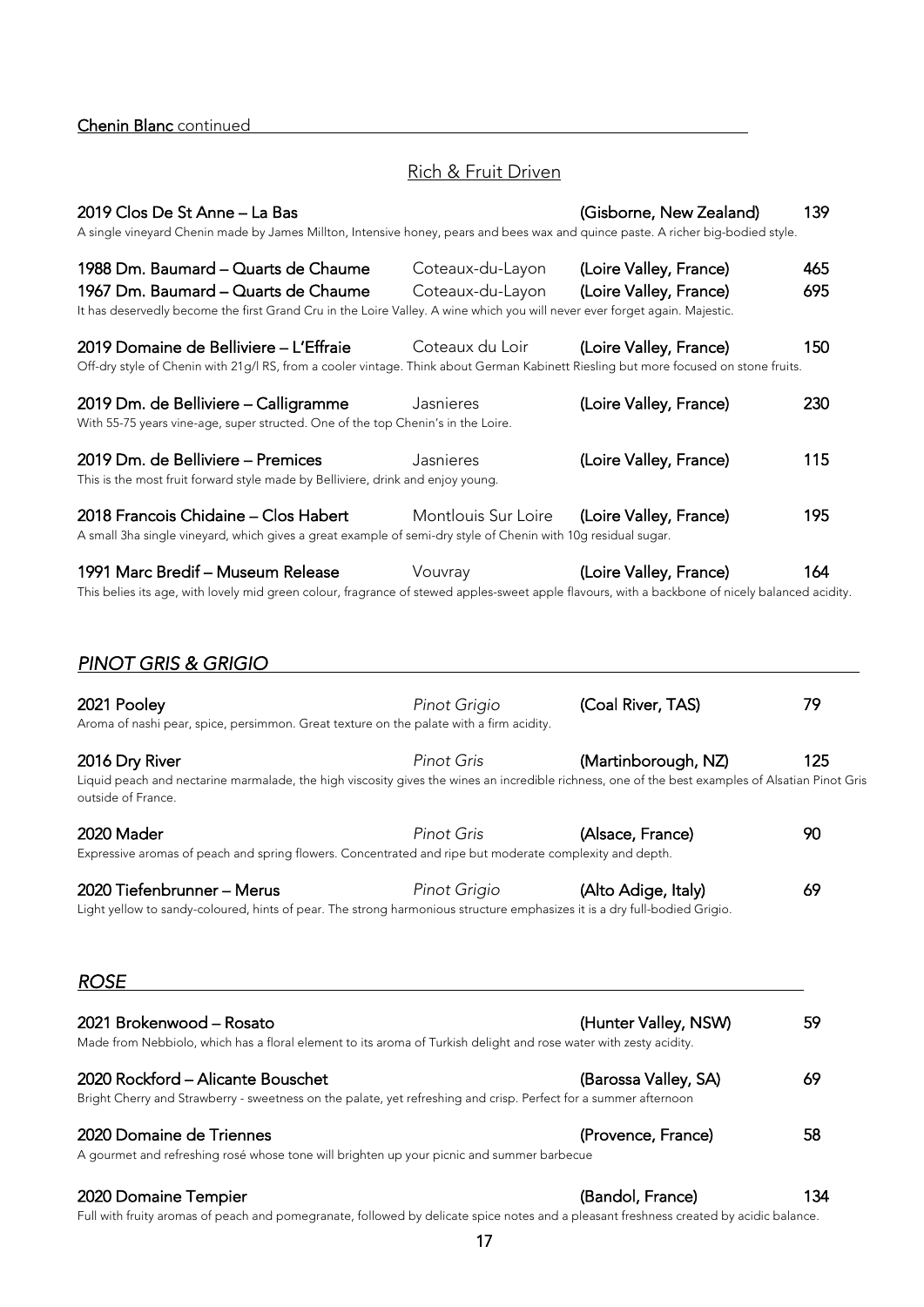**Chenin Blanc** continued

## Rich & Fruit Driven

**2019 Clos De St Anne – La Bas** (Gisborne, New Zealand) 139
A single vineyard Chenin made by James Millton, Intensive honey, pears and bees wax and quince paste. A richer big-bodied style.

**1988 Dm. Baumard – Quarts de Chaume** Coteaux-du-Layon (Loire Valley, France) 465
**1967 Dm. Baumard – Quarts de Chaume** Coteaux-du-Layon (Loire Valley, France) 695
It has deservedly become the first Grand Cru in the Loire Valley. A wine which you will never ever forget again. Majestic.

**2019 Domaine de Belliviere – L'Effraie** Coteaux du Loir (Loire Valley, France) 150
Off-dry style of Chenin with 21g/l RS, from a cooler vintage. Think about German Kabinett Riesling but more focused on stone fruits.

**2019 Dm. de Belliviere – Calligramme** Jasnieres (Loire Valley, France) 230
With 55-75 years vine-age, super structed. One of the top Chenin's in the Loire.

**2019 Dm. de Belliviere – Premices** Jasnieres (Loire Valley, France) 115
This is the most fruit forward style made by Belliviere, drink and enjoy young.

**2018 Francois Chidaine – Clos Habert** Montlouis Sur Loire (Loire Valley, France) 195
A small 3ha single vineyard, which gives a great example of semi-dry style of Chenin with 10g residual sugar.

**1991 Marc Bredif – Museum Release** Vouvray (Loire Valley, France) 164
This belies its age, with lovely mid green colour, fragrance of stewed apples-sweet apple flavours, with a backbone of nicely balanced acidity.

## *PINOT GRIS & GRIGIO*

**2021 Pooley** *Pinot Grigio* (Coal River, TAS) 79
Aroma of nashi pear, spice, persimmon. Great texture on the palate with a firm acidity.

**2016 Dry River** *Pinot Gris* (Martinborough, NZ) 125
Liquid peach and nectarine marmalade, the high viscosity gives the wines an incredible richness, one of the best examples of Alsatian Pinot Gris outside of France.

**2020 Mader** *Pinot Gris* (Alsace, France) 90
Expressive aromas of peach and spring flowers. Concentrated and ripe but moderate complexity and depth.

**2020 Tiefenbrunner – Merus** *Pinot Grigio* (Alto Adige, Italy) 69
Light yellow to sandy-coloured, hints of pear. The strong harmonious structure emphasizes it is a dry full-bodied Grigio.

## *ROSE*

**2021 Brokenwood – Rosato** (Hunter Valley, NSW) 59
Made from Nebbiolo, which has a floral element to its aroma of Turkish delight and rose water with zesty acidity.

**2020 Rockford – Alicante Bouschet** (Barossa Valley, SA) 69
Bright Cherry and Strawberry - sweetness on the palate, yet refreshing and crisp. Perfect for a summer afternoon

**2020 Domaine de Triennes** (Provence, France) 58
A gourmet and refreshing rosé whose tone will brighten up your picnic and summer barbecue

**2020 Domaine Tempier** (Bandol, France) 134
Full with fruity aromas of peach and pomegranate, followed by delicate spice notes and a pleasant freshness created by acidic balance.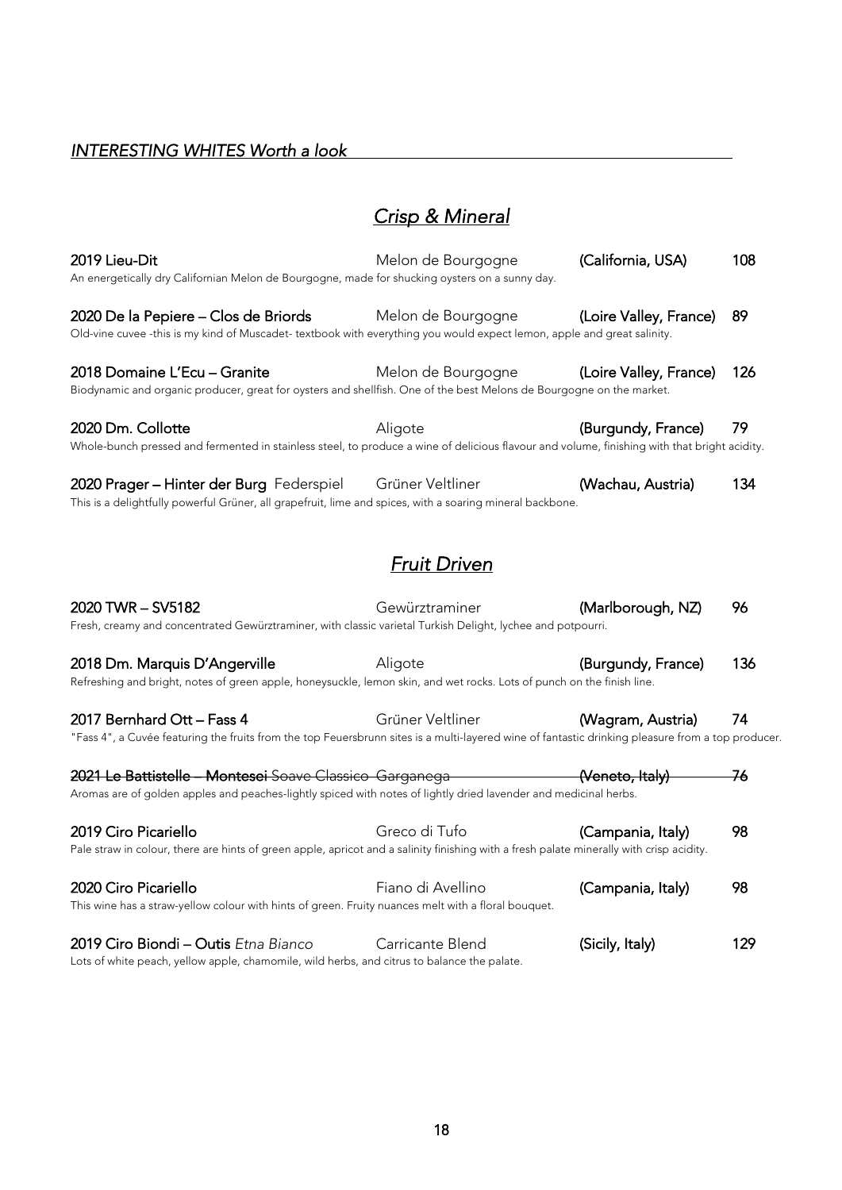## *INTERESTING WHITES Worth a look*

### *Crisp & Mineral*

**2019 Lieu-Dit** | Melon de Bourgogne | **(California, USA)** | 108
An energetically dry Californian Melon de Bourgogne, made for shucking oysters on a sunny day.

**2020 De la Pepiere – Clos de Briords** | Melon de Bourgogne | **(Loire Valley, France)** | 89
Old-vine cuvee -this is my kind of Muscadet- textbook with everything you would expect lemon, apple and great salinity.

**2018 Domaine L'Ecu – Granite** | Melon de Bourgogne | **(Loire Valley, France)** | 126
Biodynamic and organic producer, great for oysters and shellfish. One of the best Melons de Bourgogne on the market.

**2020 Dm. Collotte** | Aligote | **(Burgundy, France)** | 79
Whole-bunch pressed and fermented in stainless steel, to produce a wine of delicious flavour and volume, finishing with that bright acidity.

**2020 Prager – Hinter der Burg** Federspiel | Grüner Veltliner | **(Wachau, Austria)** | 134
This is a delightfully powerful Grüner, all grapefruit, lime and spices, with a soaring mineral backbone.

### *Fruit Driven*

**2020 TWR – SV5182** | Gewürztraminer | **(Marlborough, NZ)** | 96
Fresh, creamy and concentrated Gewürztraminer, with classic varietal Turkish Delight, lychee and potpourri.

**2018 Dm. Marquis D'Angerville** | Aligote | **(Burgundy, France)** | 136
Refreshing and bright, notes of green apple, honeysuckle, lemon skin, and wet rocks. Lots of punch on the finish line.

**2017 Bernhard Ott – Fass 4** | Grüner Veltliner | **(Wagram, Austria)** | 74
"Fass 4", a Cuvée featuring the fruits from the top Feuersbrunn sites is a multi-layered wine of fantastic drinking pleasure from a top producer.

~~**2021 Le Battistelle – Montesei** Soave Classico | Garganega | **(Veneto, Italy)** | 76~~
Aromas are of golden apples and peaches-lightly spiced with notes of lightly dried lavender and medicinal herbs.

**2019 Ciro Picariello** | Greco di Tufo | **(Campania, Italy)** | 98
Pale straw in colour, there are hints of green apple, apricot and a salinity finishing with a fresh palate minerally with crisp acidity.

**2020 Ciro Picariello** | Fiano di Avellino | **(Campania, Italy)** | 98
This wine has a straw-yellow colour with hints of green. Fruity nuances melt with a floral bouquet.

**2019 Ciro Biondi – Outis** *Etna Bianco* | Carricante Blend | **(Sicily, Italy)** | 129
Lots of white peach, yellow apple, chamomile, wild herbs, and citrus to balance the palate.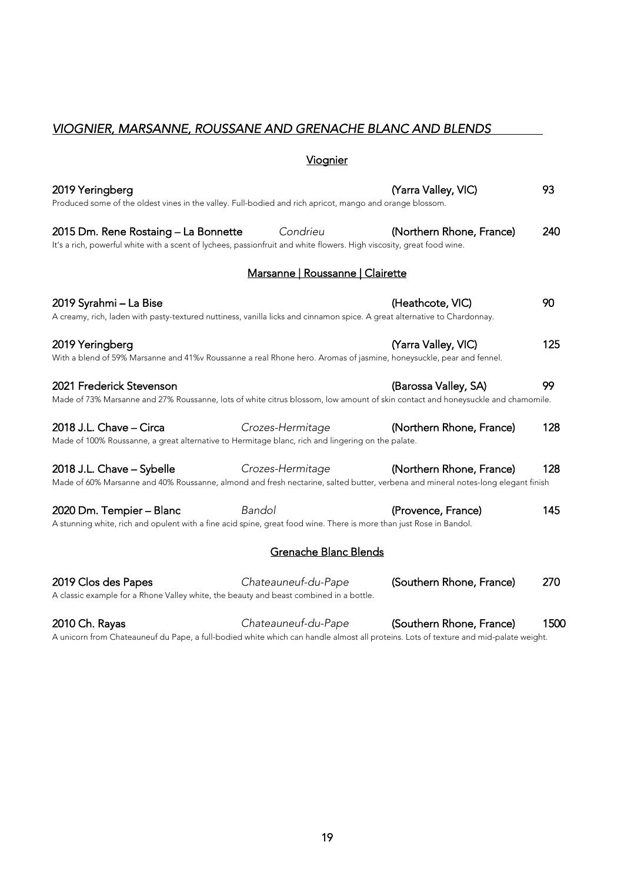## *VIOGNIER, MARSANNE, ROUSSANE AND GRENACHE BLANC AND BLENDS*

### Viognier

**2019 Yeringberg** (Yarra Valley, VIC) 93
Produced some of the oldest vines in the valley. Full-bodied and rich apricot, mango and orange blossom.

**2015 Dm. Rene Rostaing – La Bonnette** *Condrieu* (Northern Rhone, France) 240
It's a rich, powerful white with a scent of lychees, passionfruit and white flowers. High viscosity, great food wine.

### Marsanne | Roussanne | Clairette

**2019 Syrahmi – La Bise** (Heathcote, VIC) 90
A creamy, rich, laden with pasty-textured nuttiness, vanilla licks and cinnamon spice. A great alternative to Chardonnay.

**2019 Yeringberg** (Yarra Valley, VIC) 125
With a blend of 59% Marsanne and 41%v Roussanne a real Rhone hero. Aromas of jasmine, honeysuckle, pear and fennel.

**2021 Frederick Stevenson** (Barossa Valley, SA) 99
Made of 73% Marsanne and 27% Roussanne, lots of white citrus blossom, low amount of skin contact and honeysuckle and chamomile.

**2018 J.L. Chave – Circa** *Crozes-Hermitage* (Northern Rhone, France) 128
Made of 100% Roussanne, a great alternative to Hermitage blanc, rich and lingering on the palate.

**2018 J.L. Chave – Sybelle** *Crozes-Hermitage* (Northern Rhone, France) 128
Made of 60% Marsanne and 40% Roussanne, almond and fresh nectarine, salted butter, verbena and mineral notes-long elegant finish

**2020 Dm. Tempier – Blanc** *Bandol* (Provence, France) 145
A stunning white, rich and opulent with a fine acid spine, great food wine. There is more than just Rose in Bandol.

### Grenache Blanc Blends

**2019 Clos des Papes** *Chateauneuf-du-Pape* (Southern Rhone, France) 270
A classic example for a Rhone Valley white, the beauty and beast combined in a bottle.

**2010 Ch. Rayas** *Chateauneuf-du-Pape* (Southern Rhone, France) 1500
A unicorn from Chateauneuf du Pape, a full-bodied white which can handle almost all proteins. Lots of texture and mid-palate weight.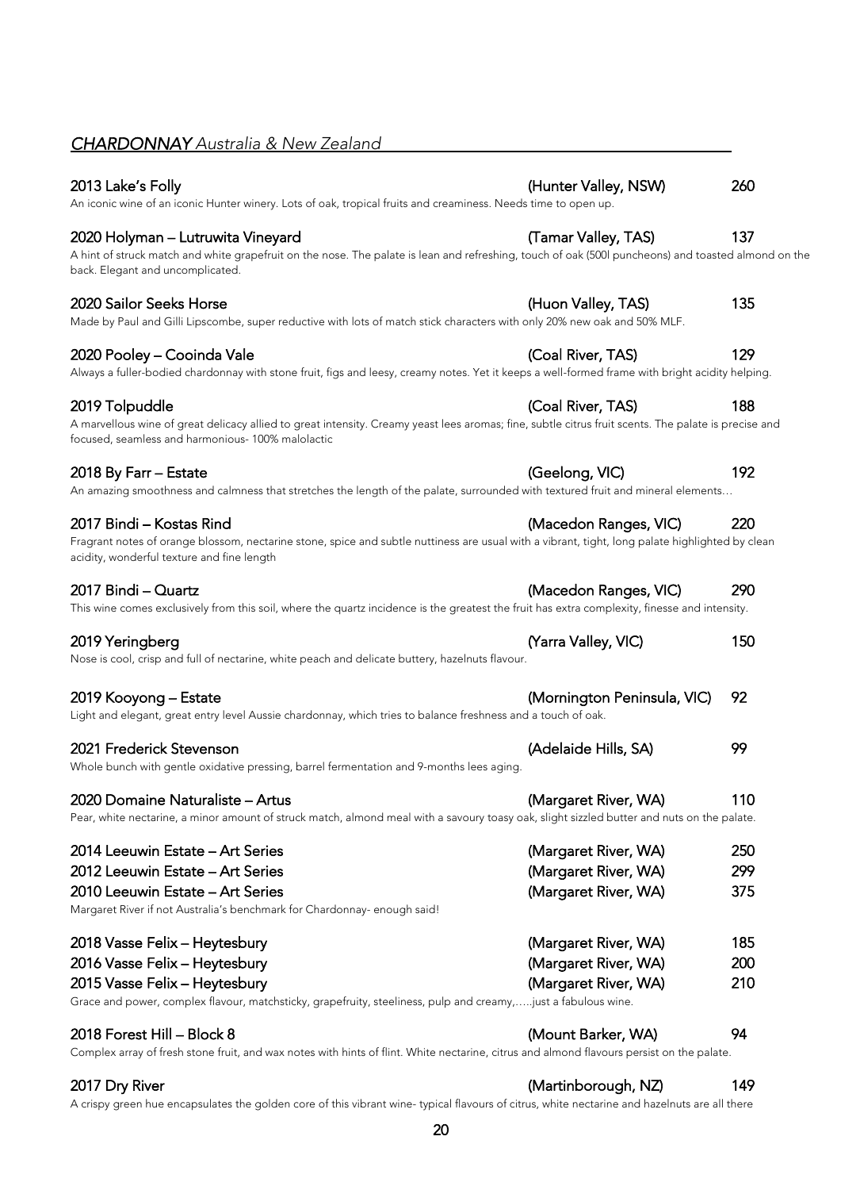## *CHARDONNAY Australia & New Zealand*

**2013 Lake's Folly** (Hunter Valley, NSW) 260
An iconic wine of an iconic Hunter winery. Lots of oak, tropical fruits and creaminess. Needs time to open up.

**2020 Holyman – Lutruwita Vineyard** (Tamar Valley, TAS) 137
A hint of struck match and white grapefruit on the nose. The palate is lean and refreshing, touch of oak (500l puncheons) and toasted almond on the back. Elegant and uncomplicated.

**2020 Sailor Seeks Horse** (Huon Valley, TAS) 135
Made by Paul and Gilli Lipscombe, super reductive with lots of match stick characters with only 20% new oak and 50% MLF.

**2020 Pooley – Cooinda Vale** (Coal River, TAS) 129
Always a fuller-bodied chardonnay with stone fruit, figs and leesy, creamy notes. Yet it keeps a well-formed frame with bright acidity helping.

**2019 Tolpuddle** (Coal River, TAS) 188
A marvellous wine of great delicacy allied to great intensity. Creamy yeast lees aromas; fine, subtle citrus fruit scents. The palate is precise and focused, seamless and harmonious- 100% malolactic

**2018 By Farr – Estate** (Geelong, VIC) 192
An amazing smoothness and calmness that stretches the length of the palate, surrounded with textured fruit and mineral elements…

**2017 Bindi – Kostas Rind** (Macedon Ranges, VIC) 220
Fragrant notes of orange blossom, nectarine stone, spice and subtle nuttiness are usual with a vibrant, tight, long palate highlighted by clean acidity, wonderful texture and fine length

**2017 Bindi – Quartz** (Macedon Ranges, VIC) 290
This wine comes exclusively from this soil, where the quartz incidence is the greatest the fruit has extra complexity, finesse and intensity.

**2019 Yeringberg** (Yarra Valley, VIC) 150
Nose is cool, crisp and full of nectarine, white peach and delicate buttery, hazelnuts flavour.

**2019 Kooyong – Estate** (Mornington Peninsula, VIC) 92
Light and elegant, great entry level Aussie chardonnay, which tries to balance freshness and a touch of oak.

**2021 Frederick Stevenson** (Adelaide Hills, SA) 99
Whole bunch with gentle oxidative pressing, barrel fermentation and 9-months lees aging.

**2020 Domaine Naturaliste – Artus** (Margaret River, WA) 110
Pear, white nectarine, a minor amount of struck match, almond meal with a savoury toasy oak, slight sizzled butter and nuts on the palate.

**2014 Leeuwin Estate – Art Series** (Margaret River, WA) 250
**2012 Leeuwin Estate – Art Series** (Margaret River, WA) 299
**2010 Leeuwin Estate – Art Series** (Margaret River, WA) 375
Margaret River if not Australia's benchmark for Chardonnay- enough said!

**2018 Vasse Felix – Heytesbury** (Margaret River, WA) 185
**2016 Vasse Felix – Heytesbury** (Margaret River, WA) 200
**2015 Vasse Felix – Heytesbury** (Margaret River, WA) 210
Grace and power, complex flavour, matchsticky, grapefruity, steeliness, pulp and creamy,…..just a fabulous wine.

**2018 Forest Hill – Block 8** (Mount Barker, WA) 94
Complex array of fresh stone fruit, and wax notes with hints of flint. White nectarine, citrus and almond flavours persist on the palate.

**2017 Dry River** (Martinborough, NZ) 149
A crispy green hue encapsulates the golden core of this vibrant wine- typical flavours of citrus, white nectarine and hazelnuts are all there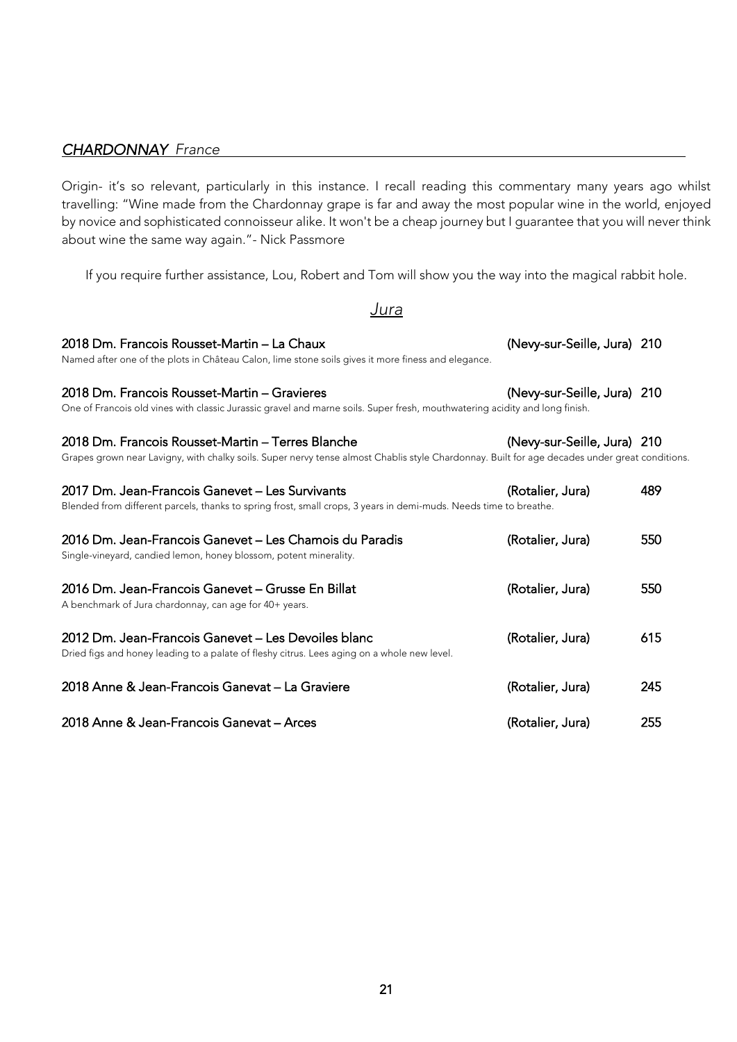## *CHARDONNAY France*

Origin- it's so relevant, particularly in this instance. I recall reading this commentary many years ago whilst travelling: "Wine made from the Chardonnay grape is far and away the most popular wine in the world, enjoyed by novice and sophisticated connoisseur alike. It won't be a cheap journey but I guarantee that you will never think about wine the same way again."- Nick Passmore

If you require further assistance, Lou, Robert and Tom will show you the way into the magical rabbit hole.

### *Jura*

**2018 Dm. Francois Rousset-Martin – La Chaux** (Nevy-sur-Seille, Jura) 210
Named after one of the plots in Château Calon, lime stone soils gives it more finess and elegance.

**2018 Dm. Francois Rousset-Martin – Gravieres** (Nevy-sur-Seille, Jura) 210
One of Francois old vines with classic Jurassic gravel and marne soils. Super fresh, mouthwatering acidity and long finish.

**2018 Dm. Francois Rousset-Martin – Terres Blanche** (Nevy-sur-Seille, Jura) 210
Grapes grown near Lavigny, with chalky soils. Super nervy tense almost Chablis style Chardonnay. Built for age decades under great conditions.

**2017 Dm. Jean-Francois Ganevet – Les Survivants** (Rotalier, Jura) 489
Blended from different parcels, thanks to spring frost, small crops, 3 years in demi-muds. Needs time to breathe.

**2016 Dm. Jean-Francois Ganevet – Les Chamois du Paradis** (Rotalier, Jura) 550
Single-vineyard, candied lemon, honey blossom, potent minerality.

**2016 Dm. Jean-Francois Ganevet – Grusse En Billat** (Rotalier, Jura) 550
A benchmark of Jura chardonnay, can age for 40+ years.

**2012 Dm. Jean-Francois Ganevet – Les Devoiles blanc** (Rotalier, Jura) 615
Dried figs and honey leading to a palate of fleshy citrus. Lees aging on a whole new level.

**2018 Anne & Jean-Francois Ganevat – La Graviere** (Rotalier, Jura) 245

**2018 Anne & Jean-Francois Ganevat – Arces** (Rotalier, Jura) 255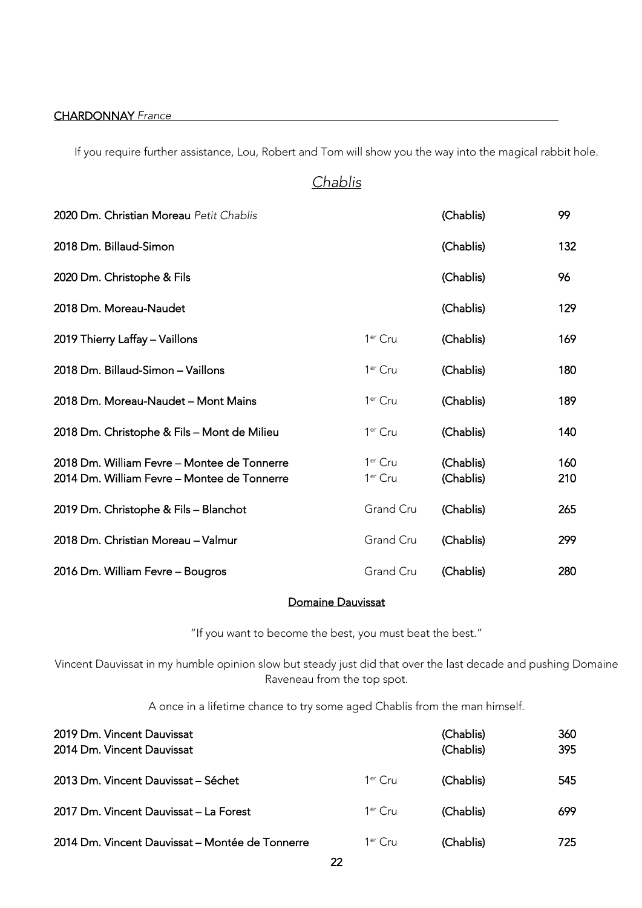**CHARDONNAY** *France*

If you require further assistance, Lou, Robert and Tom will show you the way into the magical rabbit hole.

## *Chablis*

| Wine | Classification | Region | Price |
|---|---|---|---|
| **2020 Dm. Christian Moreau** *Petit Chablis* | | **(Chablis)** | **99** |
| **2018 Dm. Billaud-Simon** | | **(Chablis)** | **132** |
| **2020 Dm. Christophe & Fils** | | **(Chablis)** | **96** |
| **2018 Dm. Moreau-Naudet** | | **(Chablis)** | **129** |
| **2019 Thierry Laffay – Vaillons** | 1er Cru | **(Chablis)** | **169** |
| **2018 Dm. Billaud-Simon – Vaillons** | 1er Cru | **(Chablis)** | **180** |
| **2018 Dm. Moreau-Naudet – Mont Mains** | 1er Cru | **(Chablis)** | **189** |
| **2018 Dm. Christophe & Fils – Mont de Milieu** | 1er Cru | **(Chablis)** | **140** |
| **2018 Dm. William Fevre – Montee de Tonnerre** | 1er Cru | **(Chablis)** | **160** |
| **2014 Dm. William Fevre – Montee de Tonnerre** | 1er Cru | **(Chablis)** | **210** |
| **2019 Dm. Christophe & Fils – Blanchot** | Grand Cru | **(Chablis)** | **265** |
| **2018 Dm. Christian Moreau – Valmur** | Grand Cru | **(Chablis)** | **299** |
| **2016 Dm. William Fevre – Bougros** | Grand Cru | **(Chablis)** | **280** |

### Domaine Dauvissat

"If you want to become the best, you must beat the best."

Vincent Dauvissat in my humble opinion slow but steady just did that over the last decade and pushing Domaine Raveneau from the top spot.

A once in a lifetime chance to try some aged Chablis from the man himself.

| Wine | Classification | Region | Price |
|---|---|---|---|
| **2019 Dm. Vincent Dauvissat** | | **(Chablis)** | **360** |
| **2014 Dm. Vincent Dauvissat** | | **(Chablis)** | **395** |
| **2013 Dm. Vincent Dauvissat – Séchet** | 1er Cru | **(Chablis)** | **545** |
| **2017 Dm. Vincent Dauvissat – La Forest** | 1er Cru | **(Chablis)** | **699** |
| **2014 Dm. Vincent Dauvissat – Montée de Tonnerre** | 1er Cru | **(Chablis)** | **725** |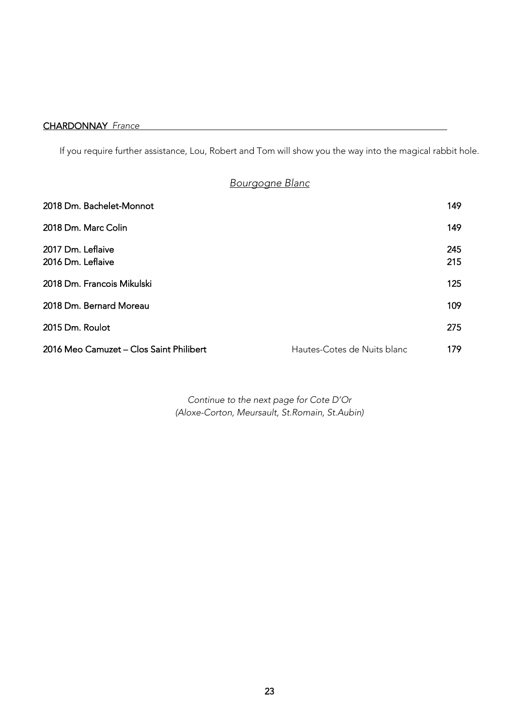## **CHARDONNAY** *France*

If you require further assistance, Lou, Robert and Tom will show you the way into the magical rabbit hole.

### *Bourgogne Blanc*

| Wine | Appellation | Price |
|---|---|---|
| **2018 Dm. Bachelet-Monnot** | | **149** |
| **2018 Dm. Marc Colin** | | **149** |
| **2017 Dm. Leflaive** | | **245** |
| **2016 Dm. Leflaive** | | **215** |
| **2018 Dm. Francois Mikulski** | | **125** |
| **2018 Dm. Bernard Moreau** | | **109** |
| **2015 Dm. Roulot** | | **275** |
| **2016 Meo Camuzet – Clos Saint Philibert** | Hautes-Cotes de Nuits blanc | **179** |

*Continue to the next page for Cote D'Or*
*(Aloxe-Corton, Meursault, St.Romain, St.Aubin)*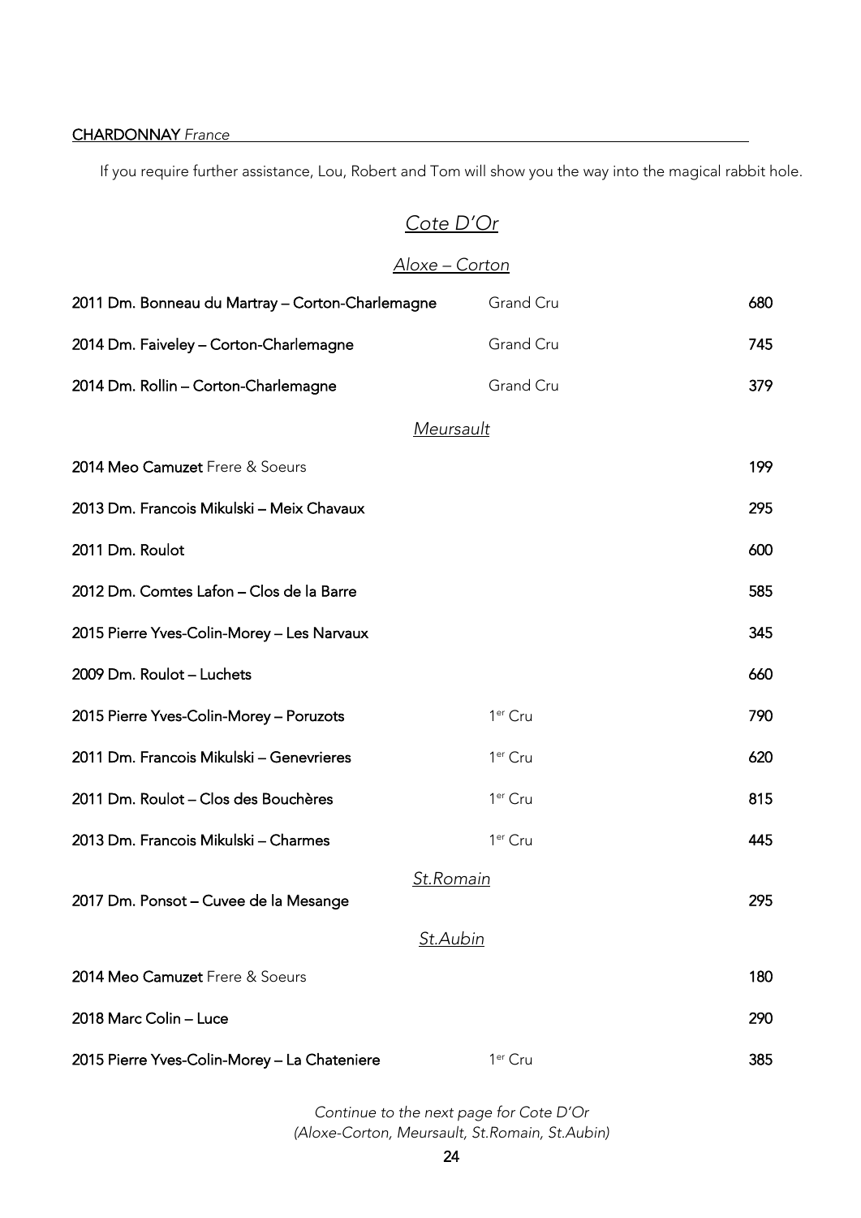**CHARDONNAY** *France*

If you require further assistance, Lou, Robert and Tom will show you the way into the magical rabbit hole.

## *Cote D'Or*

### *Aloxe – Corton*

| | | |
|---|---|---|
| **2011 Dm. Bonneau du Martray – Corton-Charlemagne** | Grand Cru | **680** |
| **2014 Dm. Faiveley – Corton-Charlemagne** | Grand Cru | **745** |
| **2014 Dm. Rollin – Corton-Charlemagne** | Grand Cru | **379** |

### *Meursault*

| | | |
|---|---|---|
| **2014 Meo Camuzet** Frere & Soeurs | | **199** |
| **2013 Dm. Francois Mikulski – Meix Chavaux** | | **295** |
| **2011 Dm. Roulot** | | **600** |
| **2012 Dm. Comtes Lafon – Clos de la Barre** | | **585** |
| **2015 Pierre Yves-Colin-Morey – Les Narvaux** | | **345** |
| **2009 Dm. Roulot – Luchets** | | **660** |
| **2015 Pierre Yves-Colin-Morey – Poruzots** | 1er Cru | **790** |
| **2011 Dm. Francois Mikulski – Genevrieres** | 1er Cru | **620** |
| **2011 Dm. Roulot – Clos des Bouchères** | 1er Cru | **815** |
| **2013 Dm. Francois Mikulski – Charmes** | 1er Cru | **445** |

### *St.Romain*

| | | |
|---|---|---|
| **2017 Dm. Ponsot – Cuvee de la Mesange** | | **295** |

### *St.Aubin*

| | | |
|---|---|---|
| **2014 Meo Camuzet** Frere & Soeurs | | **180** |
| **2018 Marc Colin – Luce** | | **290** |
| **2015 Pierre Yves-Colin-Morey – La Chateniere** | 1er Cru | **385** |

*Continue to the next page for Cote D'Or (Aloxe-Corton, Meursault, St.Romain, St.Aubin)*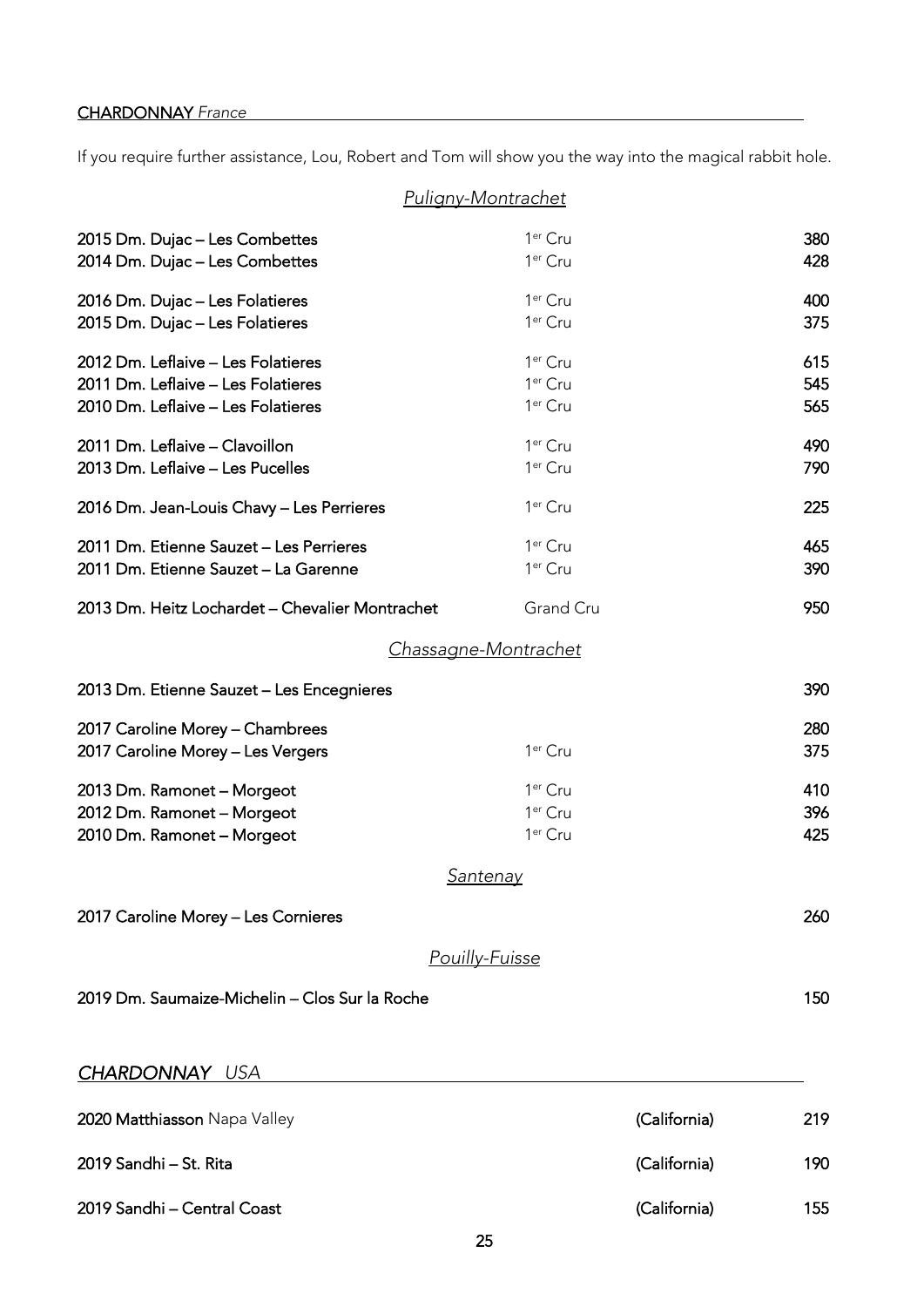## **CHARDONNAY** *France*

If you require further assistance, Lou, Robert and Tom will show you the way into the magical rabbit hole.

### *Puligny-Montrachet*

| Wine | Classification | Price |
| --- | --- | --- |
| 2015 Dm. Dujac – Les Combettes | 1er Cru | 380 |
| 2014 Dm. Dujac – Les Combettes | 1er Cru | 428 |
| 2016 Dm. Dujac – Les Folatieres | 1er Cru | 400 |
| 2015 Dm. Dujac – Les Folatieres | 1er Cru | 375 |
| 2012 Dm. Leflaive – Les Folatieres | 1er Cru | 615 |
| 2011 Dm. Leflaive – Les Folatieres | 1er Cru | 545 |
| 2010 Dm. Leflaive – Les Folatieres | 1er Cru | 565 |
| 2011 Dm. Leflaive – Clavoillon | 1er Cru | 490 |
| 2013 Dm. Leflaive – Les Pucelles | 1er Cru | 790 |
| 2016 Dm. Jean-Louis Chavy – Les Perrieres | 1er Cru | 225 |
| 2011 Dm. Etienne Sauzet – Les Perrieres | 1er Cru | 465 |
| 2011 Dm. Etienne Sauzet – La Garenne | 1er Cru | 390 |
| 2013 Dm. Heitz Lochardet – Chevalier Montrachet | Grand Cru | 950 |

### *Chassagne-Montrachet*

| Wine | Classification | Price |
| --- | --- | --- |
| 2013 Dm. Etienne Sauzet – Les Encegnieres | | 390 |
| 2017 Caroline Morey – Chambrees | | 280 |
| 2017 Caroline Morey – Les Vergers | 1er Cru | 375 |
| 2013 Dm. Ramonet – Morgeot | 1er Cru | 410 |
| 2012 Dm. Ramonet – Morgeot | 1er Cru | 396 |
| 2010 Dm. Ramonet – Morgeot | 1er Cru | 425 |

### *Santenay*

| Wine | Classification | Price |
| --- | --- | --- |
| 2017 Caroline Morey – Les Cornieres | | 260 |

### *Pouilly-Fuisse*

| Wine | Classification | Price |
| --- | --- | --- |
| 2019 Dm. Saumaize-Michelin – Clos Sur la Roche | | 150 |

## ***CHARDONNAY*** *USA*

| Wine | Region | Price |
| --- | --- | --- |
| **2020 Matthiasson** Napa Valley | (California) | 219 |
| 2019 Sandhi – St. Rita | (California) | 190 |
| 2019 Sandhi – Central Coast | (California) | 155 |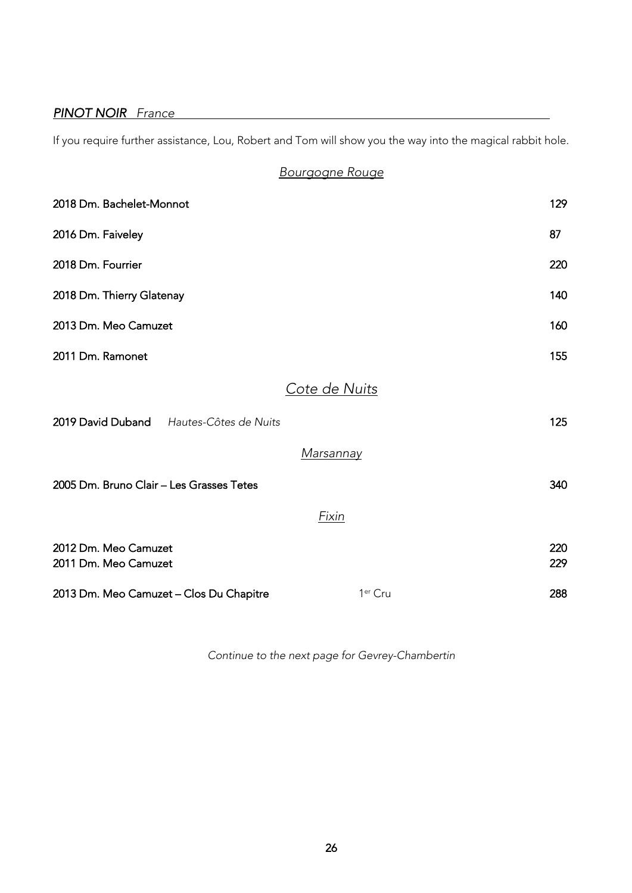## *PINOT NOIR* *France*

If you require further assistance, Lou, Robert and Tom will show you the way into the magical rabbit hole.

### *Bourgogne Rouge*

| | |
|---|---|
| 2018 Dm. Bachelet-Monnot | 129 |
| 2016 Dm. Faiveley | 87 |
| 2018 Dm. Fourrier | 220 |
| 2018 Dm. Thierry Glatenay | 140 |
| 2013 Dm. Meo Camuzet | 160 |
| 2011 Dm. Ramonet | 155 |

### *Cote de Nuits*

| | | |
|---|---|---|
| 2019 David Duband | *Hautes-Côtes de Nuits* | 125 |

#### *Marsannay*

| | |
|---|---|
| 2005 Dm. Bruno Clair – Les Grasses Tetes | 340 |

#### *Fixin*

| | | |
|---|---|---|
| 2012 Dm. Meo Camuzet | | 220 |
| 2011 Dm. Meo Camuzet | | 229 |
| 2013 Dm. Meo Camuzet – Clos Du Chapitre | 1er Cru | 288 |

*Continue to the next page for Gevrey-Chambertin*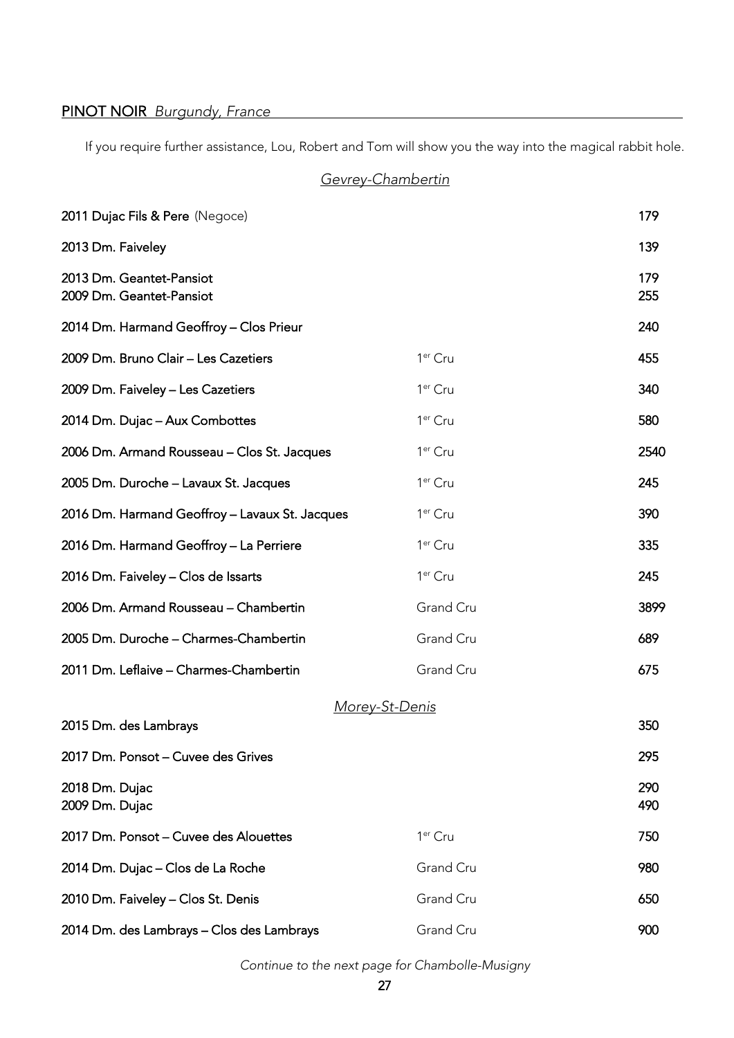## **PINOT NOIR** *Burgundy, France*

If you require further assistance, Lou, Robert and Tom will show you the way into the magical rabbit hole.

### *Gevrey-Chambertin*

| Wine | Classification | Price |
|---|---|---|
| **2011 Dujac Fils & Pere** (Negoce) | | 179 |
| **2013 Dm. Faiveley** | | 139 |
| **2013 Dm. Geantet-Pansiot** | | 179 |
| **2009 Dm. Geantet-Pansiot** | | 255 |
| **2014 Dm. Harmand Geoffroy – Clos Prieur** | | 240 |
| **2009 Dm. Bruno Clair – Les Cazetiers** | 1er Cru | 455 |
| **2009 Dm. Faiveley – Les Cazetiers** | 1er Cru | 340 |
| **2014 Dm. Dujac – Aux Combottes** | 1er Cru | 580 |
| **2006 Dm. Armand Rousseau – Clos St. Jacques** | 1er Cru | 2540 |
| **2005 Dm. Duroche – Lavaux St. Jacques** | 1er Cru | 245 |
| **2016 Dm. Harmand Geoffroy – Lavaux St. Jacques** | 1er Cru | 390 |
| **2016 Dm. Harmand Geoffroy – La Perriere** | 1er Cru | 335 |
| **2016 Dm. Faiveley – Clos de Issarts** | 1er Cru | 245 |
| **2006 Dm. Armand Rousseau – Chambertin** | Grand Cru | 3899 |
| **2005 Dm. Duroche – Charmes-Chambertin** | Grand Cru | 689 |
| **2011 Dm. Leflaive – Charmes-Chambertin** | Grand Cru | 675 |

### *Morey-St-Denis*

| Wine | Classification | Price |
|---|---|---|
| **2015 Dm. des Lambrays** | | 350 |
| **2017 Dm. Ponsot – Cuvee des Grives** | | 295 |
| **2018 Dm. Dujac** | | 290 |
| **2009 Dm. Dujac** | | 490 |
| **2017 Dm. Ponsot – Cuvee des Alouettes** | 1er Cru | 750 |
| **2014 Dm. Dujac – Clos de La Roche** | Grand Cru | 980 |
| **2010 Dm. Faiveley – Clos St. Denis** | Grand Cru | 650 |
| **2014 Dm. des Lambrays – Clos des Lambrays** | Grand Cru | 900 |

*Continue to the next page for Chambolle-Musigny*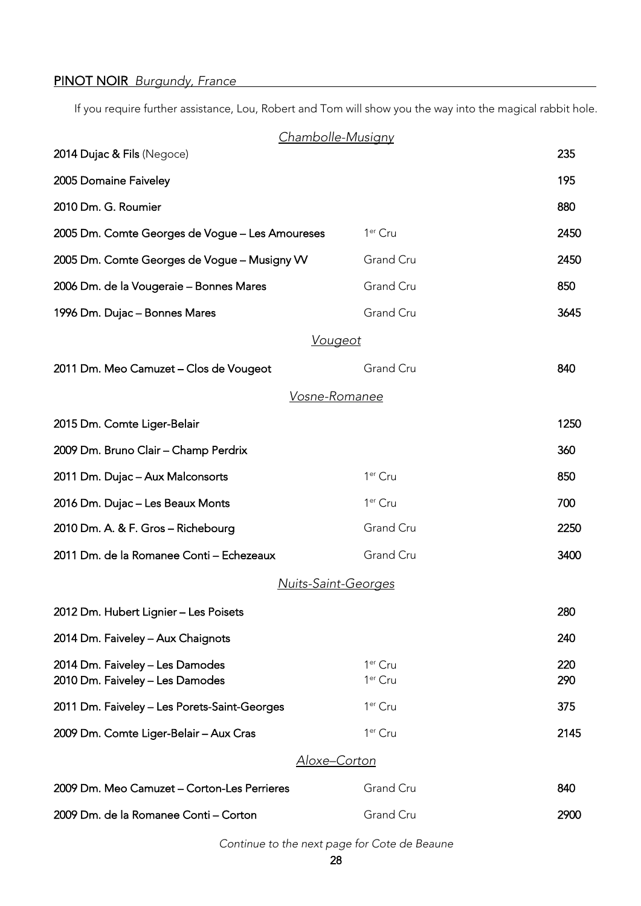## **PINOT NOIR** *Burgundy, France*

If you require further assistance, Lou, Robert and Tom will show you the way into the magical rabbit hole.

### *Chambolle-Musigny*

| Wine | Classification | Price |
|---|---|---|
| **2014 Dujac & Fils** (Negoce) | | 235 |
| **2005 Domaine Faiveley** | | 195 |
| **2010 Dm. G. Roumier** | | 880 |
| **2005 Dm. Comte Georges de Vogue – Les Amoureses** | 1er Cru | 2450 |
| **2005 Dm. Comte Georges de Vogue – Musigny VV** | Grand Cru | 2450 |
| **2006 Dm. de la Vougeraie – Bonnes Mares** | Grand Cru | 850 |
| **1996 Dm. Dujac – Bonnes Mares** | Grand Cru | 3645 |

### *Vougeot*

| Wine | Classification | Price |
|---|---|---|
| **2011 Dm. Meo Camuzet – Clos de Vougeot** | Grand Cru | 840 |

### *Vosne-Romanee*

| Wine | Classification | Price |
|---|---|---|
| **2015 Dm. Comte Liger-Belair** | | 1250 |
| **2009 Dm. Bruno Clair – Champ Perdrix** | | 360 |
| **2011 Dm. Dujac – Aux Malconsorts** | 1er Cru | 850 |
| **2016 Dm. Dujac – Les Beaux Monts** | 1er Cru | 700 |
| **2010 Dm. A. & F. Gros – Richebourg** | Grand Cru | 2250 |
| **2011 Dm. de la Romanee Conti – Echezeaux** | Grand Cru | 3400 |

### *Nuits-Saint-Georges*

| Wine | Classification | Price |
|---|---|---|
| **2012 Dm. Hubert Lignier – Les Poisets** | | 280 |
| **2014 Dm. Faiveley – Aux Chaignots** | | 240 |
| **2014 Dm. Faiveley – Les Damodes** | 1er Cru | 220 |
| **2010 Dm. Faiveley – Les Damodes** | 1er Cru | 290 |
| **2011 Dm. Faiveley – Les Porets-Saint-Georges** | 1er Cru | 375 |
| **2009 Dm. Comte Liger-Belair – Aux Cras** | 1er Cru | 2145 |

### *Aloxe–Corton*

| Wine | Classification | Price |
|---|---|---|
| **2009 Dm. Meo Camuzet – Corton-Les Perrieres** | Grand Cru | 840 |
| **2009 Dm. de la Romanee Conti – Corton** | Grand Cru | 2900 |

*Continue to the next page for Cote de Beaune*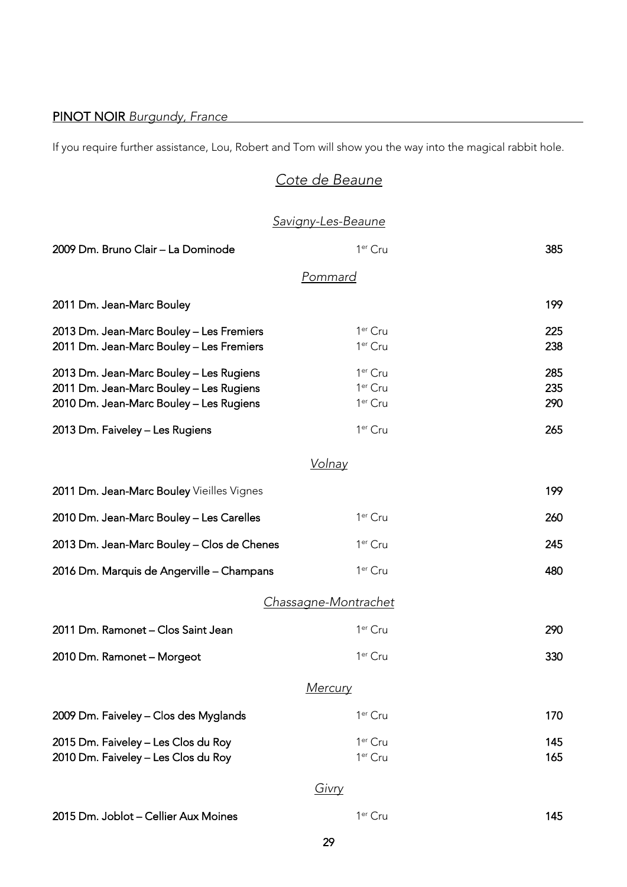## **PINOT NOIR** *Burgundy, France*

If you require further assistance, Lou, Robert and Tom will show you the way into the magical rabbit hole.

### *Cote de Beaune*

#### *Savigny-Les-Beaune*

| Wine | Classification | Price |
|---|---|---|
| **2009 Dm. Bruno Clair – La Dominode** | 1er Cru | **385** |

#### *Pommard*

| Wine | Classification | Price |
|---|---|---|
| **2011 Dm. Jean-Marc Bouley** | | **199** |
| **2013 Dm. Jean-Marc Bouley – Les Fremiers** | 1er Cru | **225** |
| **2011 Dm. Jean-Marc Bouley – Les Fremiers** | 1er Cru | **238** |
| **2013 Dm. Jean-Marc Bouley – Les Rugiens** | 1er Cru | **285** |
| **2011 Dm. Jean-Marc Bouley – Les Rugiens** | 1er Cru | **235** |
| **2010 Dm. Jean-Marc Bouley – Les Rugiens** | 1er Cru | **290** |
| **2013 Dm. Faiveley – Les Rugiens** | 1er Cru | **265** |

#### *Volnay*

| Wine | Classification | Price |
|---|---|---|
| **2011 Dm. Jean-Marc Bouley** Vieilles Vignes | | **199** |
| **2010 Dm. Jean-Marc Bouley – Les Carelles** | 1er Cru | **260** |
| **2013 Dm. Jean-Marc Bouley – Clos de Chenes** | 1er Cru | **245** |
| **2016 Dm. Marquis de Angerville – Champans** | 1er Cru | **480** |

#### *Chassagne-Montrachet*

| Wine | Classification | Price |
|---|---|---|
| **2011 Dm. Ramonet – Clos Saint Jean** | 1er Cru | **290** |
| **2010 Dm. Ramonet – Morgeot** | 1er Cru | **330** |

#### *Mercury*

| Wine | Classification | Price |
|---|---|---|
| **2009 Dm. Faiveley – Clos des Myglands** | 1er Cru | **170** |
| **2015 Dm. Faiveley – Les Clos du Roy** | 1er Cru | **145** |
| **2010 Dm. Faiveley – Les Clos du Roy** | 1er Cru | **165** |

#### *Givry*

| Wine | Classification | Price |
|---|---|---|
| **2015 Dm. Joblot – Cellier Aux Moines** | 1er Cru | **145** |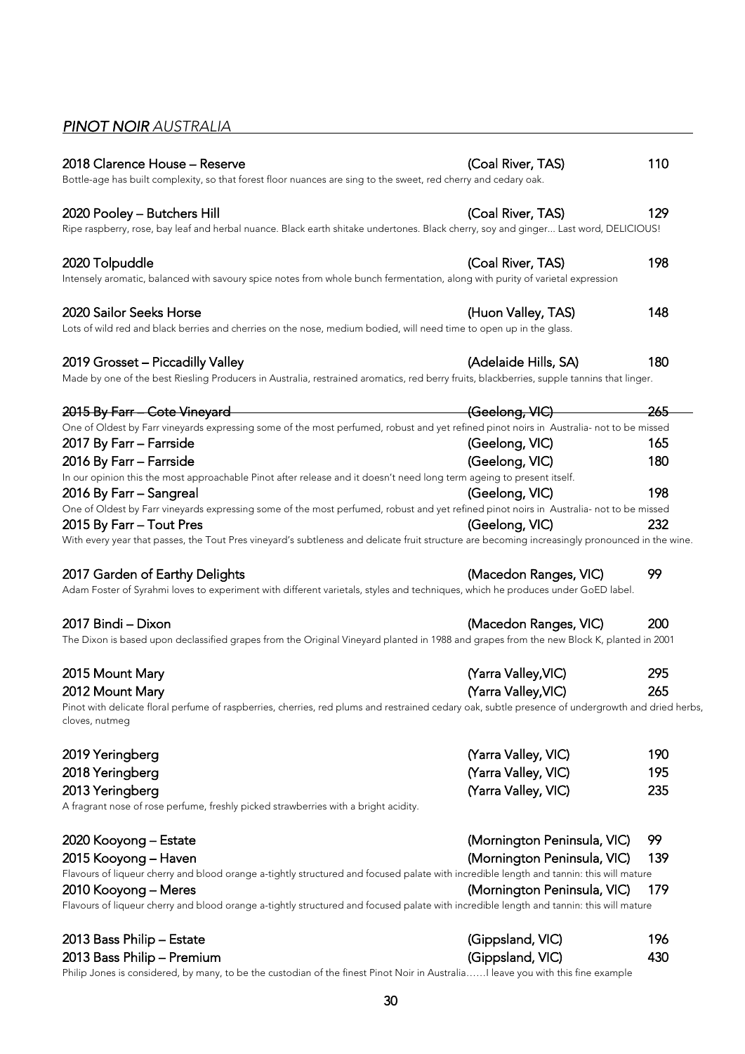## *PINOT NOIR AUSTRALIA*

**2018 Clarence House – Reserve** (Coal River, TAS) 110
Bottle-age has built complexity, so that forest floor nuances are sing to the sweet, red cherry and cedary oak.

**2020 Pooley – Butchers Hill** (Coal River, TAS) 129
Ripe raspberry, rose, bay leaf and herbal nuance. Black earth shitake undertones. Black cherry, soy and ginger... Last word, DELICIOUS!

**2020 Tolpuddle** (Coal River, TAS) 198
Intensely aromatic, balanced with savoury spice notes from whole bunch fermentation, along with purity of varietal expression

**2020 Sailor Seeks Horse** (Huon Valley, TAS) 148
Lots of wild red and black berries and cherries on the nose, medium bodied, will need time to open up in the glass.

**2019 Grosset – Piccadilly Valley** (Adelaide Hills, SA) 180
Made by one of the best Riesling Producers in Australia, restrained aromatics, red berry fruits, blackberries, supple tannins that linger.

~~**2015 By Farr – Cote Vineyard** (Geelong, VIC) 265~~
One of Oldest by Farr vineyards expressing some of the most perfumed, robust and yet refined pinot noirs in Australia- not to be missed

**2017 By Farr – Farrside** (Geelong, VIC) 165
**2016 By Farr – Farrside** (Geelong, VIC) 180
In our opinion this the most approachable Pinot after release and it doesn't need long term ageing to present itself.

**2016 By Farr – Sangreal** (Geelong, VIC) 198
One of Oldest by Farr vineyards expressing some of the most perfumed, robust and yet refined pinot noirs in Australia- not to be missed

**2015 By Farr – Tout Pres** (Geelong, VIC) 232
With every year that passes, the Tout Pres vineyard's subtleness and delicate fruit structure are becoming increasingly pronounced in the wine.

**2017 Garden of Earthy Delights** (Macedon Ranges, VIC) 99
Adam Foster of Syrahmi loves to experiment with different varietals, styles and techniques, which he produces under GoED label.

**2017 Bindi – Dixon** (Macedon Ranges, VIC) 200
The Dixon is based upon declassified grapes from the Original Vineyard planted in 1988 and grapes from the new Block K, planted in 2001

**2015 Mount Mary** (Yarra Valley,VIC) 295
**2012 Mount Mary** (Yarra Valley,VIC) 265
Pinot with delicate floral perfume of raspberries, cherries, red plums and restrained cedary oak, subtle presence of undergrowth and dried herbs, cloves, nutmeg

**2019 Yeringberg** (Yarra Valley, VIC) 190
**2018 Yeringberg** (Yarra Valley, VIC) 195
**2013 Yeringberg** (Yarra Valley, VIC) 235
A fragrant nose of rose perfume, freshly picked strawberries with a bright acidity.

**2020 Kooyong – Estate** (Mornington Peninsula, VIC) 99
**2015 Kooyong – Haven** (Mornington Peninsula, VIC) 139
Flavours of liqueur cherry and blood orange a-tightly structured and focused palate with incredible length and tannin: this will mature

**2010 Kooyong – Meres** (Mornington Peninsula, VIC) 179
Flavours of liqueur cherry and blood orange a-tightly structured and focused palate with incredible length and tannin: this will mature

**2013 Bass Philip – Estate** (Gippsland, VIC) 196
**2013 Bass Philip – Premium** (Gippsland, VIC) 430
Philip Jones is considered, by many, to be the custodian of the finest Pinot Noir in Australia……I leave you with this fine example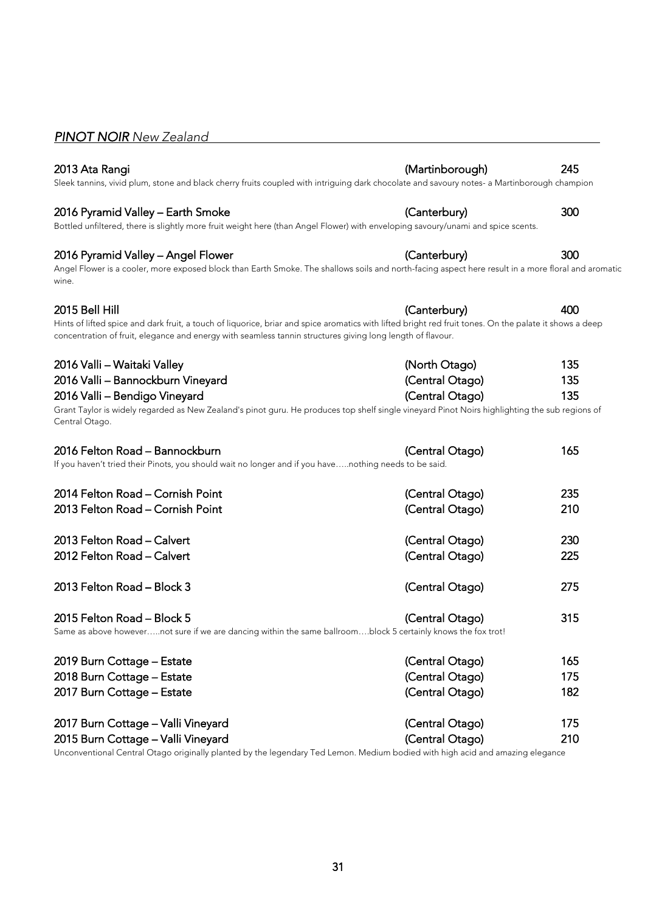## ***PINOT NOIR*** *New Zealand*

**2013 Ata Rangi** (Martinborough) 245
Sleek tannins, vivid plum, stone and black cherry fruits coupled with intriguing dark chocolate and savoury notes- a Martinborough champion

**2016 Pyramid Valley – Earth Smoke** (Canterbury) 300
Bottled unfiltered, there is slightly more fruit weight here (than Angel Flower) with enveloping savoury/unami and spice scents.

**2016 Pyramid Valley – Angel Flower** (Canterbury) 300
Angel Flower is a cooler, more exposed block than Earth Smoke. The shallows soils and north-facing aspect here result in a more floral and aromatic wine.

**2015 Bell Hill** (Canterbury) 400
Hints of lifted spice and dark fruit, a touch of liquorice, briar and spice aromatics with lifted bright red fruit tones. On the palate it shows a deep concentration of fruit, elegance and energy with seamless tannin structures giving long length of flavour.

**2016 Valli – Waitaki Valley** (North Otago) 135
**2016 Valli – Bannockburn Vineyard** (Central Otago) 135
**2016 Valli – Bendigo Vineyard** (Central Otago) 135
Grant Taylor is widely regarded as New Zealand's pinot guru. He produces top shelf single vineyard Pinot Noirs highlighting the sub regions of Central Otago.

**2016 Felton Road – Bannockburn** (Central Otago) 165
If you haven't tried their Pinots, you should wait no longer and if you have…..nothing needs to be said.

**2014 Felton Road – Cornish Point** (Central Otago) 235
**2013 Felton Road – Cornish Point** (Central Otago) 210

**2013 Felton Road – Calvert** (Central Otago) 230
**2012 Felton Road – Calvert** (Central Otago) 225

**2013 Felton Road – Block 3** (Central Otago) 275

**2015 Felton Road – Block 5** (Central Otago) 315
Same as above however…..not sure if we are dancing within the same ballroom….block 5 certainly knows the fox trot!

**2019 Burn Cottage – Estate** (Central Otago) 165
**2018 Burn Cottage – Estate** (Central Otago) 175
**2017 Burn Cottage – Estate** (Central Otago) 182

**2017 Burn Cottage – Valli Vineyard** (Central Otago) 175
**2015 Burn Cottage – Valli Vineyard** (Central Otago) 210
Unconventional Central Otago originally planted by the legendary Ted Lemon. Medium bodied with high acid and amazing elegance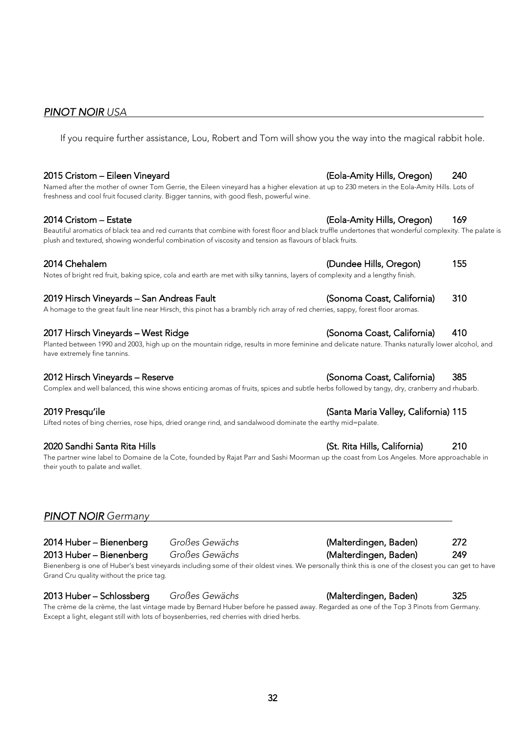## *PINOT NOIR USA*

If you require further assistance, Lou, Robert and Tom will show you the way into the magical rabbit hole.

**2015 Cristom – Eileen Vineyard** (Eola-Amity Hills, Oregon) 240

Named after the mother of owner Tom Gerrie, the Eileen vineyard has a higher elevation at up to 230 meters in the Eola-Amity Hills. Lots of freshness and cool fruit focused clarity. Bigger tannins, with good flesh, powerful wine.

**2014 Cristom – Estate** (Eola-Amity Hills, Oregon) 169

Beautiful aromatics of black tea and red currants that combine with forest floor and black truffle undertones that wonderful complexity. The palate is plush and textured, showing wonderful combination of viscosity and tension as flavours of black fruits.

**2014 Chehalem** (Dundee Hills, Oregon) 155

Notes of bright red fruit, baking spice, cola and earth are met with silky tannins, layers of complexity and a lengthy finish.

**2019 Hirsch Vineyards – San Andreas Fault** (Sonoma Coast, California) 310

A homage to the great fault line near Hirsch, this pinot has a brambly rich array of red cherries, sappy, forest floor aromas.

**2017 Hirsch Vineyards – West Ridge** (Sonoma Coast, California) 410

Planted between 1990 and 2003, high up on the mountain ridge, results in more feminine and delicate nature. Thanks naturally lower alcohol, and have extremely fine tannins.

**2012 Hirsch Vineyards – Reserve** (Sonoma Coast, California) 385

Complex and well balanced, this wine shows enticing aromas of fruits, spices and subtle herbs followed by tangy, dry, cranberry and rhubarb.

**2019 Presqu'ile** (Santa Maria Valley, California) 115

Lifted notes of bing cherries, rose hips, dried orange rind, and sandalwood dominate the earthy mid=palate.

**2020 Sandhi Santa Rita Hills** (St. Rita Hills, California) 210

The partner wine label to Domaine de la Cote, founded by Rajat Parr and Sashi Moorman up the coast from Los Angeles. More approachable in their youth to palate and wallet.

## *PINOT NOIR Germany*

**2014 Huber – Bienenberg** *Großes Gewächs* (Malterdingen, Baden) 272

**2013 Huber – Bienenberg** *Großes Gewächs* (Malterdingen, Baden) 249

Bienenberg is one of Huber's best vineyards including some of their oldest vines. We personally think this is one of the closest you can get to have Grand Cru quality without the price tag.

**2013 Huber – Schlossberg** *Großes Gewächs* (Malterdingen, Baden) 325

The crème de la crème, the last vintage made by Bernard Huber before he passed away. Regarded as one of the Top 3 Pinots from Germany. Except a light, elegant still with lots of boysenberries, red cherries with dried herbs.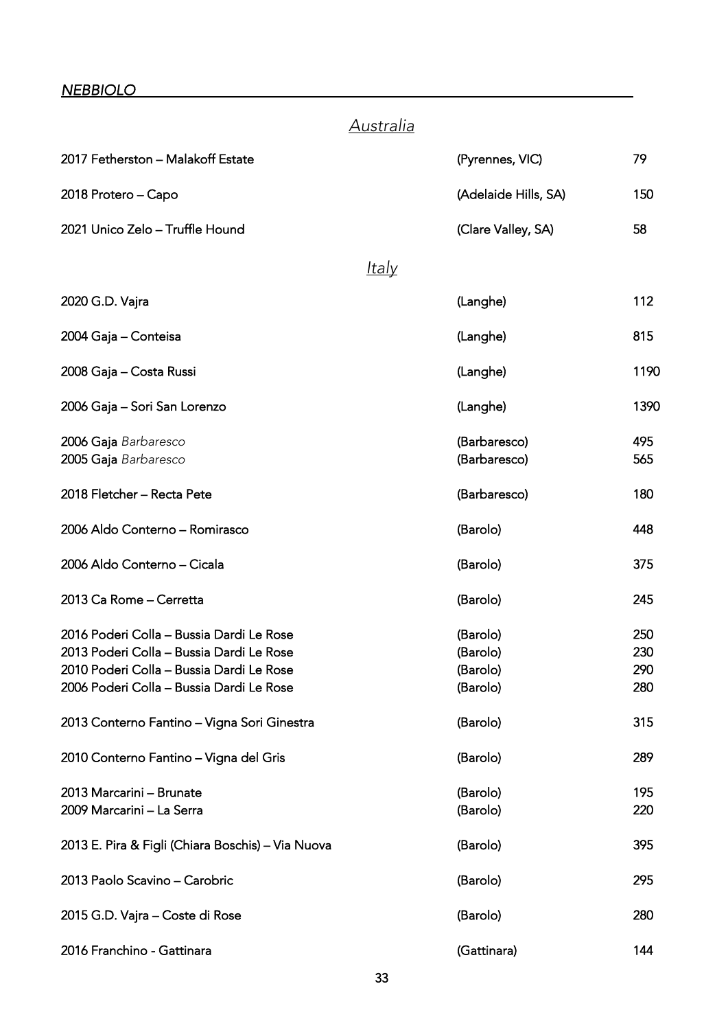*NEBBIOLO*

## *Australia*

| Wine | Region | Price |
|---|---|---|
| 2017 Fetherston – Malakoff Estate | (Pyrennes, VIC) | 79 |
| 2018 Protero – Capo | (Adelaide Hills, SA) | 150 |
| 2021 Unico Zelo – Truffle Hound | (Clare Valley, SA) | 58 |

## *Italy*

| Wine | Region | Price |
|---|---|---|
| 2020 G.D. Vajra | (Langhe) | 112 |
| 2004 Gaja – Conteisa | (Langhe) | 815 |
| 2008 Gaja – Costa Russi | (Langhe) | 1190 |
| 2006 Gaja – Sori San Lorenzo | (Langhe) | 1390 |
| 2006 Gaja *Barbaresco* | (Barbaresco) | 495 |
| 2005 Gaja *Barbaresco* | (Barbaresco) | 565 |
| 2018 Fletcher – Recta Pete | (Barbaresco) | 180 |
| 2006 Aldo Conterno – Romirasco | (Barolo) | 448 |
| 2006 Aldo Conterno – Cicala | (Barolo) | 375 |
| 2013 Ca Rome – Cerretta | (Barolo) | 245 |
| 2016 Poderi Colla – Bussia Dardi Le Rose | (Barolo) | 250 |
| 2013 Poderi Colla – Bussia Dardi Le Rose | (Barolo) | 230 |
| 2010 Poderi Colla – Bussia Dardi Le Rose | (Barolo) | 290 |
| 2006 Poderi Colla – Bussia Dardi Le Rose | (Barolo) | 280 |
| 2013 Conterno Fantino – Vigna Sori Ginestra | (Barolo) | 315 |
| 2010 Conterno Fantino – Vigna del Gris | (Barolo) | 289 |
| 2013 Marcarini – Brunate | (Barolo) | 195 |
| 2009 Marcarini – La Serra | (Barolo) | 220 |
| 2013 E. Pira & Figli (Chiara Boschis) – Via Nuova | (Barolo) | 395 |
| 2013 Paolo Scavino – Carobric | (Barolo) | 295 |
| 2015 G.D. Vajra – Coste di Rose | (Barolo) | 280 |
| 2016 Franchino - Gattinara | (Gattinara) | 144 |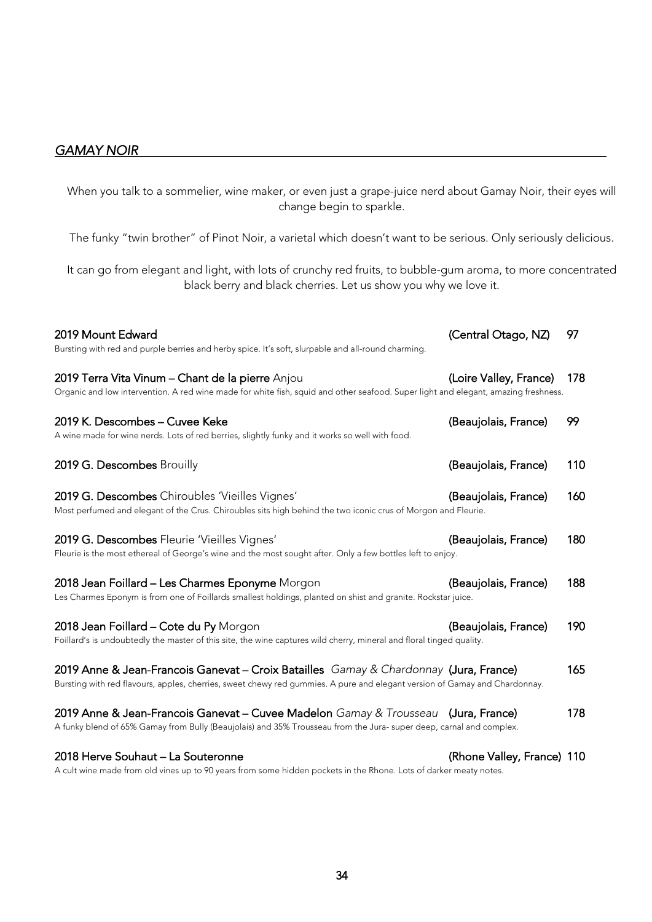## *GAMAY NOIR*

When you talk to a sommelier, wine maker, or even just a grape-juice nerd about Gamay Noir, their eyes will change begin to sparkle.

The funky "twin brother" of Pinot Noir, a varietal which doesn't want to be serious. Only seriously delicious.

It can go from elegant and light, with lots of crunchy red fruits, to bubble-gum aroma, to more concentrated black berry and black cherries. Let us show you why we love it.

**2019 Mount Edward** (Central Otago, NZ) 97
Bursting with red and purple berries and herby spice. It's soft, slurpable and all-round charming.

**2019 Terra Vita Vinum – Chant de la pierre** Anjou (Loire Valley, France) 178
Organic and low intervention. A red wine made for white fish, squid and other seafood. Super light and elegant, amazing freshness.

**2019 K. Descombes – Cuvee Keke** (Beaujolais, France) 99
A wine made for wine nerds. Lots of red berries, slightly funky and it works so well with food.

**2019 G. Descombes** Brouilly (Beaujolais, France) 110

**2019 G. Descombes** Chiroubles 'Vieilles Vignes' (Beaujolais, France) 160
Most perfumed and elegant of the Crus. Chiroubles sits high behind the two iconic crus of Morgon and Fleurie.

**2019 G. Descombes** Fleurie 'Vieilles Vignes' (Beaujolais, France) 180
Fleurie is the most ethereal of George's wine and the most sought after. Only a few bottles left to enjoy.

**2018 Jean Foillard – Les Charmes Eponyme** Morgon (Beaujolais, France) 188
Les Charmes Eponym is from one of Foillards smallest holdings, planted on shist and granite. Rockstar juice.

**2018 Jean Foillard – Cote du Py** Morgon (Beaujolais, France) 190
Foillard's is undoubtedly the master of this site, the wine captures wild cherry, mineral and floral tinged quality.

**2019 Anne & Jean-Francois Ganevat – Croix Batailles** *Gamay & Chardonnay* (Jura, France) 165
Bursting with red flavours, apples, cherries, sweet chewy red gummies. A pure and elegant version of Gamay and Chardonnay.

**2019 Anne & Jean-Francois Ganevat – Cuvee Madelon** *Gamay & Trousseau* (Jura, France) 178
A funky blend of 65% Gamay from Bully (Beaujolais) and 35% Trousseau from the Jura- super deep, carnal and complex.

**2018 Herve Souhaut – La Souteronne** (Rhone Valley, France) 110
A cult wine made from old vines up to 90 years from some hidden pockets in the Rhone. Lots of darker meaty notes.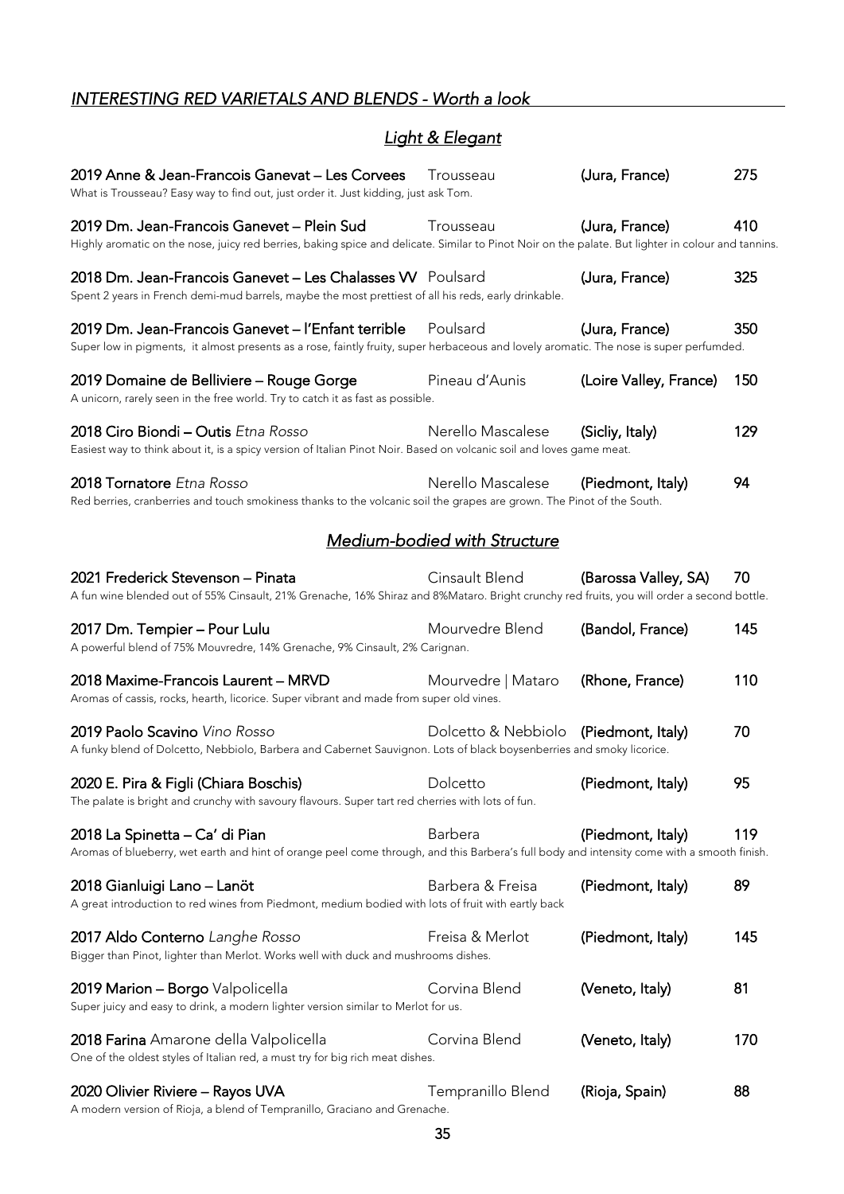## *INTERESTING RED VARIETALS AND BLENDS - Worth a look*

### *Light & Elegant*

**2019 Anne & Jean-Francois Ganevat – Les Corvees** | Trousseau | (Jura, France) | 275
What is Trousseau? Easy way to find out, just order it. Just kidding, just ask Tom.

**2019 Dm. Jean-Francois Ganevet – Plein Sud** | Trousseau | (Jura, France) | 410
Highly aromatic on the nose, juicy red berries, baking spice and delicate. Similar to Pinot Noir on the palate. But lighter in colour and tannins.

**2018 Dm. Jean-Francois Ganevet – Les Chalasses VV** | Poulsard | (Jura, France) | 325
Spent 2 years in French demi-mud barrels, maybe the most prettiest of all his reds, early drinkable.

**2019 Dm. Jean-Francois Ganevet – l'Enfant terrible** | Poulsard | (Jura, France) | 350
Super low in pigments, it almost presents as a rose, faintly fruity, super herbaceous and lovely aromatic. The nose is super perfumded.

**2019 Domaine de Belliviere – Rouge Gorge** | Pineau d'Aunis | (Loire Valley, France) | 150
A unicorn, rarely seen in the free world. Try to catch it as fast as possible.

**2018 Ciro Biondi – Outis** *Etna Rosso* | Nerello Mascalese | (Sicliy, Italy) | 129
Easiest way to think about it, is a spicy version of Italian Pinot Noir. Based on volcanic soil and loves game meat.

**2018 Tornatore** *Etna Rosso* | Nerello Mascalese | (Piedmont, Italy) | 94
Red berries, cranberries and touch smokiness thanks to the volcanic soil the grapes are grown. The Pinot of the South.

### *Medium-bodied with Structure*

**2021 Frederick Stevenson – Pinata** | Cinsault Blend | (Barossa Valley, SA) | 70
A fun wine blended out of 55% Cinsault, 21% Grenache, 16% Shiraz and 8%Mataro. Bright crunchy red fruits, you will order a second bottle.

**2017 Dm. Tempier – Pour Lulu** | Mourvedre Blend | (Bandol, France) | 145
A powerful blend of 75% Mouvredre, 14% Grenache, 9% Cinsault, 2% Carignan.

**2018 Maxime-Francois Laurent – MRVD** | Mourvedre | Mataro | (Rhone, France) | 110
Aromas of cassis, rocks, hearth, licorice. Super vibrant and made from super old vines.

**2019 Paolo Scavino** *Vino Rosso* | Dolcetto & Nebbiolo | (Piedmont, Italy) | 70
A funky blend of Dolcetto, Nebbiolo, Barbera and Cabernet Sauvignon. Lots of black boysenberries and smoky licorice.

**2020 E. Pira & Figli (Chiara Boschis)** | Dolcetto | (Piedmont, Italy) | 95
The palate is bright and crunchy with savoury flavours. Super tart red cherries with lots of fun.

**2018 La Spinetta – Ca' di Pian** | Barbera | (Piedmont, Italy) | 119
Aromas of blueberry, wet earth and hint of orange peel come through, and this Barbera's full body and intensity come with a smooth finish.

**2018 Gianluigi Lano – Lanöt** | Barbera & Freisa | (Piedmont, Italy) | 89
A great introduction to red wines from Piedmont, medium bodied with lots of fruit with eartly back

**2017 Aldo Conterno** *Langhe Rosso* | Freisa & Merlot | (Piedmont, Italy) | 145
Bigger than Pinot, lighter than Merlot. Works well with duck and mushrooms dishes.

**2019 Marion – Borgo** Valpolicella | Corvina Blend | (Veneto, Italy) | 81
Super juicy and easy to drink, a modern lighter version similar to Merlot for us.

**2018 Farina** Amarone della Valpolicella | Corvina Blend | (Veneto, Italy) | 170
One of the oldest styles of Italian red, a must try for big rich meat dishes.

**2020 Olivier Riviere – Rayos UVA** | Tempranillo Blend | (Rioja, Spain) | 88
A modern version of Rioja, a blend of Tempranillo, Graciano and Grenache.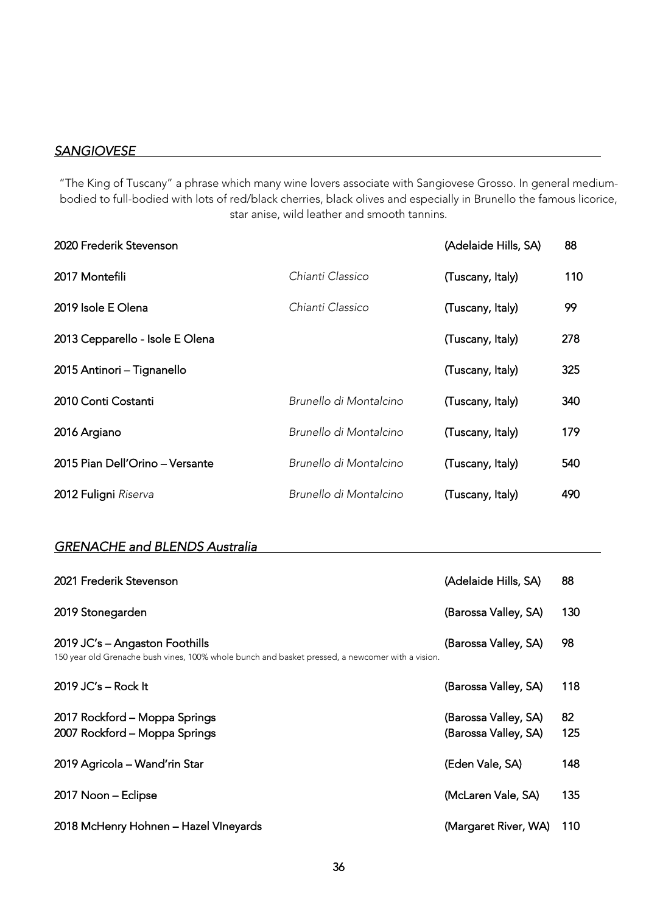## *SANGIOVESE*

"The King of Tuscany" a phrase which many wine lovers associate with Sangiovese Grosso. In general medium-bodied to full-bodied with lots of red/black cherries, black olives and especially in Brunello the famous licorice, star anise, wild leather and smooth tannins.

| Wine | Appellation | Region | Price |
|---|---|---|---|
| 2020 Frederik Stevenson | | (Adelaide Hills, SA) | 88 |
| 2017 Montefili | *Chianti Classico* | (Tuscany, Italy) | 110 |
| 2019 Isole E Olena | *Chianti Classico* | (Tuscany, Italy) | 99 |
| 2013 Cepparello - Isole E Olena | | (Tuscany, Italy) | 278 |
| 2015 Antinori – Tignanello | | (Tuscany, Italy) | 325 |
| 2010 Conti Costanti | *Brunello di Montalcino* | (Tuscany, Italy) | 340 |
| 2016 Argiano | *Brunello di Montalcino* | (Tuscany, Italy) | 179 |
| 2015 Pian Dell'Orino – Versante | *Brunello di Montalcino* | (Tuscany, Italy) | 540 |
| 2012 Fuligni *Riserva* | *Brunello di Montalcino* | (Tuscany, Italy) | 490 |

## *GRENACHE and BLENDS Australia*

| Wine | Region | Price |
|---|---|---|
| 2021 Frederik Stevenson | (Adelaide Hills, SA) | 88 |
| 2019 Stonegarden | (Barossa Valley, SA) | 130 |
| 2019 JC's – Angaston Foothills<br>150 year old Grenache bush vines, 100% whole bunch and basket pressed, a newcomer with a vision. | (Barossa Valley, SA) | 98 |
| 2019 JC's – Rock It | (Barossa Valley, SA) | 118 |
| 2017 Rockford – Moppa Springs | (Barossa Valley, SA) | 82 |
| 2007 Rockford – Moppa Springs | (Barossa Valley, SA) | 125 |
| 2019 Agricola – Wand'rin Star | (Eden Vale, SA) | 148 |
| 2017 Noon – Eclipse | (McLaren Vale, SA) | 135 |
| 2018 McHenry Hohnen – Hazel VIneyards | (Margaret River, WA) | 110 |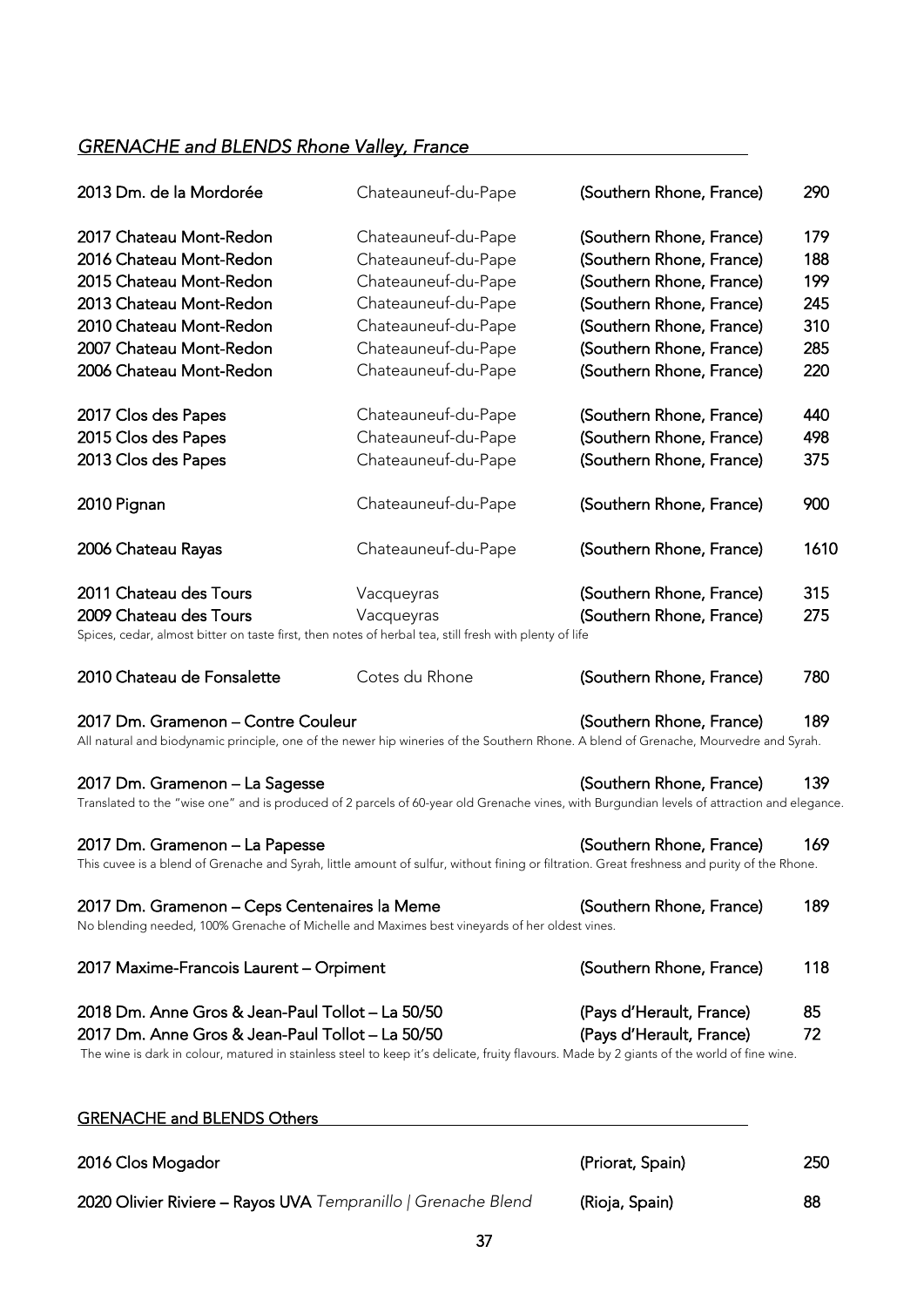## *GRENACHE and BLENDS Rhone Valley, France*

| Wine | Appellation | Region | Price |
|---|---|---|---|
| **2013 Dm. de la Mordorée** | Chateauneuf-du-Pape | **(Southern Rhone, France)** | **290** |
| **2017 Chateau Mont-Redon** | Chateauneuf-du-Pape | **(Southern Rhone, France)** | **179** |
| **2016 Chateau Mont-Redon** | Chateauneuf-du-Pape | **(Southern Rhone, France)** | **188** |
| **2015 Chateau Mont-Redon** | Chateauneuf-du-Pape | **(Southern Rhone, France)** | **199** |
| **2013 Chateau Mont-Redon** | Chateauneuf-du-Pape | **(Southern Rhone, France)** | **245** |
| **2010 Chateau Mont-Redon** | Chateauneuf-du-Pape | **(Southern Rhone, France)** | **310** |
| **2007 Chateau Mont-Redon** | Chateauneuf-du-Pape | **(Southern Rhone, France)** | **285** |
| **2006 Chateau Mont-Redon** | Chateauneuf-du-Pape | **(Southern Rhone, France)** | **220** |
| **2017 Clos des Papes** | Chateauneuf-du-Pape | **(Southern Rhone, France)** | **440** |
| **2015 Clos des Papes** | Chateauneuf-du-Pape | **(Southern Rhone, France)** | **498** |
| **2013 Clos des Papes** | Chateauneuf-du-Pape | **(Southern Rhone, France)** | **375** |
| **2010 Pignan** | Chateauneuf-du-Pape | **(Southern Rhone, France)** | **900** |
| **2006 Chateau Rayas** | Chateauneuf-du-Pape | **(Southern Rhone, France)** | **1610** |
| **2011 Chateau des Tours** | Vacqueyras | **(Southern Rhone, France)** | **315** |
| **2009 Chateau des Tours** | Vacqueyras | **(Southern Rhone, France)** | **275** |

Spices, cedar, almost bitter on taste first, then notes of herbal tea, still fresh with plenty of life

| Wine | Appellation | Region | Price |
|---|---|---|---|
| **2010 Chateau de Fonsalette** | Cotes du Rhone | **(Southern Rhone, France)** | **780** |

**2017 Dm. Gramenon – Contre Couleur** **(Southern Rhone, France)** **189**

All natural and biodynamic principle, one of the newer hip wineries of the Southern Rhone. A blend of Grenache, Mourvedre and Syrah.

**2017 Dm. Gramenon – La Sagesse** **(Southern Rhone, France)** **139**

Translated to the "wise one" and is produced of 2 parcels of 60-year old Grenache vines, with Burgundian levels of attraction and elegance.

**2017 Dm. Gramenon – La Papesse** **(Southern Rhone, France)** **169**

This cuvee is a blend of Grenache and Syrah, little amount of sulfur, without fining or filtration. Great freshness and purity of the Rhone.

**2017 Dm. Gramenon – Ceps Centenaires la Meme** **(Southern Rhone, France)** **189**

No blending needed, 100% Grenache of Michelle and Maximes best vineyards of her oldest vines.

**2017 Maxime-Francois Laurent – Orpiment** **(Southern Rhone, France)** **118**

**2018 Dm. Anne Gros & Jean-Paul Tollot – La 50/50** **(Pays d'Herault, France)** **85**
**2017 Dm. Anne Gros & Jean-Paul Tollot – La 50/50** **(Pays d'Herault, France)** **72**

The wine is dark in colour, matured in stainless steel to keep it's delicate, fruity flavours. Made by 2 giants of the world of fine wine.

## GRENACHE and BLENDS Others

| Wine | Region | Price |
|---|---|---|
| **2016 Clos Mogador** | **(Priorat, Spain)** | **250** |
| **2020 Olivier Riviere – Rayos UVA** *Tempranillo \| Grenache Blend* | **(Rioja, Spain)** | **88** |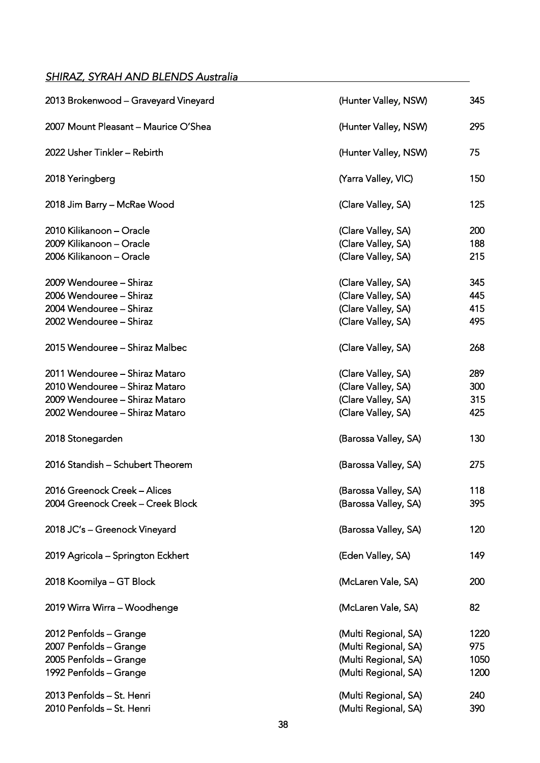## *SHIRAZ, SYRAH AND BLENDS Australia*

| | | |
|---|---|---|
| 2013 Brokenwood – Graveyard Vineyard | (Hunter Valley, NSW) | 345 |
| 2007 Mount Pleasant – Maurice O'Shea | (Hunter Valley, NSW) | 295 |
| 2022 Usher Tinkler – Rebirth | (Hunter Valley, NSW) | 75 |
| 2018 Yeringberg | (Yarra Valley, VIC) | 150 |
| 2018 Jim Barry – McRae Wood | (Clare Valley, SA) | 125 |
| 2010 Kilikanoon – Oracle | (Clare Valley, SA) | 200 |
| 2009 Kilikanoon – Oracle | (Clare Valley, SA) | 188 |
| 2006 Kilikanoon – Oracle | (Clare Valley, SA) | 215 |
| 2009 Wendouree – Shiraz | (Clare Valley, SA) | 345 |
| 2006 Wendouree – Shiraz | (Clare Valley, SA) | 445 |
| 2004 Wendouree – Shiraz | (Clare Valley, SA) | 415 |
| 2002 Wendouree – Shiraz | (Clare Valley, SA) | 495 |
| 2015 Wendouree – Shiraz Malbec | (Clare Valley, SA) | 268 |
| 2011 Wendouree – Shiraz Mataro | (Clare Valley, SA) | 289 |
| 2010 Wendouree – Shiraz Mataro | (Clare Valley, SA) | 300 |
| 2009 Wendouree – Shiraz Mataro | (Clare Valley, SA) | 315 |
| 2002 Wendouree – Shiraz Mataro | (Clare Valley, SA) | 425 |
| 2018 Stonegarden | (Barossa Valley, SA) | 130 |
| 2016 Standish – Schubert Theorem | (Barossa Valley, SA) | 275 |
| 2016 Greenock Creek – Alices | (Barossa Valley, SA) | 118 |
| 2004 Greenock Creek – Creek Block | (Barossa Valley, SA) | 395 |
| 2018 JC's – Greenock Vineyard | (Barossa Valley, SA) | 120 |
| 2019 Agricola – Springton Eckhert | (Eden Valley, SA) | 149 |
| 2018 Koomilya – GT Block | (McLaren Vale, SA) | 200 |
| 2019 Wirra Wirra – Woodhenge | (McLaren Vale, SA) | 82 |
| 2012 Penfolds – Grange | (Multi Regional, SA) | 1220 |
| 2007 Penfolds – Grange | (Multi Regional, SA) | 975 |
| 2005 Penfolds – Grange | (Multi Regional, SA) | 1050 |
| 1992 Penfolds – Grange | (Multi Regional, SA) | 1200 |
| 2013 Penfolds – St. Henri | (Multi Regional, SA) | 240 |
| 2010 Penfolds – St. Henri | (Multi Regional, SA) | 390 |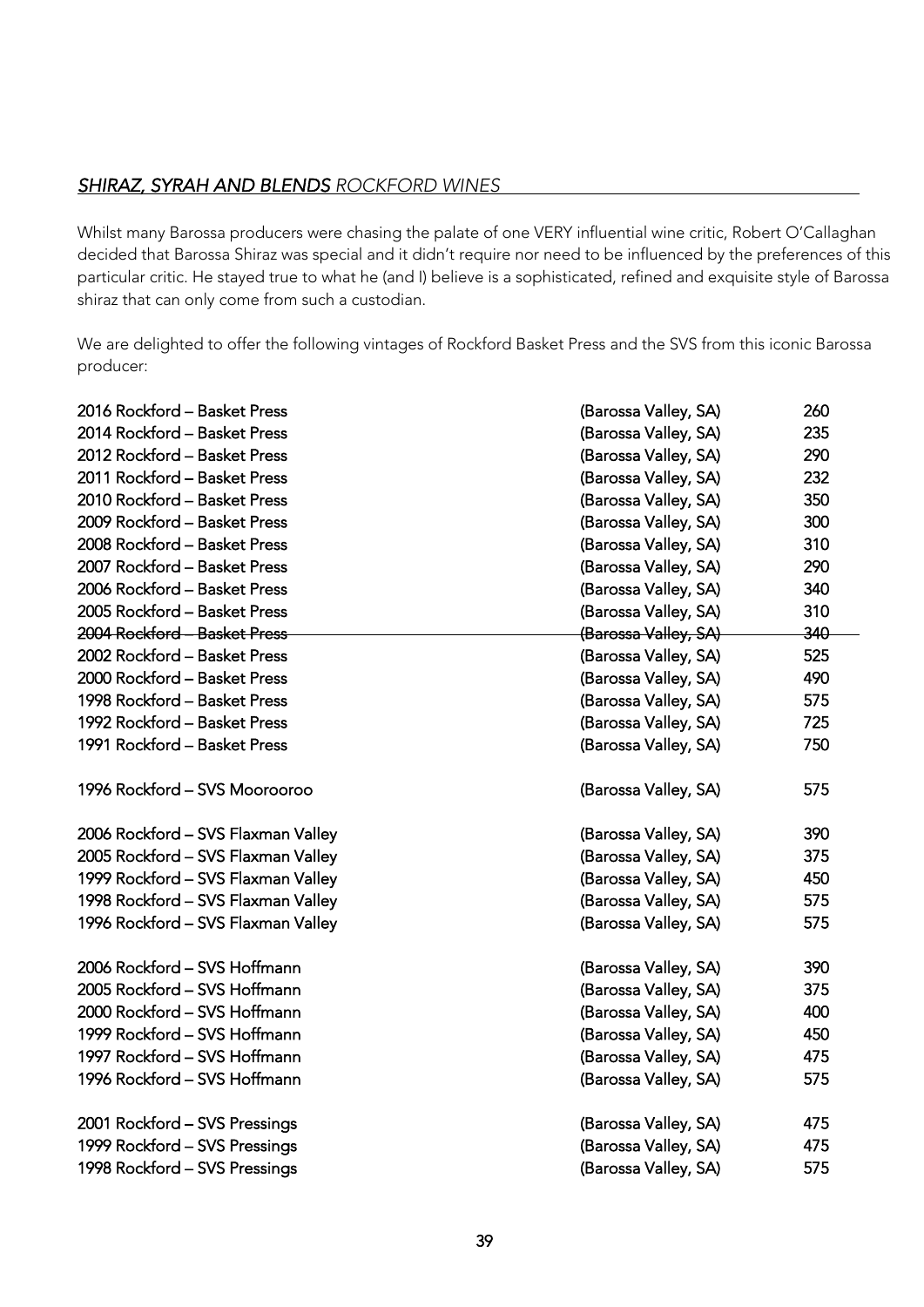## ***SHIRAZ, SYRAH AND BLENDS*** *ROCKFORD WINES*

Whilst many Barossa producers were chasing the palate of one VERY influential wine critic, Robert O'Callaghan decided that Barossa Shiraz was special and it didn't require nor need to be influenced by the preferences of this particular critic. He stayed true to what he (and I) believe is a sophisticated, refined and exquisite style of Barossa shiraz that can only come from such a custodian.

We are delighted to offer the following vintages of Rockford Basket Press and the SVS from this iconic Barossa producer:

| | | |
|---|---|---|
| 2016 Rockford – Basket Press | (Barossa Valley, SA) | 260 |
| 2014 Rockford – Basket Press | (Barossa Valley, SA) | 235 |
| 2012 Rockford – Basket Press | (Barossa Valley, SA) | 290 |
| 2011 Rockford – Basket Press | (Barossa Valley, SA) | 232 |
| 2010 Rockford – Basket Press | (Barossa Valley, SA) | 350 |
| 2009 Rockford – Basket Press | (Barossa Valley, SA) | 300 |
| 2008 Rockford – Basket Press | (Barossa Valley, SA) | 310 |
| 2007 Rockford – Basket Press | (Barossa Valley, SA) | 290 |
| 2006 Rockford – Basket Press | (Barossa Valley, SA) | 340 |
| 2005 Rockford – Basket Press | (Barossa Valley, SA) | 310 |
| ~~2004 Rockford – Basket Press~~ | ~~(Barossa Valley, SA)~~ | ~~340~~ |
| 2002 Rockford – Basket Press | (Barossa Valley, SA) | 525 |
| 2000 Rockford – Basket Press | (Barossa Valley, SA) | 490 |
| 1998 Rockford – Basket Press | (Barossa Valley, SA) | 575 |
| 1992 Rockford – Basket Press | (Barossa Valley, SA) | 725 |
| 1991 Rockford – Basket Press | (Barossa Valley, SA) | 750 |
| | | |
| 1996 Rockford – SVS Moorooroo | (Barossa Valley, SA) | 575 |
| | | |
| 2006 Rockford – SVS Flaxman Valley | (Barossa Valley, SA) | 390 |
| 2005 Rockford – SVS Flaxman Valley | (Barossa Valley, SA) | 375 |
| 1999 Rockford – SVS Flaxman Valley | (Barossa Valley, SA) | 450 |
| 1998 Rockford – SVS Flaxman Valley | (Barossa Valley, SA) | 575 |
| 1996 Rockford – SVS Flaxman Valley | (Barossa Valley, SA) | 575 |
| | | |
| 2006 Rockford – SVS Hoffmann | (Barossa Valley, SA) | 390 |
| 2005 Rockford – SVS Hoffmann | (Barossa Valley, SA) | 375 |
| 2000 Rockford – SVS Hoffmann | (Barossa Valley, SA) | 400 |
| 1999 Rockford – SVS Hoffmann | (Barossa Valley, SA) | 450 |
| 1997 Rockford – SVS Hoffmann | (Barossa Valley, SA) | 475 |
| 1996 Rockford – SVS Hoffmann | (Barossa Valley, SA) | 575 |
| | | |
| 2001 Rockford – SVS Pressings | (Barossa Valley, SA) | 475 |
| 1999 Rockford – SVS Pressings | (Barossa Valley, SA) | 475 |
| 1998 Rockford – SVS Pressings | (Barossa Valley, SA) | 575 |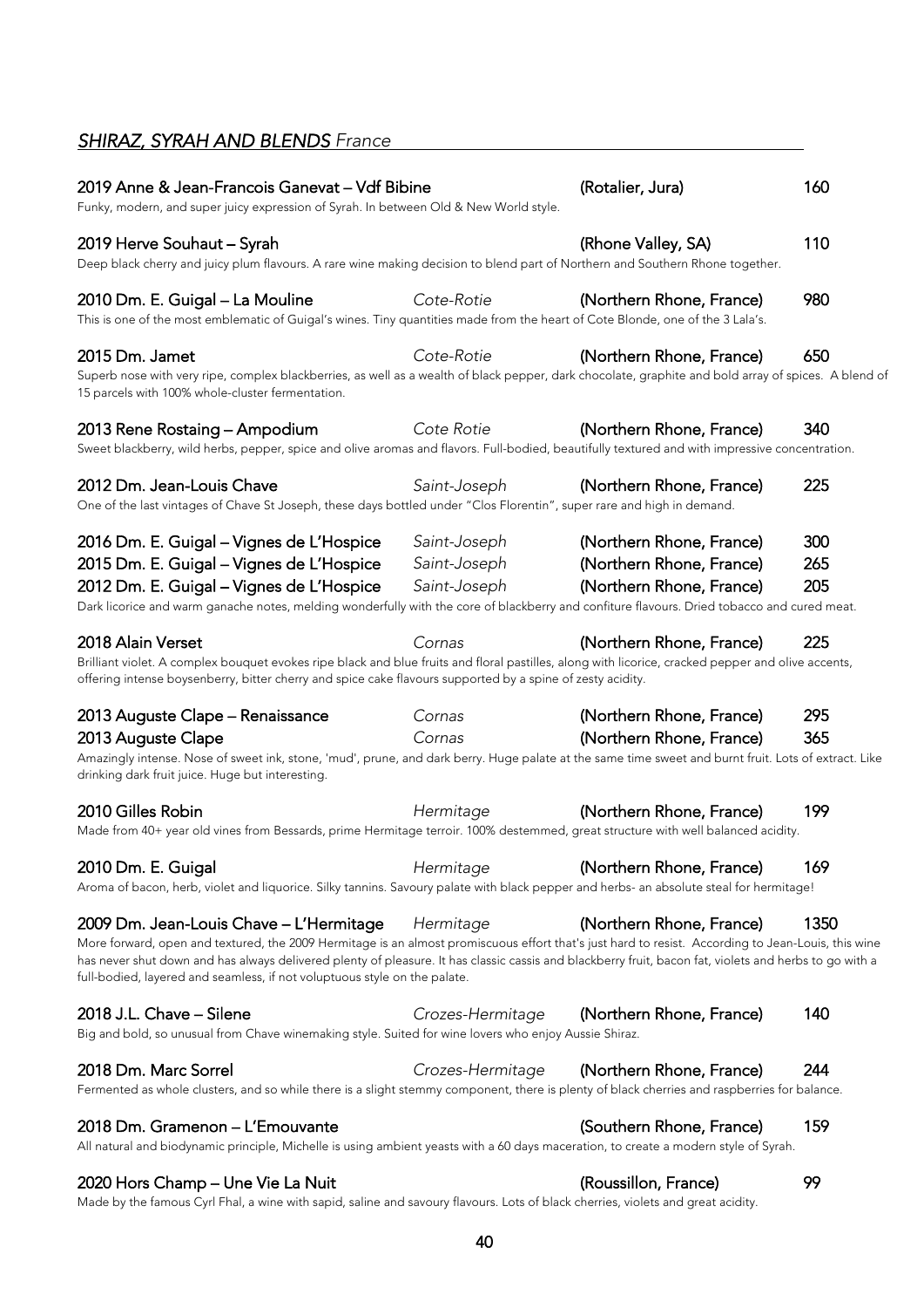## ***SHIRAZ, SYRAH AND BLENDS*** *France*

**2019 Anne & Jean-Francois Ganevat – Vdf Bibine** (Rotalier, Jura) 160
Funky, modern, and super juicy expression of Syrah. In between Old & New World style.

**2019 Herve Souhaut – Syrah** (Rhone Valley, SA) 110
Deep black cherry and juicy plum flavours. A rare wine making decision to blend part of Northern and Southern Rhone together.

**2010 Dm. E. Guigal – La Mouline** *Cote-Rotie* (Northern Rhone, France) 980
This is one of the most emblematic of Guigal's wines. Tiny quantities made from the heart of Cote Blonde, one of the 3 Lala's.

**2015 Dm. Jamet** *Cote-Rotie* (Northern Rhone, France) 650
Superb nose with very ripe, complex blackberries, as well as a wealth of black pepper, dark chocolate, graphite and bold array of spices. A blend of 15 parcels with 100% whole-cluster fermentation.

**2013 Rene Rostaing – Ampodium** *Cote Rotie* (Northern Rhone, France) 340
Sweet blackberry, wild herbs, pepper, spice and olive aromas and flavors. Full-bodied, beautifully textured and with impressive concentration.

**2012 Dm. Jean-Louis Chave** *Saint-Joseph* (Northern Rhone, France) 225
One of the last vintages of Chave St Joseph, these days bottled under "Clos Florentin", super rare and high in demand.

**2016 Dm. E. Guigal – Vignes de L'Hospice** *Saint-Joseph* (Northern Rhone, France) 300
**2015 Dm. E. Guigal – Vignes de L'Hospice** *Saint-Joseph* (Northern Rhone, France) 265
**2012 Dm. E. Guigal – Vignes de L'Hospice** *Saint-Joseph* (Northern Rhone, France) 205
Dark licorice and warm ganache notes, melding wonderfully with the core of blackberry and confiture flavours. Dried tobacco and cured meat.

**2018 Alain Verset** *Cornas* (Northern Rhone, France) 225
Brilliant violet. A complex bouquet evokes ripe black and blue fruits and floral pastilles, along with licorice, cracked pepper and olive accents, offering intense boysenberry, bitter cherry and spice cake flavours supported by a spine of zesty acidity.

**2013 Auguste Clape – Renaissance** *Cornas* (Northern Rhone, France) 295
**2013 Auguste Clape** *Cornas* (Northern Rhone, France) 365
Amazingly intense. Nose of sweet ink, stone, 'mud', prune, and dark berry. Huge palate at the same time sweet and burnt fruit. Lots of extract. Like drinking dark fruit juice. Huge but interesting.

**2010 Gilles Robin** *Hermitage* (Northern Rhone, France) 199
Made from 40+ year old vines from Bessards, prime Hermitage terroir. 100% destemmed, great structure with well balanced acidity.

**2010 Dm. E. Guigal** *Hermitage* (Northern Rhone, France) 169
Aroma of bacon, herb, violet and liquorice. Silky tannins. Savoury palate with black pepper and herbs- an absolute steal for hermitage!

**2009 Dm. Jean-Louis Chave – L'Hermitage** *Hermitage* (Northern Rhone, France) 1350
More forward, open and textured, the 2009 Hermitage is an almost promiscuous effort that's just hard to resist. According to Jean-Louis, this wine has never shut down and has always delivered plenty of pleasure. It has classic cassis and blackberry fruit, bacon fat, violets and herbs to go with a full-bodied, layered and seamless, if not voluptuous style on the palate.

**2018 J.L. Chave – Silene** *Crozes-Hermitage* (Northern Rhone, France) 140
Big and bold, so unusual from Chave winemaking style. Suited for wine lovers who enjoy Aussie Shiraz.

**2018 Dm. Marc Sorrel** *Crozes-Hermitage* (Northern Rhone, France) 244
Fermented as whole clusters, and so while there is a slight stemmy component, there is plenty of black cherries and raspberries for balance.

**2018 Dm. Gramenon – L'Emouvante** (Southern Rhone, France) 159
All natural and biodynamic principle, Michelle is using ambient yeasts with a 60 days maceration, to create a modern style of Syrah.

**2020 Hors Champ – Une Vie La Nuit** (Roussillon, France) 99
Made by the famous Cyrl Fhal, a wine with sapid, saline and savoury flavours. Lots of black cherries, violets and great acidity.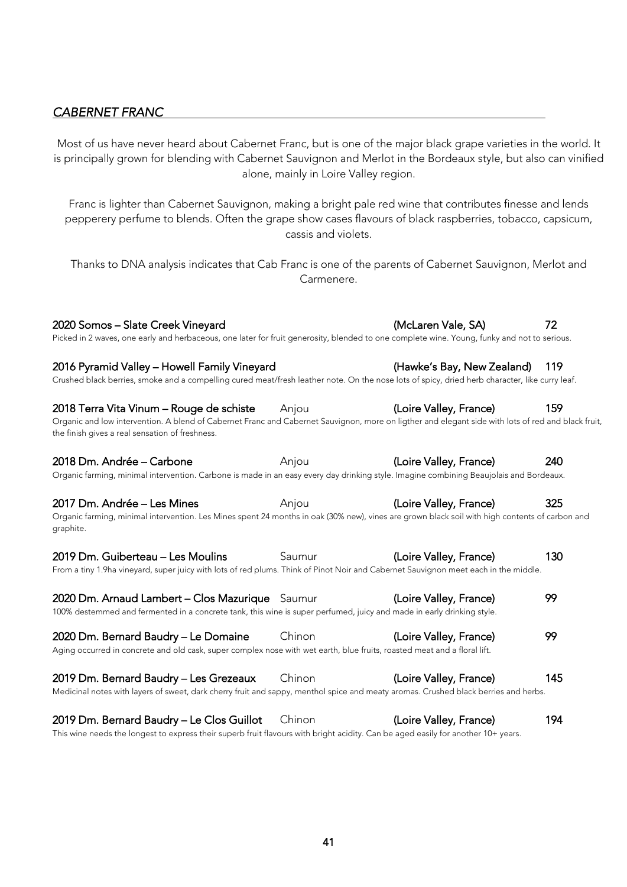## *CABERNET FRANC*

Most of us have never heard about Cabernet Franc, but is one of the major black grape varieties in the world. It is principally grown for blending with Cabernet Sauvignon and Merlot in the Bordeaux style, but also can vinified alone, mainly in Loire Valley region.

Franc is lighter than Cabernet Sauvignon, making a bright pale red wine that contributes finesse and lends pepperery perfume to blends. Often the grape show cases flavours of black raspberries, tobacco, capsicum, cassis and violets.

Thanks to DNA analysis indicates that Cab Franc is one of the parents of Cabernet Sauvignon, Merlot and Carmenere.

**2020 Somos – Slate Creek Vineyard** — **(McLaren Vale, SA)** — **72**
Picked in 2 waves, one early and herbaceous, one later for fruit generosity, blended to one complete wine. Young, funky and not to serious.

**2016 Pyramid Valley – Howell Family Vineyard** — **(Hawke's Bay, New Zealand)** — **119**
Crushed black berries, smoke and a compelling cured meat/fresh leather note. On the nose lots of spicy, dried herb character, like curry leaf.

**2018 Terra Vita Vinum – Rouge de schiste** — Anjou — **(Loire Valley, France)** — **159**
Organic and low intervention. A blend of Cabernet Franc and Cabernet Sauvignon, more on ligther and elegant side with lots of red and black fruit, the finish gives a real sensation of freshness.

**2018 Dm. Andrée – Carbone** — Anjou — **(Loire Valley, France)** — **240**
Organic farming, minimal intervention. Carbone is made in an easy every day drinking style. Imagine combining Beaujolais and Bordeaux.

**2017 Dm. Andrée – Les Mines** — Anjou — **(Loire Valley, France)** — **325**
Organic farming, minimal intervention. Les Mines spent 24 months in oak (30% new), vines are grown black soil with high contents of carbon and graphite.

**2019 Dm. Guiberteau – Les Moulins** — Saumur — **(Loire Valley, France)** — **130**
From a tiny 1.9ha vineyard, super juicy with lots of red plums. Think of Pinot Noir and Cabernet Sauvignon meet each in the middle.

**2020 Dm. Arnaud Lambert – Clos Mazurique** — Saumur — **(Loire Valley, France)** — **99**
100% destemmed and fermented in a concrete tank, this wine is super perfumed, juicy and made in early drinking style.

**2020 Dm. Bernard Baudry – Le Domaine** — Chinon — **(Loire Valley, France)** — **99**
Aging occurred in concrete and old cask, super complex nose with wet earth, blue fruits, roasted meat and a floral lift.

**2019 Dm. Bernard Baudry – Les Grezeaux** — Chinon — **(Loire Valley, France)** — **145**
Medicinal notes with layers of sweet, dark cherry fruit and sappy, menthol spice and meaty aromas. Crushed black berries and herbs.

**2019 Dm. Bernard Baudry – Le Clos Guillot** — Chinon — **(Loire Valley, France)** — **194**
This wine needs the longest to express their superb fruit flavours with bright acidity. Can be aged easily for another 10+ years.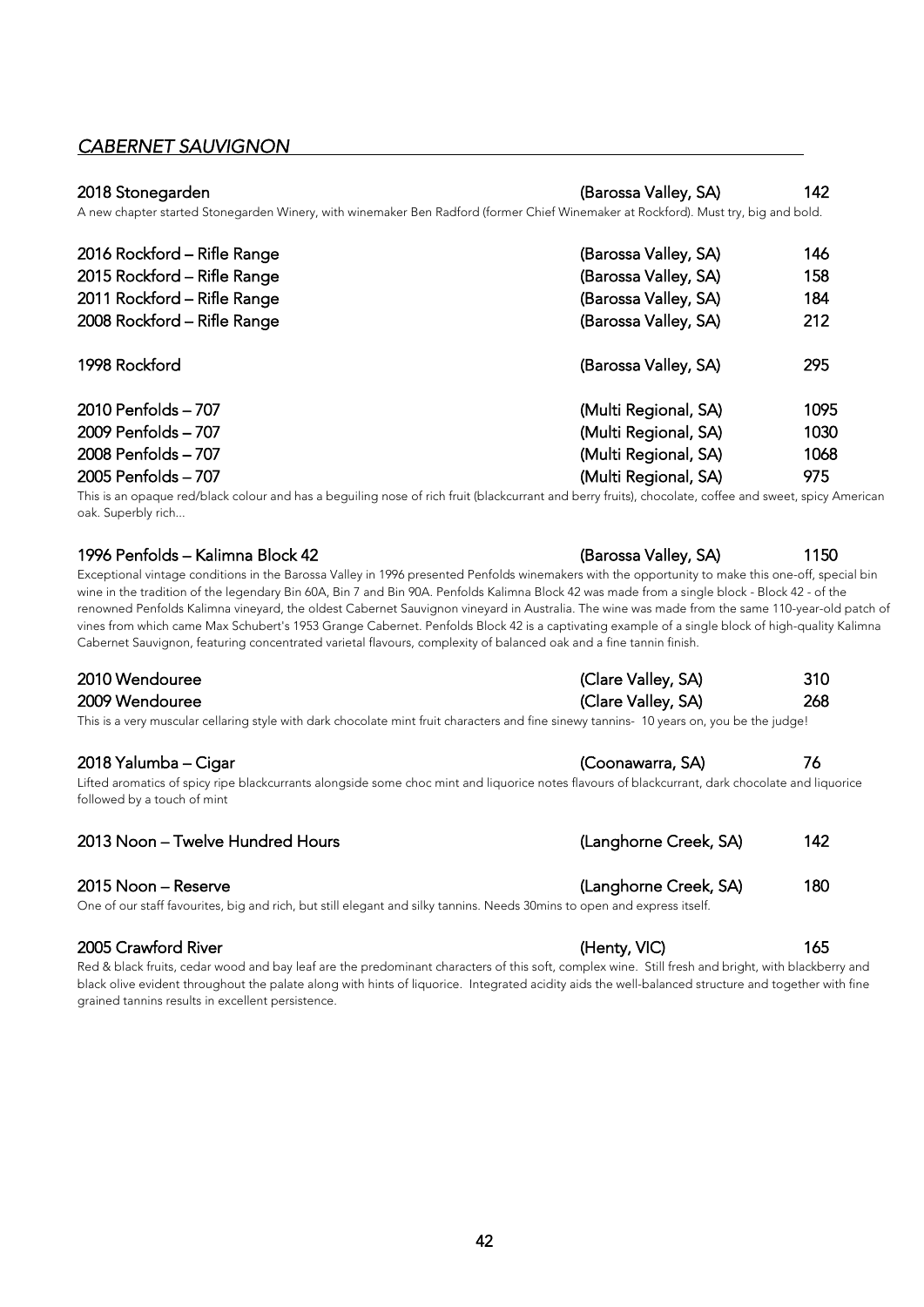## *CABERNET SAUVIGNON*

| Wine | Region | Price |
|---|---|---|
| 2018 Stonegarden | (Barossa Valley, SA) | 142 |

A new chapter started Stonegarden Winery, with winemaker Ben Radford (former Chief Winemaker at Rockford). Must try, big and bold.

| Wine | Region | Price |
|---|---|---|
| 2016 Rockford – Rifle Range | (Barossa Valley, SA) | 146 |
| 2015 Rockford – Rifle Range | (Barossa Valley, SA) | 158 |
| 2011 Rockford – Rifle Range | (Barossa Valley, SA) | 184 |
| 2008 Rockford – Rifle Range | (Barossa Valley, SA) | 212 |
| 1998 Rockford | (Barossa Valley, SA) | 295 |
| 2010 Penfolds – 707 | (Multi Regional, SA) | 1095 |
| 2009 Penfolds – 707 | (Multi Regional, SA) | 1030 |
| 2008 Penfolds – 707 | (Multi Regional, SA) | 1068 |
| 2005 Penfolds – 707 | (Multi Regional, SA) | 975 |

This is an opaque red/black colour and has a beguiling nose of rich fruit (blackcurrant and berry fruits), chocolate, coffee and sweet, spicy American oak. Superbly rich...

| Wine | Region | Price |
|---|---|---|
| 1996 Penfolds – Kalimna Block 42 | (Barossa Valley, SA) | 1150 |

Exceptional vintage conditions in the Barossa Valley in 1996 presented Penfolds winemakers with the opportunity to make this one-off, special bin wine in the tradition of the legendary Bin 60A, Bin 7 and Bin 90A. Penfolds Kalimna Block 42 was made from a single block - Block 42 - of the renowned Penfolds Kalimna vineyard, the oldest Cabernet Sauvignon vineyard in Australia. The wine was made from the same 110-year-old patch of vines from which came Max Schubert's 1953 Grange Cabernet. Penfolds Block 42 is a captivating example of a single block of high-quality Kalimna Cabernet Sauvignon, featuring concentrated varietal flavours, complexity of balanced oak and a fine tannin finish.

| Wine | Region | Price |
|---|---|---|
| 2010 Wendouree | (Clare Valley, SA) | 310 |
| 2009 Wendouree | (Clare Valley, SA) | 268 |

This is a very muscular cellaring style with dark chocolate mint fruit characters and fine sinewy tannins- 10 years on, you be the judge!

| Wine | Region | Price |
|---|---|---|
| 2018 Yalumba – Cigar | (Coonawarra, SA) | 76 |

Lifted aromatics of spicy ripe blackcurrants alongside some choc mint and liquorice notes flavours of blackcurrant, dark chocolate and liquorice followed by a touch of mint

| Wine | Region | Price |
|---|---|---|
| 2013 Noon – Twelve Hundred Hours | (Langhorne Creek, SA) | 142 |
| 2015 Noon – Reserve | (Langhorne Creek, SA) | 180 |

One of our staff favourites, big and rich, but still elegant and silky tannins. Needs 30mins to open and express itself.

| Wine | Region | Price |
|---|---|---|
| 2005 Crawford River | (Henty, VIC) | 165 |

Red & black fruits, cedar wood and bay leaf are the predominant characters of this soft, complex wine. Still fresh and bright, with blackberry and black olive evident throughout the palate along with hints of liquorice. Integrated acidity aids the well-balanced structure and together with fine grained tannins results in excellent persistence.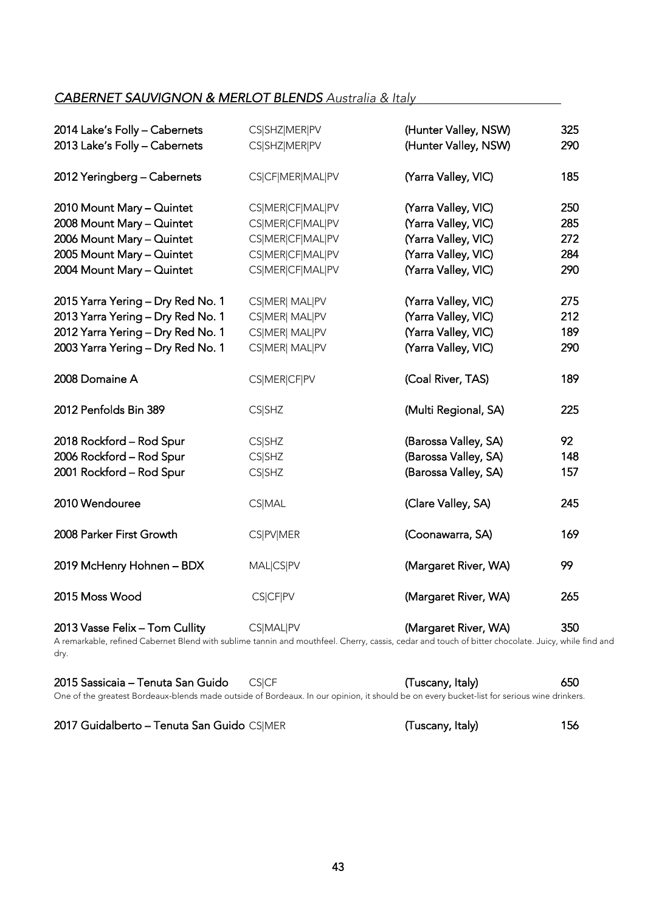## *CABERNET SAUVIGNON & MERLOT BLENDS* *Australia & Italy*

| Wine | Varieties | Region | Price |
|---|---|---|---|
| 2014 Lake's Folly – Cabernets | CS\|SHZ\|MER\|PV | (Hunter Valley, NSW) | 325 |
| 2013 Lake's Folly – Cabernets | CS\|SHZ\|MER\|PV | (Hunter Valley, NSW) | 290 |
| 2012 Yeringberg – Cabernets | CS\|CF\|MER\|MAL\|PV | (Yarra Valley, VIC) | 185 |
| 2010 Mount Mary – Quintet | CS\|MER\|CF\|MAL\|PV | (Yarra Valley, VIC) | 250 |
| 2008 Mount Mary – Quintet | CS\|MER\|CF\|MAL\|PV | (Yarra Valley, VIC) | 285 |
| 2006 Mount Mary – Quintet | CS\|MER\|CF\|MAL\|PV | (Yarra Valley, VIC) | 272 |
| 2005 Mount Mary – Quintet | CS\|MER\|CF\|MAL\|PV | (Yarra Valley, VIC) | 284 |
| 2004 Mount Mary – Quintet | CS\|MER\|CF\|MAL\|PV | (Yarra Valley, VIC) | 290 |
| 2015 Yarra Yering – Dry Red No. 1 | CS\|MER\| MAL\|PV | (Yarra Valley, VIC) | 275 |
| 2013 Yarra Yering – Dry Red No. 1 | CS\|MER\| MAL\|PV | (Yarra Valley, VIC) | 212 |
| 2012 Yarra Yering – Dry Red No. 1 | CS\|MER\| MAL\|PV | (Yarra Valley, VIC) | 189 |
| 2003 Yarra Yering – Dry Red No. 1 | CS\|MER\| MAL\|PV | (Yarra Valley, VIC) | 290 |
| 2008 Domaine A | CS\|MER\|CF\|PV | (Coal River, TAS) | 189 |
| 2012 Penfolds Bin 389 | CS\|SHZ | (Multi Regional, SA) | 225 |
| 2018 Rockford – Rod Spur | CS\|SHZ | (Barossa Valley, SA) | 92 |
| 2006 Rockford – Rod Spur | CS\|SHZ | (Barossa Valley, SA) | 148 |
| 2001 Rockford – Rod Spur | CS\|SHZ | (Barossa Valley, SA) | 157 |
| 2010 Wendouree | CS\|MAL | (Clare Valley, SA) | 245 |
| 2008 Parker First Growth | CS\|PV\|MER | (Coonawarra, SA) | 169 |
| 2019 McHenry Hohnen – BDX | MAL\|CS\|PV | (Margaret River, WA) | 99 |
| 2015 Moss Wood | CS\|CF\|PV | (Margaret River, WA) | 265 |
| 2013 Vasse Felix – Tom Cullity | CS\|MAL\|PV | (Margaret River, WA) | 350 |

A remarkable, refined Cabernet Blend with sublime tannin and mouthfeel. Cherry, cassis, cedar and touch of bitter chocolate. Juicy, while find and dry.

| Wine | Varieties | Region | Price |
|---|---|---|---|
| 2015 Sassicaia – Tenuta San Guido | CS\|CF | (Tuscany, Italy) | 650 |

One of the greatest Bordeaux-blends made outside of Bordeaux. In our opinion, it should be on every bucket-list for serious wine drinkers.

| Wine | Varieties | Region | Price |
|---|---|---|---|
| 2017 Guidalberto – Tenuta San Guido | CS\|MER | (Tuscany, Italy) | 156 |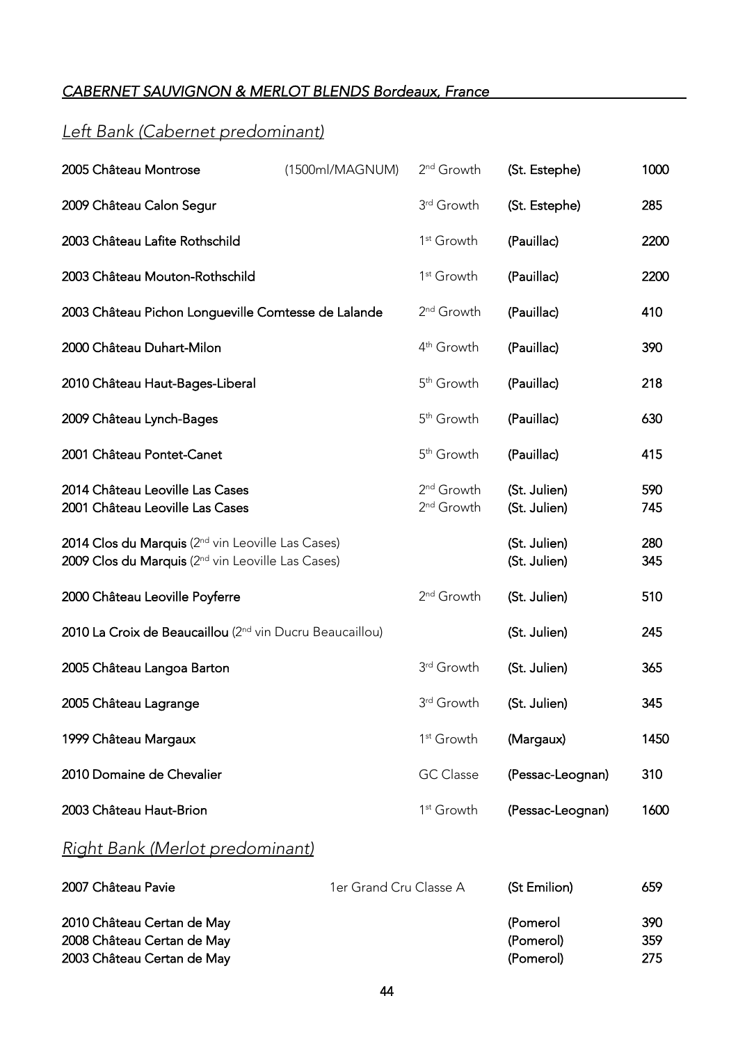*CABERNET SAUVIGNON & MERLOT BLENDS Bordeaux, France*

## *Left Bank (Cabernet predominant)*

| Wine | Format | Classification | Appellation | Price |
|---|---|---|---|---|
| 2005 Château Montrose | (1500ml/MAGNUM) | 2nd Growth | (St. Estephe) | 1000 |
| 2009 Château Calon Segur | | 3rd Growth | (St. Estephe) | 285 |
| 2003 Château Lafite Rothschild | | 1st Growth | (Pauillac) | 2200 |
| 2003 Château Mouton-Rothschild | | 1st Growth | (Pauillac) | 2200 |
| 2003 Château Pichon Longueville Comtesse de Lalande | | 2nd Growth | (Pauillac) | 410 |
| 2000 Château Duhart-Milon | | 4th Growth | (Pauillac) | 390 |
| 2010 Château Haut-Bages-Liberal | | 5th Growth | (Pauillac) | 218 |
| 2009 Château Lynch-Bages | | 5th Growth | (Pauillac) | 630 |
| 2001 Château Pontet-Canet | | 5th Growth | (Pauillac) | 415 |
| 2014 Château Leoville Las Cases | | 2nd Growth | (St. Julien) | 590 |
| 2001 Château Leoville Las Cases | | 2nd Growth | (St. Julien) | 745 |
| 2014 Clos du Marquis (2nd vin Leoville Las Cases) | | | (St. Julien) | 280 |
| 2009 Clos du Marquis (2nd vin Leoville Las Cases) | | | (St. Julien) | 345 |
| 2000 Château Leoville Poyferre | | 2nd Growth | (St. Julien) | 510 |
| 2010 La Croix de Beaucaillou (2nd vin Ducru Beaucaillou) | | | (St. Julien) | 245 |
| 2005 Château Langoa Barton | | 3rd Growth | (St. Julien) | 365 |
| 2005 Château Lagrange | | 3rd Growth | (St. Julien) | 345 |
| 1999 Château Margaux | | 1st Growth | (Margaux) | 1450 |
| 2010 Domaine de Chevalier | | GC Classe | (Pessac-Leognan) | 310 |
| 2003 Château Haut-Brion | | 1st Growth | (Pessac-Leognan) | 1600 |

## *Right Bank (Merlot predominant)*

| Wine | Classification | Appellation | Price |
|---|---|---|---|
| 2007 Château Pavie | 1er Grand Cru Classe A | (St Emilion) | 659 |
| 2010 Château Certan de May | | (Pomerol | 390 |
| 2008 Château Certan de May | | (Pomerol) | 359 |
| 2003 Château Certan de May | | (Pomerol) | 275 |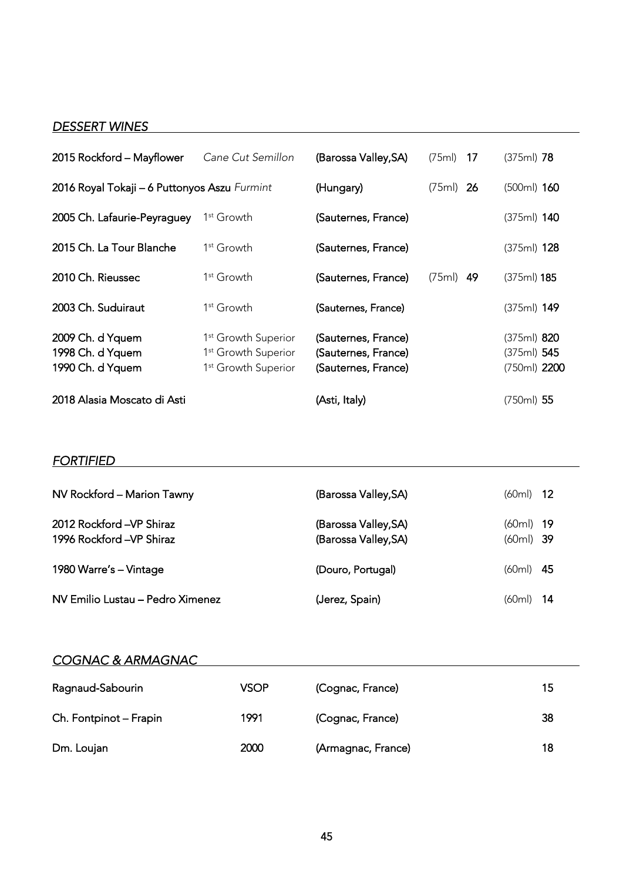## *DESSERT WINES*

| | | | | |
|---|---|---|---|---|
| **2015 Rockford – Mayflower** | *Cane Cut Semillon* | **(Barossa Valley,SA)** | (75ml) **17** | (375ml) **78** |
| **2016 Royal Tokaji – 6 Puttonyos Aszu** *Furmint* | | **(Hungary)** | (75ml) **26** | (500ml) **160** |
| **2005 Ch. Lafaurie-Peyraguey** | 1st Growth | **(Sauternes, France)** | | (375ml) **140** |
| **2015 Ch. La Tour Blanche** | 1st Growth | **(Sauternes, France)** | | (375ml) **128** |
| **2010 Ch. Rieussec** | 1st Growth | **(Sauternes, France)** | (75ml) **49** | (375ml) **185** |
| **2003 Ch. Suduiraut** | 1st Growth | **(Sauternes, France)** | | (375ml) **149** |
| **2009 Ch. d Yquem** | 1st Growth Superior | **(Sauternes, France)** | | (375ml) **820** |
| **1998 Ch. d Yquem** | 1st Growth Superior | **(Sauternes, France)** | | (375ml) **545** |
| **1990 Ch. d Yquem** | 1st Growth Superior | **(Sauternes, France)** | | (750ml) **2200** |
| **2018 Alasia Moscato di Asti** | | **(Asti, Italy)** | | (750ml) **55** |

## *FORTIFIED*

| | | |
|---|---|---|
| NV Rockford – Marion Tawny | (Barossa Valley,SA) | (60ml) **12** |
| 2012 Rockford –VP Shiraz | (Barossa Valley,SA) | (60ml) **19** |
| 1996 Rockford –VP Shiraz | (Barossa Valley,SA) | (60ml) **39** |
| 1980 Warre's – Vintage | (Douro, Portugal) | (60ml) **45** |
| NV Emilio Lustau – Pedro Ximenez | (Jerez, Spain) | (60ml) **14** |

## *COGNAC & ARMAGNAC*

| | | | |
|---|---|---|---|
| Ragnaud-Sabourin | VSOP | (Cognac, France) | 15 |
| Ch. Fontpinot – Frapin | 1991 | (Cognac, France) | 38 |
| Dm. Loujan | 2000 | (Armagnac, France) | 18 |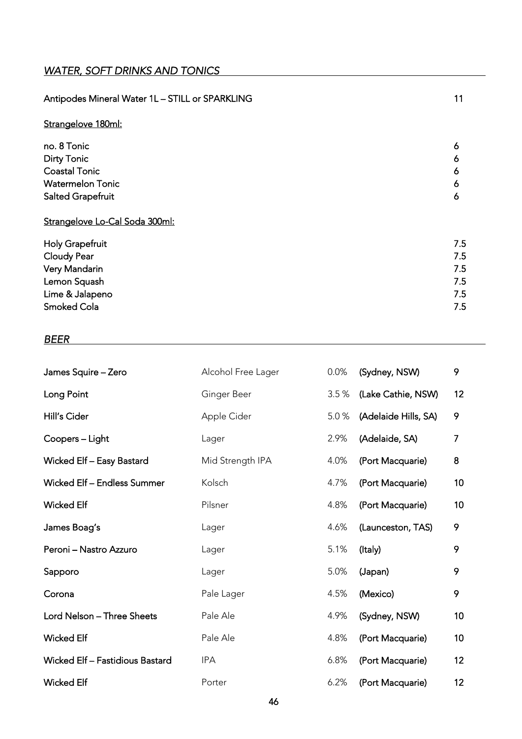## *WATER, SOFT DRINKS AND TONICS*

| | |
|---|---|
| Antipodes Mineral Water 1L – STILL or SPARKLING | 11 |

**Strangelove 180ml:**

| | |
|---|---|
| no. 8 Tonic | 6 |
| Dirty Tonic | 6 |
| Coastal Tonic | 6 |
| Watermelon Tonic | 6 |
| Salted Grapefruit | 6 |

**Strangelove Lo-Cal Soda 300ml:**

| | |
|---|---|
| Holy Grapefruit | 7.5 |
| Cloudy Pear | 7.5 |
| Very Mandarin | 7.5 |
| Lemon Squash | 7.5 |
| Lime & Jalapeno | 7.5 |
| Smoked Cola | 7.5 |

## *BEER*

| Name | Style | ABV | Origin | Price |
|---|---|---|---|---|
| James Squire – Zero | Alcohol Free Lager | 0.0% | (Sydney, NSW) | 9 |
| Long Point | Ginger Beer | 3.5 % | (Lake Cathie, NSW) | 12 |
| Hill's Cider | Apple Cider | 5.0 % | (Adelaide Hills, SA) | 9 |
| Coopers – Light | Lager | 2.9% | (Adelaide, SA) | 7 |
| Wicked Elf – Easy Bastard | Mid Strength IPA | 4.0% | (Port Macquarie) | 8 |
| Wicked Elf – Endless Summer | Kolsch | 4.7% | (Port Macquarie) | 10 |
| Wicked Elf | Pilsner | 4.8% | (Port Macquarie) | 10 |
| James Boag's | Lager | 4.6% | (Launceston, TAS) | 9 |
| Peroni – Nastro Azzuro | Lager | 5.1% | (Italy) | 9 |
| Sapporo | Lager | 5.0% | (Japan) | 9 |
| Corona | Pale Lager | 4.5% | (Mexico) | 9 |
| Lord Nelson – Three Sheets | Pale Ale | 4.9% | (Sydney, NSW) | 10 |
| Wicked Elf | Pale Ale | 4.8% | (Port Macquarie) | 10 |
| Wicked Elf – Fastidious Bastard | IPA | 6.8% | (Port Macquarie) | 12 |
| Wicked Elf | Porter | 6.2% | (Port Macquarie) | 12 |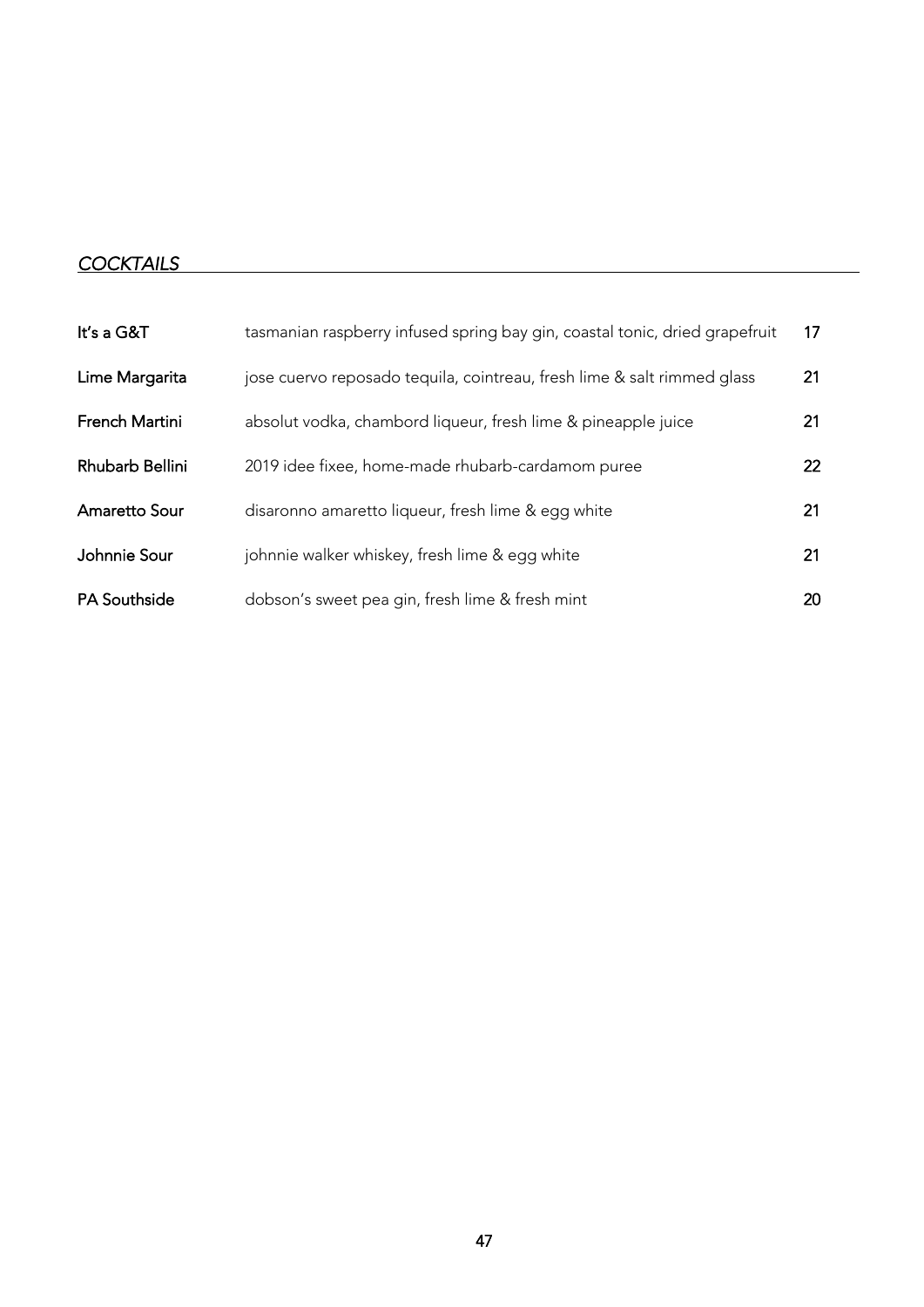## *COCKTAILS*

| | | |
|---|---|---|
| **It's a G&T** | tasmanian raspberry infused spring bay gin, coastal tonic, dried grapefruit | **17** |
| **Lime Margarita** | jose cuervo reposado tequila, cointreau, fresh lime & salt rimmed glass | **21** |
| **French Martini** | absolut vodka, chambord liqueur, fresh lime & pineapple juice | **21** |
| **Rhubarb Bellini** | 2019 idee fixee, home-made rhubarb-cardamom puree | **22** |
| **Amaretto Sour** | disaronno amaretto liqueur, fresh lime & egg white | **21** |
| **Johnnie Sour** | johnnie walker whiskey, fresh lime & egg white | **21** |
| **PA Southside** | dobson's sweet pea gin, fresh lime & fresh mint | **20** |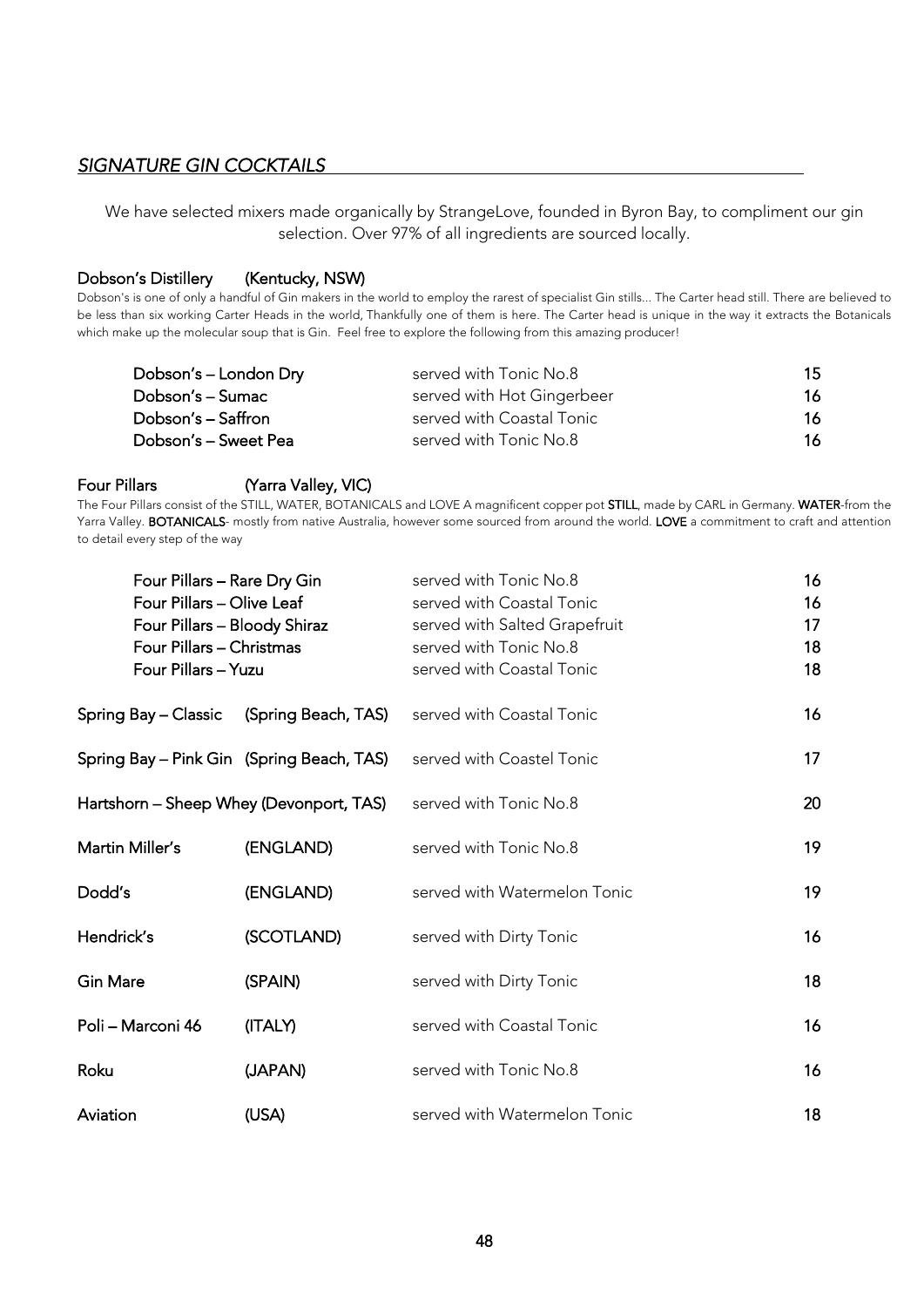## *SIGNATURE GIN COCKTAILS*

We have selected mixers made organically by StrangeLove, founded in Byron Bay, to compliment our gin selection. Over 97% of all ingredients are sourced locally.

### Dobson's Distillery (Kentucky, NSW)

Dobson's is one of only a handful of Gin makers in the world to employ the rarest of specialist Gin stills... The Carter head still. There are believed to be less than six working Carter Heads in the world, Thankfully one of them is here. The Carter head is unique in the way it extracts the Botanicals which make up the molecular soup that is Gin. Feel free to explore the following from this amazing producer!

| | | |
|---|---|---|
| Dobson's – London Dry | served with Tonic No.8 | 15 |
| Dobson's – Sumac | served with Hot Gingerbeer | 16 |
| Dobson's – Saffron | served with Coastal Tonic | 16 |
| Dobson's – Sweet Pea | served with Tonic No.8 | 16 |

### Four Pillars (Yarra Valley, VIC)

The Four Pillars consist of the STILL, WATER, BOTANICALS and LOVE A magnificent copper pot **STILL**, made by CARL in Germany. **WATER**-from the Yarra Valley. **BOTANICALS**- mostly from native Australia, however some sourced from around the world. **LOVE** a commitment to craft and attention to detail every step of the way

| | | |
|---|---|---|
| Four Pillars – Rare Dry Gin | served with Tonic No.8 | 16 |
| Four Pillars – Olive Leaf | served with Coastal Tonic | 16 |
| Four Pillars – Bloody Shiraz | served with Salted Grapefruit | 17 |
| Four Pillars – Christmas | served with Tonic No.8 | 18 |
| Four Pillars – Yuzu | served with Coastal Tonic | 18 |

| | | | |
|---|---|---|---|
| **Spring Bay – Classic** | **(Spring Beach, TAS)** | served with Coastal Tonic | 16 |
| **Spring Bay – Pink Gin** | **(Spring Beach, TAS)** | served with Coastel Tonic | 17 |
| **Hartshorn – Sheep Whey** | **(Devonport, TAS)** | served with Tonic No.8 | 20 |
| **Martin Miller's** | **(ENGLAND)** | served with Tonic No.8 | 19 |
| **Dodd's** | **(ENGLAND)** | served with Watermelon Tonic | 19 |
| **Hendrick's** | **(SCOTLAND)** | served with Dirty Tonic | 16 |
| **Gin Mare** | **(SPAIN)** | served with Dirty Tonic | 18 |
| **Poli – Marconi 46** | **(ITALY)** | served with Coastal Tonic | 16 |
| **Roku** | **(JAPAN)** | served with Tonic No.8 | 16 |
| **Aviation** | **(USA)** | served with Watermelon Tonic | 18 |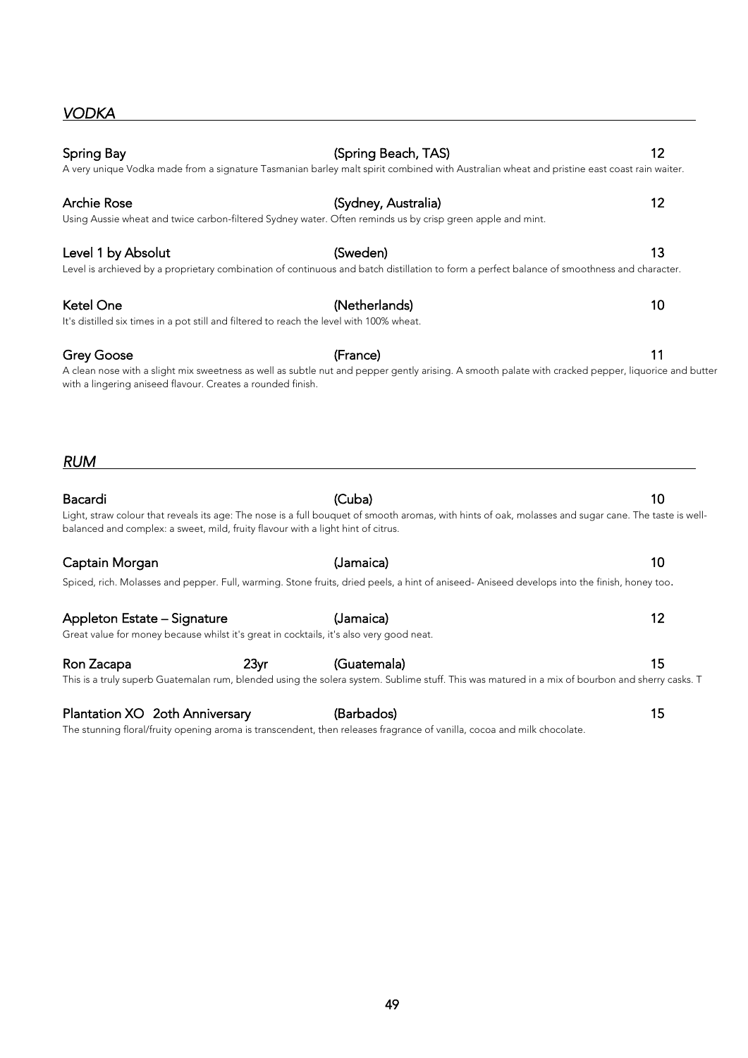## *VODKA*

**Spring Bay** (Spring Beach, TAS) 12

A very unique Vodka made from a signature Tasmanian barley malt spirit combined with Australian wheat and pristine east coast rain waiter.

**Archie Rose** (Sydney, Australia) 12

Using Aussie wheat and twice carbon-filtered Sydney water. Often reminds us by crisp green apple and mint.

**Level 1 by Absolut** (Sweden) 13

Level is achieved by a proprietary combination of continuous and batch distillation to form a perfect balance of smoothness and character.

**Ketel One** (Netherlands) 10

It's distilled six times in a pot still and filtered to reach the level with 100% wheat.

**Grey Goose** (France) 11

A clean nose with a slight mix sweetness as well as subtle nut and pepper gently arising. A smooth palate with cracked pepper, liquorice and butter with a lingering aniseed flavour. Creates a rounded finish.

## *RUM*

**Bacardi** (Cuba) 10

Light, straw colour that reveals its age: The nose is a full bouquet of smooth aromas, with hints of oak, molasses and sugar cane. The taste is well-balanced and complex: a sweet, mild, fruity flavour with a light hint of citrus.

**Captain Morgan** (Jamaica) 10

Spiced, rich. Molasses and pepper. Full, warming. Stone fruits, dried peels, a hint of aniseed- Aniseed develops into the finish, honey too.

**Appleton Estate – Signature** (Jamaica) 12

Great value for money because whilst it's great in cocktails, it's also very good neat.

**Ron Zacapa** 23yr (Guatemala) 15

This is a truly superb Guatemalan rum, blended using the solera system. Sublime stuff. This was matured in a mix of bourbon and sherry casks. T

**Plantation XO 2oth Anniversary** (Barbados) 15

The stunning floral/fruity opening aroma is transcendent, then releases fragrance of vanilla, cocoa and milk chocolate.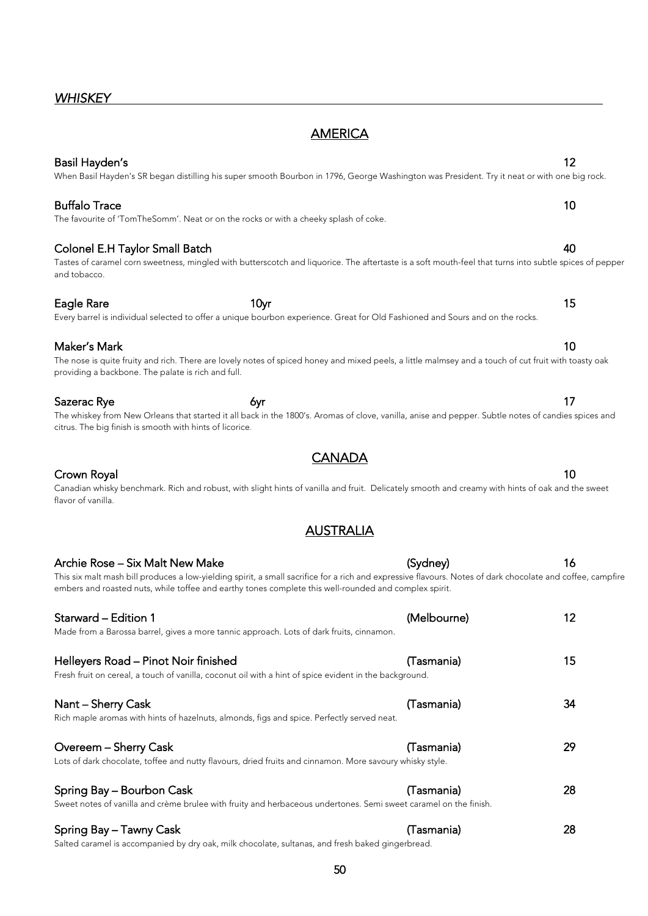*WHISKEY*

## AMERICA

**Basil Hayden's** 12

When Basil Hayden's SR began distilling his super smooth Bourbon in 1796, George Washington was President. Try it neat or with one big rock.

**Buffalo Trace** 10

The favourite of 'TomTheSomm'. Neat or on the rocks or with a cheeky splash of coke.

**Colonel E.H Taylor Small Batch** 40

Tastes of caramel corn sweetness, mingled with butterscotch and liquorice. The aftertaste is a soft mouth-feel that turns into subtle spices of pepper and tobacco.

**Eagle Rare** 10yr 15

Every barrel is individual selected to offer a unique bourbon experience. Great for Old Fashioned and Sours and on the rocks.

**Maker's Mark** 10

The nose is quite fruity and rich. There are lovely notes of spiced honey and mixed peels, a little malmsey and a touch of cut fruit with toasty oak providing a backbone. The palate is rich and full.

**Sazerac Rye** 6yr 17

The whiskey from New Orleans that started it all back in the 1800's. Aromas of clove, vanilla, anise and pepper. Subtle notes of candies spices and citrus. The big finish is smooth with hints of licorice.

## CANADA

**Crown Royal** 10

Canadian whisky benchmark. Rich and robust, with slight hints of vanilla and fruit. Delicately smooth and creamy with hints of oak and the sweet flavor of vanilla.

## AUSTRALIA

**Archie Rose – Six Malt New Make** (Sydney) 16

This six malt mash bill produces a low-yielding spirit, a small sacrifice for a rich and expressive flavours. Notes of dark chocolate and coffee, campfire embers and roasted nuts, while toffee and earthy tones complete this well-rounded and complex spirit.

**Starward – Edition 1** (Melbourne) 12

Made from a Barossa barrel, gives a more tannic approach. Lots of dark fruits, cinnamon.

**Helleyers Road – Pinot Noir finished** (Tasmania) 15

Fresh fruit on cereal, a touch of vanilla, coconut oil with a hint of spice evident in the background.

**Nant – Sherry Cask** (Tasmania) 34

Rich maple aromas with hints of hazelnuts, almonds, figs and spice. Perfectly served neat.

**Overeem – Sherry Cask** (Tasmania) 29

Lots of dark chocolate, toffee and nutty flavours, dried fruits and cinnamon. More savoury whisky style.

**Spring Bay – Bourbon Cask** (Tasmania) 28

Sweet notes of vanilla and crème brulee with fruity and herbaceous undertones. Semi sweet caramel on the finish.

**Spring Bay – Tawny Cask** (Tasmania) 28

Salted caramel is accompanied by dry oak, milk chocolate, sultanas, and fresh baked gingerbread.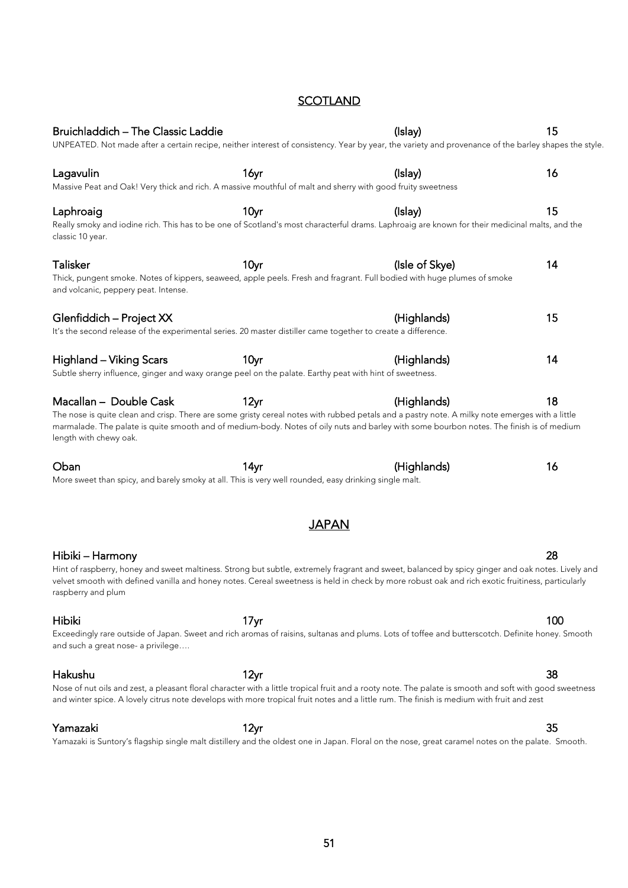## SCOTLAND

**Bruichladdich – The Classic Laddie** (Islay) 15
UNPEATED. Not made after a certain recipe, neither interest of consistency. Year by year, the variety and provenance of the barley shapes the style.

**Lagavulin** 16yr (Islay) 16
Massive Peat and Oak! Very thick and rich. A massive mouthful of malt and sherry with good fruity sweetness

**Laphroaig** 10yr (Islay) 15
Really smoky and iodine rich. This has to be one of Scotland's most characterful drams. Laphroaig are known for their medicinal malts, and the classic 10 year.

**Talisker** 10yr (Isle of Skye) 14
Thick, pungent smoke. Notes of kippers, seaweed, apple peels. Fresh and fragrant. Full bodied with huge plumes of smoke and volcanic, peppery peat. Intense.

**Glenfiddich – Project XX** (Highlands) 15
It's the second release of the experimental series. 20 master distiller came together to create a difference.

**Highland – Viking Scars** 10yr (Highlands) 14
Subtle sherry influence, ginger and waxy orange peel on the palate. Earthy peat with hint of sweetness.

**Macallan – Double Cask** 12yr (Highlands) 18
The nose is quite clean and crisp. There are some gristy cereal notes with rubbed petals and a pastry note. A milky note emerges with a little marmalade. The palate is quite smooth and of medium-body. Notes of oily nuts and barley with some bourbon notes. The finish is of medium length with chewy oak.

**Oban** 14yr (Highlands) 16
More sweet than spicy, and barely smoky at all. This is very well rounded, easy drinking single malt.

## JAPAN

**Hibiki – Harmony** 28
Hint of raspberry, honey and sweet maltiness. Strong but subtle, extremely fragrant and sweet, balanced by spicy ginger and oak notes. Lively and velvet smooth with defined vanilla and honey notes. Cereal sweetness is held in check by more robust oak and rich exotic fruitiness, particularly raspberry and plum

**Hibiki** 17yr 100
Exceedingly rare outside of Japan. Sweet and rich aromas of raisins, sultanas and plums. Lots of toffee and butterscotch. Definite honey. Smooth and such a great nose- a privilege….

**Hakushu** 12yr 38
Nose of nut oils and zest, a pleasant floral character with a little tropical fruit and a rooty note. The palate is smooth and soft with good sweetness and winter spice. A lovely citrus note develops with more tropical fruit notes and a little rum. The finish is medium with fruit and zest

**Yamazaki** 12yr 35
Yamazaki is Suntory's flagship single malt distillery and the oldest one in Japan. Floral on the nose, great caramel notes on the palate. Smooth.